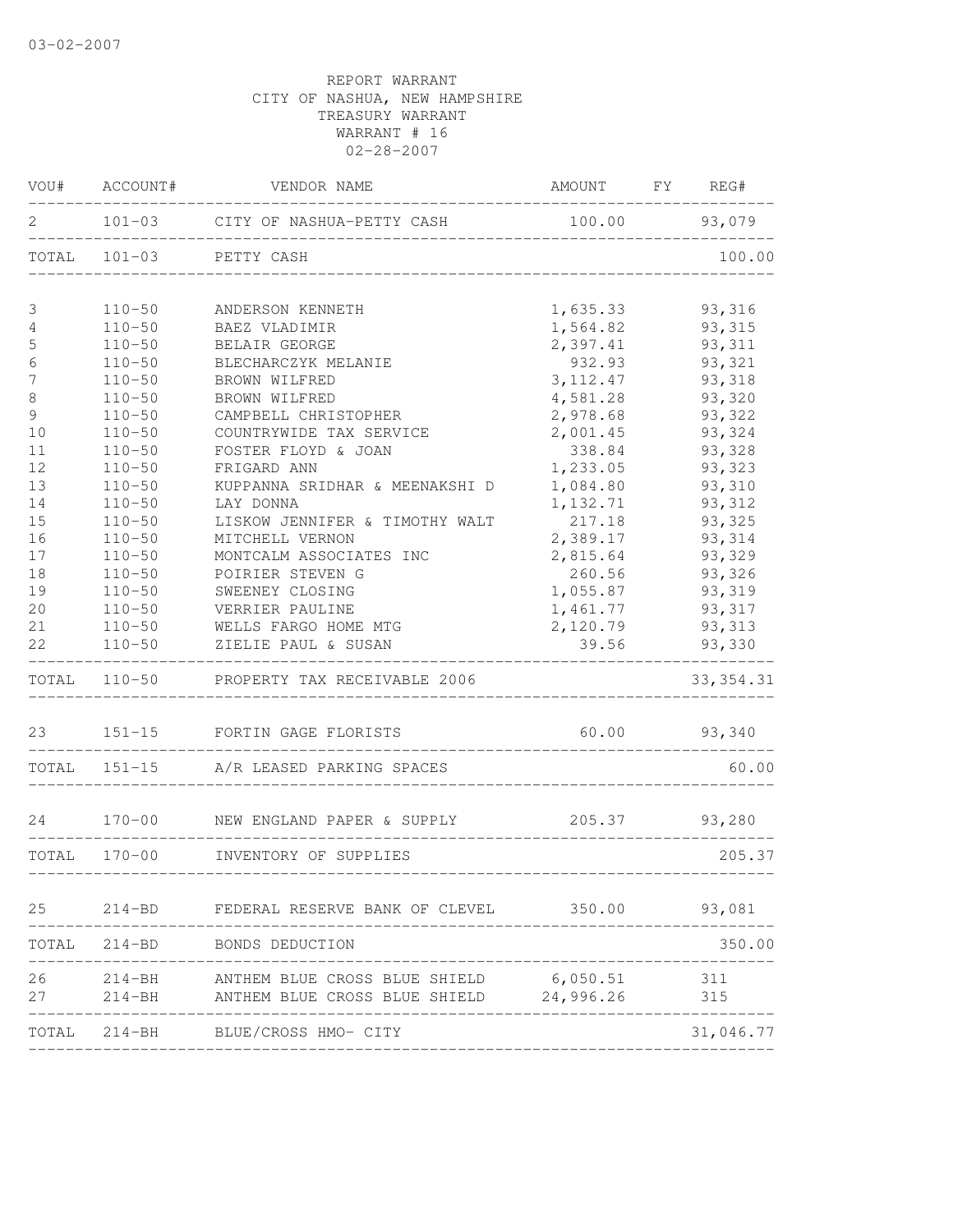03-02-2007

REPORT WARRANT
CITY OF NASHUA, NEW HAMPSHIRE
TREASURY WARRANT
WARRANT # 16
02-28-2007

| VOU# | ACCOUNT# | VENDOR NAME | AMOUNT | FY | REG# |
|---|---|---|---|---|---|
| 2 | 101-03 | CITY OF NASHUA-PETTY CASH | 100.00 | | 93,079 |
| TOTAL | 101-03 | PETTY CASH | | | 100.00 |
| 3 | 110-50 | ANDERSON KENNETH | 1,635.33 | | 93,316 |
| 4 | 110-50 | BAEZ VLADIMIR | 1,564.82 | | 93,315 |
| 5 | 110-50 | BELAIR GEORGE | 2,397.41 | | 93,311 |
| 6 | 110-50 | BLECHARCZYK MELANIE | 932.93 | | 93,321 |
| 7 | 110-50 | BROWN WILFRED | 3,112.47 | | 93,318 |
| 8 | 110-50 | BROWN WILFRED | 4,581.28 | | 93,320 |
| 9 | 110-50 | CAMPBELL CHRISTOPHER | 2,978.68 | | 93,322 |
| 10 | 110-50 | COUNTRYWIDE TAX SERVICE | 2,001.45 | | 93,324 |
| 11 | 110-50 | FOSTER FLOYD & JOAN | 338.84 | | 93,328 |
| 12 | 110-50 | FRIGARD ANN | 1,233.05 | | 93,323 |
| 13 | 110-50 | KUPPANNA SRIDHAR & MEENAKSHI D | 1,084.80 | | 93,310 |
| 14 | 110-50 | LAY DONNA | 1,132.71 | | 93,312 |
| 15 | 110-50 | LISKOW JENNIFER & TIMOTHY WALT | 217.18 | | 93,325 |
| 16 | 110-50 | MITCHELL VERNON | 2,389.17 | | 93,314 |
| 17 | 110-50 | MONTCALM ASSOCIATES INC | 2,815.64 | | 93,329 |
| 18 | 110-50 | POIRIER STEVEN G | 260.56 | | 93,326 |
| 19 | 110-50 | SWEENEY CLOSING | 1,055.87 | | 93,319 |
| 20 | 110-50 | VERRIER PAULINE | 1,461.77 | | 93,317 |
| 21 | 110-50 | WELLS FARGO HOME MTG | 2,120.79 | | 93,313 |
| 22 | 110-50 | ZIELIE PAUL & SUSAN | 39.56 | | 93,330 |
| TOTAL | 110-50 | PROPERTY TAX RECEIVABLE 2006 | | | 33,354.31 |
| 23 | 151-15 | FORTIN GAGE FLORISTS | 60.00 | | 93,340 |
| TOTAL | 151-15 | A/R LEASED PARKING SPACES | | | 60.00 |
| 24 | 170-00 | NEW ENGLAND PAPER & SUPPLY | 205.37 | | 93,280 |
| TOTAL | 170-00 | INVENTORY OF SUPPLIES | | | 205.37 |
| 25 | 214-BD | FEDERAL RESERVE BANK OF CLEVEL | 350.00 | | 93,081 |
| TOTAL | 214-BD | BONDS DEDUCTION | | | 350.00 |
| 26 | 214-BH | ANTHEM BLUE CROSS BLUE SHIELD | 6,050.51 | | 311 |
| 27 | 214-BH | ANTHEM BLUE CROSS BLUE SHIELD | 24,996.26 | | 315 |
| TOTAL | 214-BH | BLUE/CROSS HMO- CITY | | | 31,046.77 |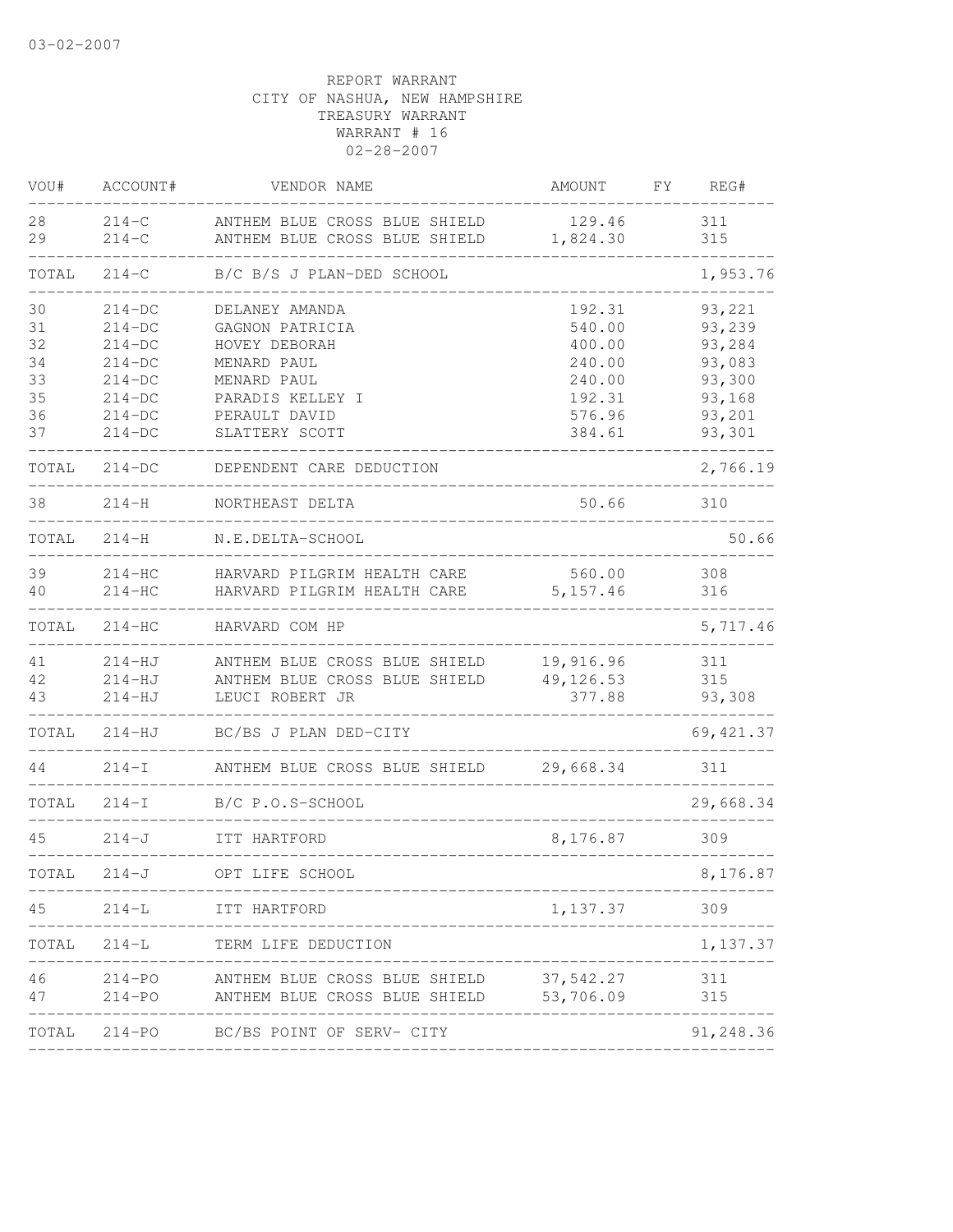03-02-2007

REPORT WARRANT
CITY OF NASHUA, NEW HAMPSHIRE
TREASURY WARRANT
WARRANT # 16
02-28-2007

| VOU# | ACCOUNT# | VENDOR NAME | AMOUNT | FY | REG# |
|---|---|---|---|---|---|
| 28 | 214-C | ANTHEM BLUE CROSS BLUE SHIELD | 129.46 | | 311 |
| 29 | 214-C | ANTHEM BLUE CROSS BLUE SHIELD | 1,824.30 | | 315 |
| TOTAL | 214-C | B/C B/S J PLAN-DED SCHOOL | | | 1,953.76 |
| 30 | 214-DC | DELANEY AMANDA | 192.31 | | 93,221 |
| 31 | 214-DC | GAGNON PATRICIA | 540.00 | | 93,239 |
| 32 | 214-DC | HOVEY DEBORAH | 400.00 | | 93,284 |
| 34 | 214-DC | MENARD PAUL | 240.00 | | 93,083 |
| 33 | 214-DC | MENARD PAUL | 240.00 | | 93,300 |
| 35 | 214-DC | PARADIS KELLEY I | 192.31 | | 93,168 |
| 36 | 214-DC | PERAULT DAVID | 576.96 | | 93,201 |
| 37 | 214-DC | SLATTERY SCOTT | 384.61 | | 93,301 |
| TOTAL | 214-DC | DEPENDENT CARE DEDUCTION | | | 2,766.19 |
| 38 | 214-H | NORTHEAST DELTA | 50.66 | | 310 |
| TOTAL | 214-H | N.E.DELTA-SCHOOL | | | 50.66 |
| 39 | 214-HC | HARVARD PILGRIM HEALTH CARE | 560.00 | | 308 |
| 40 | 214-HC | HARVARD PILGRIM HEALTH CARE | 5,157.46 | | 316 |
| TOTAL | 214-HC | HARVARD COM HP | | | 5,717.46 |
| 41 | 214-HJ | ANTHEM BLUE CROSS BLUE SHIELD | 19,916.96 | | 311 |
| 42 | 214-HJ | ANTHEM BLUE CROSS BLUE SHIELD | 49,126.53 | | 315 |
| 43 | 214-HJ | LEUCI ROBERT JR | 377.88 | | 93,308 |
| TOTAL | 214-HJ | BC/BS J PLAN DED-CITY | | | 69,421.37 |
| 44 | 214-I | ANTHEM BLUE CROSS BLUE SHIELD | 29,668.34 | | 311 |
| TOTAL | 214-I | B/C P.O.S-SCHOOL | | | 29,668.34 |
| 45 | 214-J | ITT HARTFORD | 8,176.87 | | 309 |
| TOTAL | 214-J | OPT LIFE SCHOOL | | | 8,176.87 |
| 45 | 214-L | ITT HARTFORD | 1,137.37 | | 309 |
| TOTAL | 214-L | TERM LIFE DEDUCTION | | | 1,137.37 |
| 46 | 214-PO | ANTHEM BLUE CROSS BLUE SHIELD | 37,542.27 | | 311 |
| 47 | 214-PO | ANTHEM BLUE CROSS BLUE SHIELD | 53,706.09 | | 315 |
| TOTAL | 214-PO | BC/BS POINT OF SERV- CITY | | | 91,248.36 |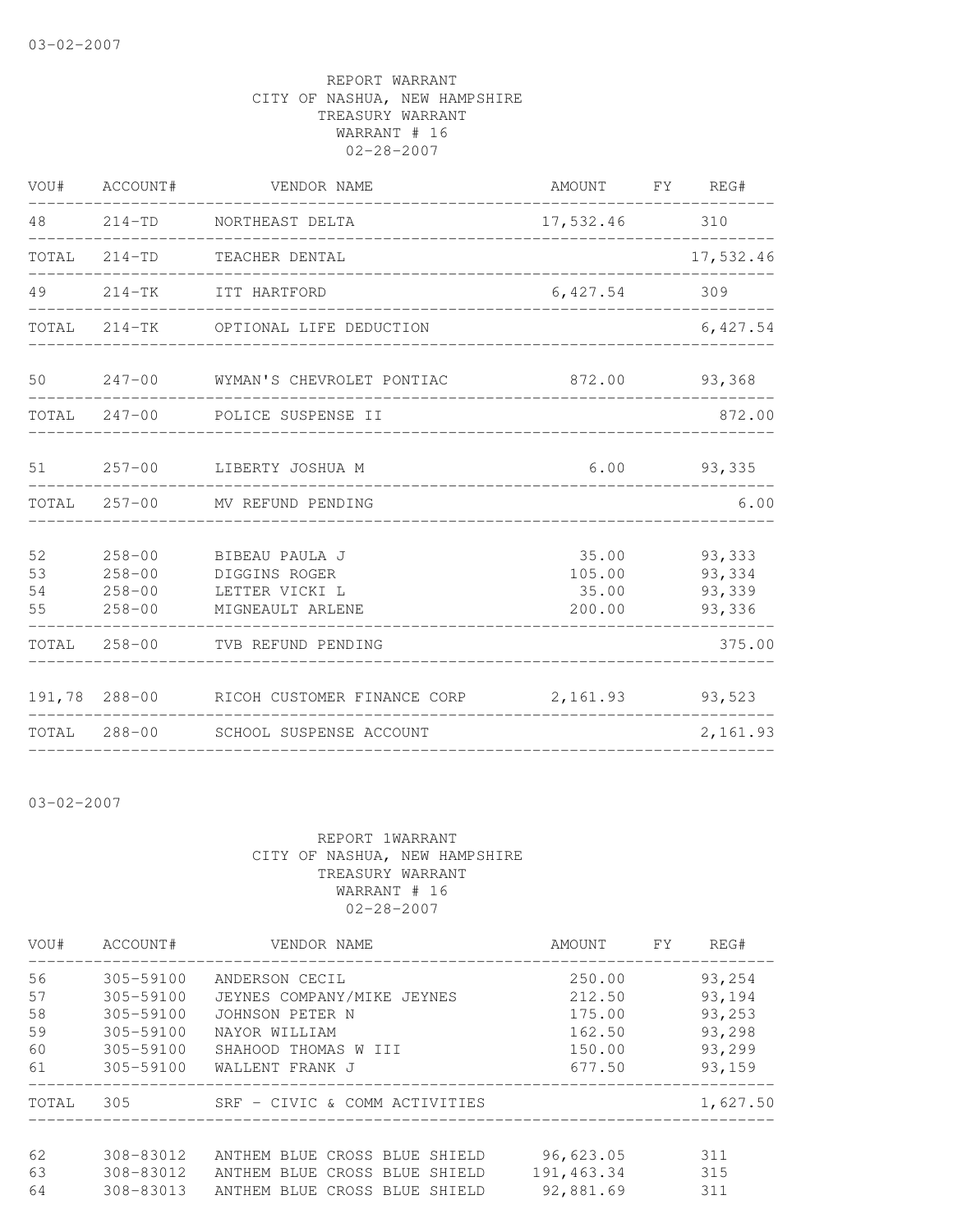03-02-2007

REPORT WARRANT
CITY OF NASHUA, NEW HAMPSHIRE
TREASURY WARRANT
WARRANT # 16
02-28-2007

| VOU# | ACCOUNT# | VENDOR NAME | AMOUNT | FY | REG# |
|---|---|---|---|---|---|
| 48 | 214-TD | NORTHEAST DELTA | 17,532.46 | | 310 |
| TOTAL | 214-TD | TEACHER DENTAL | | | 17,532.46 |
| 49 | 214-TK | ITT HARTFORD | 6,427.54 | | 309 |
| TOTAL | 214-TK | OPTIONAL LIFE DEDUCTION | | | 6,427.54 |
| 50 | 247-00 | WYMAN'S CHEVROLET PONTIAC | 872.00 | | 93,368 |
| TOTAL | 247-00 | POLICE SUSPENSE II | | | 872.00 |
| 51 | 257-00 | LIBERTY JOSHUA M | 6.00 | | 93,335 |
| TOTAL | 257-00 | MV REFUND PENDING | | | 6.00 |
| 52 | 258-00 | BIBEAU PAULA J | 35.00 | | 93,333 |
| 53 | 258-00 | DIGGINS ROGER | 105.00 | | 93,334 |
| 54 | 258-00 | LETTER VICKI L | 35.00 | | 93,339 |
| 55 | 258-00 | MIGNEAULT ARLENE | 200.00 | | 93,336 |
| TOTAL | 258-00 | TVB REFUND PENDING | | | 375.00 |
| 191,78 | 288-00 | RICOH CUSTOMER FINANCE CORP | 2,161.93 | | 93,523 |
| TOTAL | 288-00 | SCHOOL SUSPENSE ACCOUNT | | | 2,161.93 |

03-02-2007

REPORT 1WARRANT
CITY OF NASHUA, NEW HAMPSHIRE
TREASURY WARRANT
WARRANT # 16
02-28-2007

| VOU# | ACCOUNT# | VENDOR NAME | AMOUNT | FY | REG# |
|---|---|---|---|---|---|
| 56 | 305-59100 | ANDERSON CECIL | 250.00 | | 93,254 |
| 57 | 305-59100 | JEYNES COMPANY/MIKE JEYNES | 212.50 | | 93,194 |
| 58 | 305-59100 | JOHNSON PETER N | 175.00 | | 93,253 |
| 59 | 305-59100 | NAYOR WILLIAM | 162.50 | | 93,298 |
| 60 | 305-59100 | SHAHOOD THOMAS W III | 150.00 | | 93,299 |
| 61 | 305-59100 | WALLENT FRANK J | 677.50 | | 93,159 |
| TOTAL | 305 | SRF - CIVIC & COMM ACTIVITIES | | | 1,627.50 |
| 62 | 308-83012 | ANTHEM BLUE CROSS BLUE SHIELD | 96,623.05 | | 311 |
| 63 | 308-83012 | ANTHEM BLUE CROSS BLUE SHIELD | 191,463.34 | | 315 |
| 64 | 308-83013 | ANTHEM BLUE CROSS BLUE SHIELD | 92,881.69 | | 311 |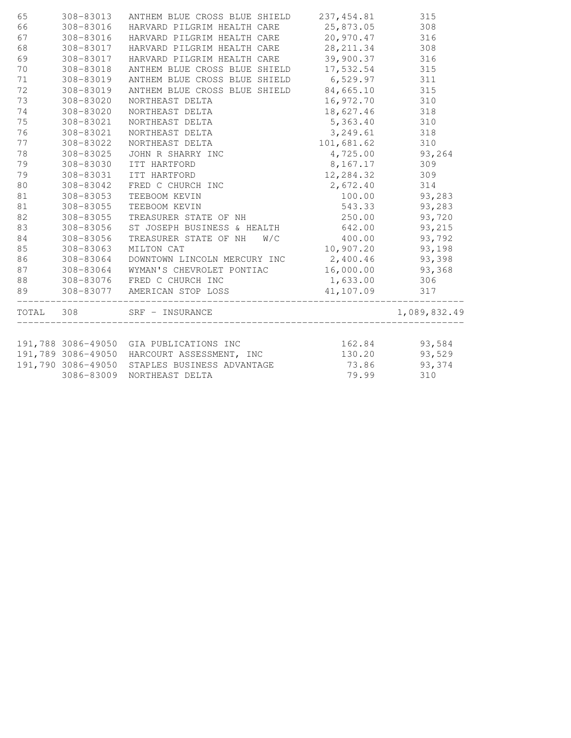| | | | | |
|---|---|---|---|---|
| 65 | 308-83013 | ANTHEM BLUE CROSS BLUE SHIELD | 237,454.81 | 315 |
| 66 | 308-83016 | HARVARD PILGRIM HEALTH CARE | 25,873.05 | 308 |
| 67 | 308-83016 | HARVARD PILGRIM HEALTH CARE | 20,970.47 | 316 |
| 68 | 308-83017 | HARVARD PILGRIM HEALTH CARE | 28,211.34 | 308 |
| 69 | 308-83017 | HARVARD PILGRIM HEALTH CARE | 39,900.37 | 316 |
| 70 | 308-83018 | ANTHEM BLUE CROSS BLUE SHIELD | 17,532.54 | 315 |
| 71 | 308-83019 | ANTHEM BLUE CROSS BLUE SHIELD | 6,529.97 | 311 |
| 72 | 308-83019 | ANTHEM BLUE CROSS BLUE SHIELD | 84,665.10 | 315 |
| 73 | 308-83020 | NORTHEAST DELTA | 16,972.70 | 310 |
| 74 | 308-83020 | NORTHEAST DELTA | 18,627.46 | 318 |
| 75 | 308-83021 | NORTHEAST DELTA | 5,363.40 | 310 |
| 76 | 308-83021 | NORTHEAST DELTA | 3,249.61 | 318 |
| 77 | 308-83022 | NORTHEAST DELTA | 101,681.62 | 310 |
| 78 | 308-83025 | JOHN R SHARRY INC | 4,725.00 | 93,264 |
| 79 | 308-83030 | ITT HARTFORD | 8,167.17 | 309 |
| 79 | 308-83031 | ITT HARTFORD | 12,284.32 | 309 |
| 80 | 308-83042 | FRED C CHURCH INC | 2,672.40 | 314 |
| 81 | 308-83053 | TEEBOOM KEVIN | 100.00 | 93,283 |
| 81 | 308-83055 | TEEBOOM KEVIN | 543.33 | 93,283 |
| 82 | 308-83055 | TREASURER STATE OF NH | 250.00 | 93,720 |
| 83 | 308-83056 | ST JOSEPH BUSINESS & HEALTH | 642.00 | 93,215 |
| 84 | 308-83056 | TREASURER STATE OF NH W/C | 400.00 | 93,792 |
| 85 | 308-83063 | MILTON CAT | 10,907.20 | 93,198 |
| 86 | 308-83064 | DOWNTOWN LINCOLN MERCURY INC | 2,400.46 | 93,398 |
| 87 | 308-83064 | WYMAN'S CHEVROLET PONTIAC | 16,000.00 | 93,368 |
| 88 | 308-83076 | FRED C CHURCH INC | 1,633.00 | 306 |
| 89 | 308-83077 | AMERICAN STOP LOSS | 41,107.09 | 317 |
| TOTAL | 308 | SRF - INSURANCE | | 1,089,832.49 |

| | | | | |
|---|---|---|---|---|
| 191,788 | 3086-49050 | GIA PUBLICATIONS INC | 162.84 | 93,584 |
| 191,789 | 3086-49050 | HARCOURT ASSESSMENT, INC | 130.20 | 93,529 |
| 191,790 | 3086-49050 | STAPLES BUSINESS ADVANTAGE | 73.86 | 93,374 |
| | 3086-83009 | NORTHEAST DELTA | 79.99 | 310 |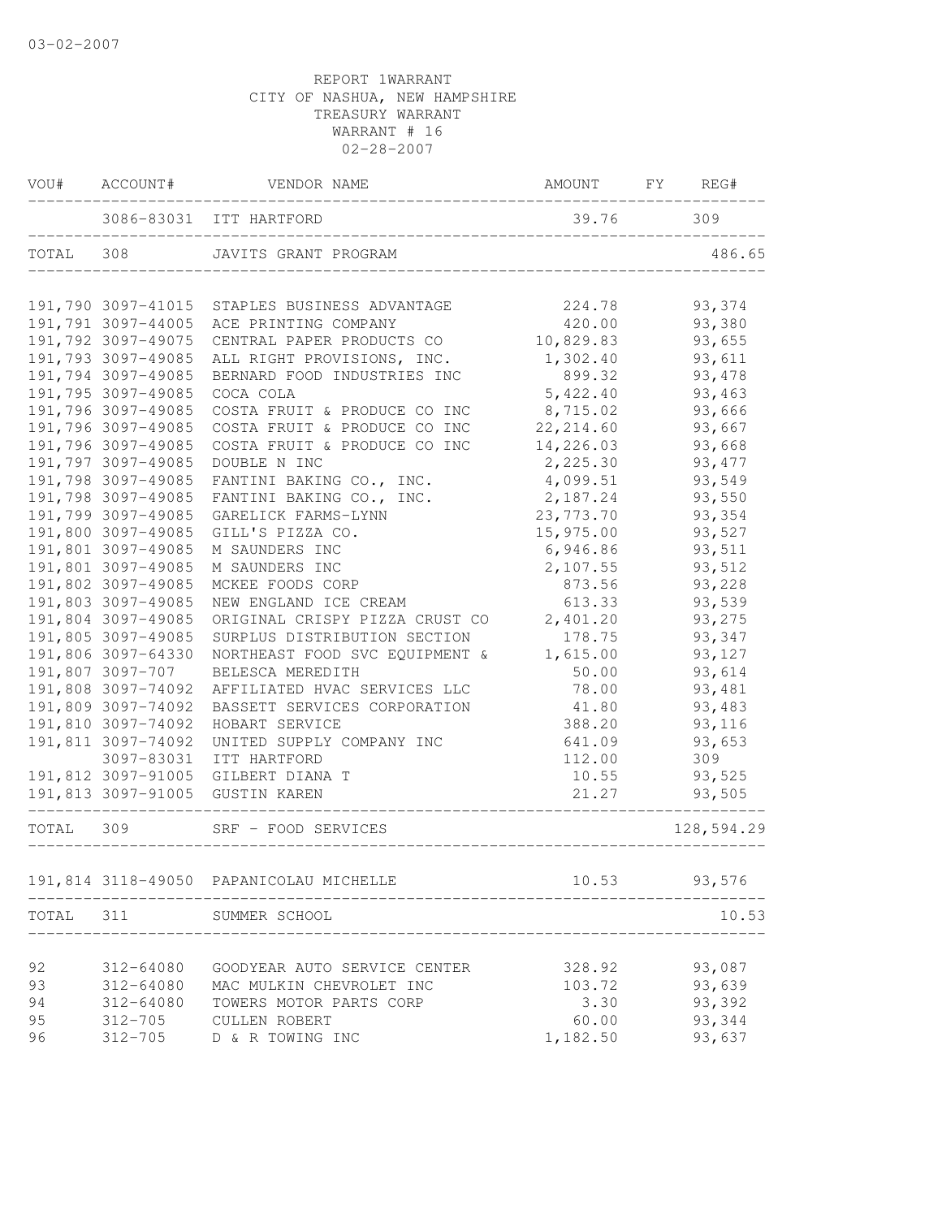03-02-2007

REPORT 1WARRANT
CITY OF NASHUA, NEW HAMPSHIRE
TREASURY WARRANT
WARRANT # 16
02-28-2007

| VOU# | ACCOUNT# | VENDOR NAME | AMOUNT | FY | REG# |
|---|---|---|---|---|---|
| | 3086-83031 | ITT HARTFORD | 39.76 | | 309 |
| TOTAL | 308 | JAVITS GRANT PROGRAM | | | 486.65 |
| 191,790 | 3097-41015 | STAPLES BUSINESS ADVANTAGE | 224.78 | | 93,374 |
| 191,791 | 3097-44005 | ACE PRINTING COMPANY | 420.00 | | 93,380 |
| 191,792 | 3097-49075 | CENTRAL PAPER PRODUCTS CO | 10,829.83 | | 93,655 |
| 191,793 | 3097-49085 | ALL RIGHT PROVISIONS, INC. | 1,302.40 | | 93,611 |
| 191,794 | 3097-49085 | BERNARD FOOD INDUSTRIES INC | 899.32 | | 93,478 |
| 191,795 | 3097-49085 | COCA COLA | 5,422.40 | | 93,463 |
| 191,796 | 3097-49085 | COSTA FRUIT & PRODUCE CO INC | 8,715.02 | | 93,666 |
| 191,796 | 3097-49085 | COSTA FRUIT & PRODUCE CO INC | 22,214.60 | | 93,667 |
| 191,796 | 3097-49085 | COSTA FRUIT & PRODUCE CO INC | 14,226.03 | | 93,668 |
| 191,797 | 3097-49085 | DOUBLE N INC | 2,225.30 | | 93,477 |
| 191,798 | 3097-49085 | FANTINI BAKING CO., INC. | 4,099.51 | | 93,549 |
| 191,798 | 3097-49085 | FANTINI BAKING CO., INC. | 2,187.24 | | 93,550 |
| 191,799 | 3097-49085 | GARELICK FARMS-LYNN | 23,773.70 | | 93,354 |
| 191,800 | 3097-49085 | GILL'S PIZZA CO. | 15,975.00 | | 93,527 |
| 191,801 | 3097-49085 | M SAUNDERS INC | 6,946.86 | | 93,511 |
| 191,801 | 3097-49085 | M SAUNDERS INC | 2,107.55 | | 93,512 |
| 191,802 | 3097-49085 | MCKEE FOODS CORP | 873.56 | | 93,228 |
| 191,803 | 3097-49085 | NEW ENGLAND ICE CREAM | 613.33 | | 93,539 |
| 191,804 | 3097-49085 | ORIGINAL CRISPY PIZZA CRUST CO | 2,401.20 | | 93,275 |
| 191,805 | 3097-49085 | SURPLUS DISTRIBUTION SECTION | 178.75 | | 93,347 |
| 191,806 | 3097-64330 | NORTHEAST FOOD SVC EQUIPMENT & | 1,615.00 | | 93,127 |
| 191,807 | 3097-707 | BELESCA MEREDITH | 50.00 | | 93,614 |
| 191,808 | 3097-74092 | AFFILIATED HVAC SERVICES LLC | 78.00 | | 93,481 |
| 191,809 | 3097-74092 | BASSETT SERVICES CORPORATION | 41.80 | | 93,483 |
| 191,810 | 3097-74092 | HOBART SERVICE | 388.20 | | 93,116 |
| 191,811 | 3097-74092 | UNITED SUPPLY COMPANY INC | 641.09 | | 93,653 |
| | 3097-83031 | ITT HARTFORD | 112.00 | | 309 |
| 191,812 | 3097-91005 | GILBERT DIANA T | 10.55 | | 93,525 |
| 191,813 | 3097-91005 | GUSTIN KAREN | 21.27 | | 93,505 |
| TOTAL | 309 | SRF - FOOD SERVICES | | | 128,594.29 |
| 191,814 | 3118-49050 | PAPANICOLAU MICHELLE | 10.53 | | 93,576 |
| TOTAL | 311 | SUMMER SCHOOL | | | 10.53 |
| 92 | 312-64080 | GOODYEAR AUTO SERVICE CENTER | 328.92 | | 93,087 |
| 93 | 312-64080 | MAC MULKIN CHEVROLET INC | 103.72 | | 93,639 |
| 94 | 312-64080 | TOWERS MOTOR PARTS CORP | 3.30 | | 93,392 |
| 95 | 312-705 | CULLEN ROBERT | 60.00 | | 93,344 |
| 96 | 312-705 | D & R TOWING INC | 1,182.50 | | 93,637 |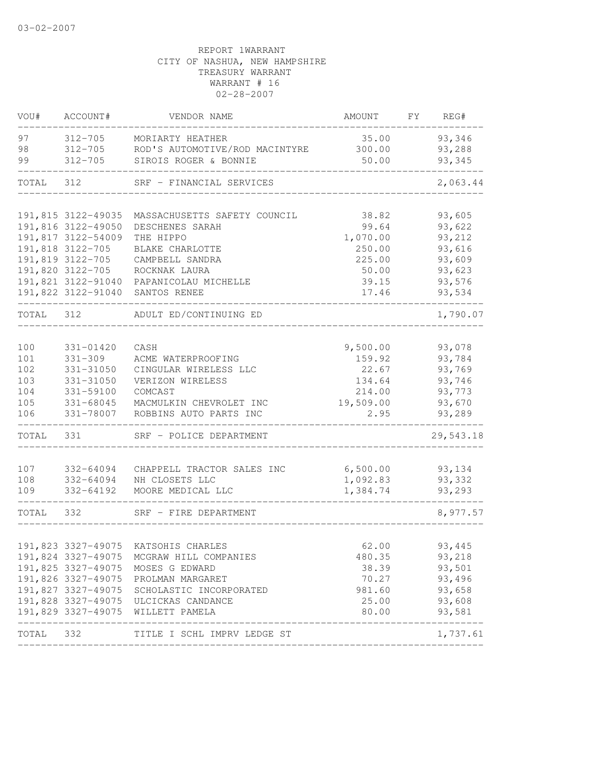03-02-2007

REPORT 1WARRANT
CITY OF NASHUA, NEW HAMPSHIRE
TREASURY WARRANT
WARRANT # 16
02-28-2007

| VOU# | ACCOUNT# | VENDOR NAME | AMOUNT | FY | REG# |
|---|---|---|---|---|---|
| 97 | 312-705 | MORIARTY HEATHER | 35.00 | | 93,346 |
| 98 | 312-705 | ROD'S AUTOMOTIVE/ROD MACINTYRE | 300.00 | | 93,288 |
| 99 | 312-705 | SIROIS ROGER & BONNIE | 50.00 | | 93,345 |
| TOTAL | 312 | SRF - FINANCIAL SERVICES | | | 2,063.44 |
| 191,815 | 3122-49035 | MASSACHUSETTS SAFETY COUNCIL | 38.82 | | 93,605 |
| 191,816 | 3122-49050 | DESCHENES SARAH | 99.64 | | 93,622 |
| 191,817 | 3122-54009 | THE HIPPO | 1,070.00 | | 93,212 |
| 191,818 | 3122-705 | BLAKE CHARLOTTE | 250.00 | | 93,616 |
| 191,819 | 3122-705 | CAMPBELL SANDRA | 225.00 | | 93,609 |
| 191,820 | 3122-705 | ROCKNAK LAURA | 50.00 | | 93,623 |
| 191,821 | 3122-91040 | PAPANICOLAU MICHELLE | 39.15 | | 93,576 |
| 191,822 | 3122-91040 | SANTOS RENEE | 17.46 | | 93,534 |
| TOTAL | 312 | ADULT ED/CONTINUING ED | | | 1,790.07 |
| 100 | 331-01420 | CASH | 9,500.00 | | 93,078 |
| 101 | 331-309 | ACME WATERPROOFING | 159.92 | | 93,784 |
| 102 | 331-31050 | CINGULAR WIRELESS LLC | 22.67 | | 93,769 |
| 103 | 331-31050 | VERIZON WIRELESS | 134.64 | | 93,746 |
| 104 | 331-59100 | COMCAST | 214.00 | | 93,773 |
| 105 | 331-68045 | MACMULKIN CHEVROLET INC | 19,509.00 | | 93,670 |
| 106 | 331-78007 | ROBBINS AUTO PARTS INC | 2.95 | | 93,289 |
| TOTAL | 331 | SRF - POLICE DEPARTMENT | | | 29,543.18 |
| 107 | 332-64094 | CHAPPELL TRACTOR SALES INC | 6,500.00 | | 93,134 |
| 108 | 332-64094 | NH CLOSETS LLC | 1,092.83 | | 93,332 |
| 109 | 332-64192 | MOORE MEDICAL LLC | 1,384.74 | | 93,293 |
| TOTAL | 332 | SRF - FIRE DEPARTMENT | | | 8,977.57 |
| 191,823 | 3327-49075 | KATSOHIS CHARLES | 62.00 | | 93,445 |
| 191,824 | 3327-49075 | MCGRAW HILL COMPANIES | 480.35 | | 93,218 |
| 191,825 | 3327-49075 | MOSES G EDWARD | 38.39 | | 93,501 |
| 191,826 | 3327-49075 | PROLMAN MARGARET | 70.27 | | 93,496 |
| 191,827 | 3327-49075 | SCHOLASTIC INCORPORATED | 981.60 | | 93,658 |
| 191,828 | 3327-49075 | ULCICKAS CANDANCE | 25.00 | | 93,608 |
| 191,829 | 3327-49075 | WILLETT PAMELA | 80.00 | | 93,581 |
| TOTAL | 332 | TITLE I SCHL IMPRV LEDGE ST | | | 1,737.61 |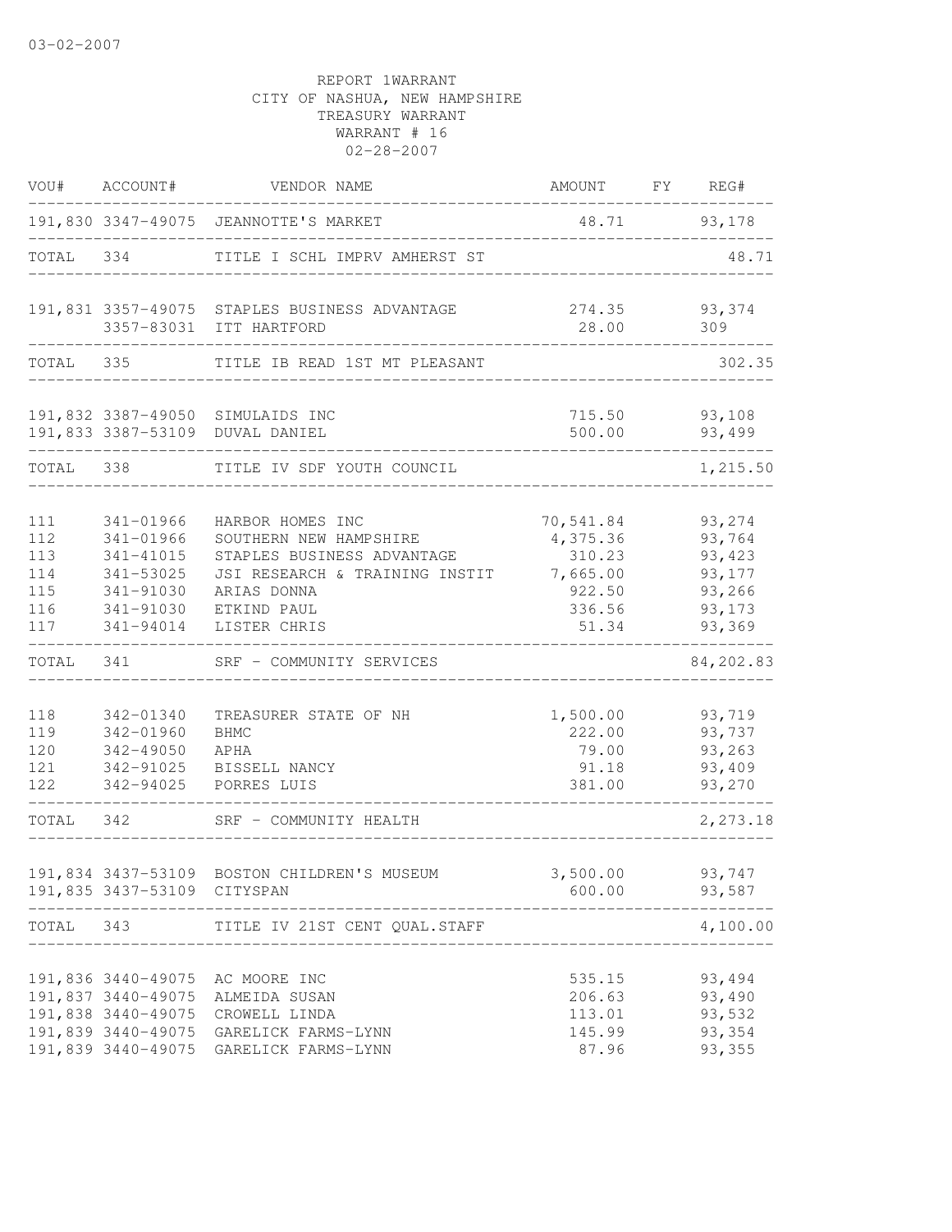03-02-2007

REPORT 1WARRANT
CITY OF NASHUA, NEW HAMPSHIRE
TREASURY WARRANT
WARRANT # 16
02-28-2007

| VOU# | ACCOUNT# | VENDOR NAME | AMOUNT | FY | REG# |
|---|---|---|---|---|---|
| 191,830 | 3347-49075 | JEANNOTTE'S MARKET | 48.71 | | 93,178 |
| TOTAL | 334 | TITLE I SCHL IMPRV AMHERST ST | | | 48.71 |
| 191,831 | 3357-49075 | STAPLES BUSINESS ADVANTAGE | 274.35 | | 93,374 |
| | 3357-83031 | ITT HARTFORD | 28.00 | | 309 |
| TOTAL | 335 | TITLE IB READ 1ST MT PLEASANT | | | 302.35 |
| 191,832 | 3387-49050 | SIMULAIDS INC | 715.50 | | 93,108 |
| 191,833 | 3387-53109 | DUVAL DANIEL | 500.00 | | 93,499 |
| TOTAL | 338 | TITLE IV SDF YOUTH COUNCIL | | | 1,215.50 |
| 111 | 341-01966 | HARBOR HOMES INC | 70,541.84 | | 93,274 |
| 112 | 341-01966 | SOUTHERN NEW HAMPSHIRE | 4,375.36 | | 93,764 |
| 113 | 341-41015 | STAPLES BUSINESS ADVANTAGE | 310.23 | | 93,423 |
| 114 | 341-53025 | JSI RESEARCH & TRAINING INSTIT | 7,665.00 | | 93,177 |
| 115 | 341-91030 | ARIAS DONNA | 922.50 | | 93,266 |
| 116 | 341-91030 | ETKIND PAUL | 336.56 | | 93,173 |
| 117 | 341-94014 | LISTER CHRIS | 51.34 | | 93,369 |
| TOTAL | 341 | SRF - COMMUNITY SERVICES | | | 84,202.83 |
| 118 | 342-01340 | TREASURER STATE OF NH | 1,500.00 | | 93,719 |
| 119 | 342-01960 | BHMC | 222.00 | | 93,737 |
| 120 | 342-49050 | APHA | 79.00 | | 93,263 |
| 121 | 342-91025 | BISSELL NANCY | 91.18 | | 93,409 |
| 122 | 342-94025 | PORRES LUIS | 381.00 | | 93,270 |
| TOTAL | 342 | SRF - COMMUNITY HEALTH | | | 2,273.18 |
| 191,834 | 3437-53109 | BOSTON CHILDREN'S MUSEUM | 3,500.00 | | 93,747 |
| 191,835 | 3437-53109 | CITYSPAN | 600.00 | | 93,587 |
| TOTAL | 343 | TITLE IV 21ST CENT QUAL.STAFF | | | 4,100.00 |
| 191,836 | 3440-49075 | AC MOORE INC | 535.15 | | 93,494 |
| 191,837 | 3440-49075 | ALMEIDA SUSAN | 206.63 | | 93,490 |
| 191,838 | 3440-49075 | CROWELL LINDA | 113.01 | | 93,532 |
| 191,839 | 3440-49075 | GARELICK FARMS-LYNN | 145.99 | | 93,354 |
| 191,839 | 3440-49075 | GARELICK FARMS-LYNN | 87.96 | | 93,355 |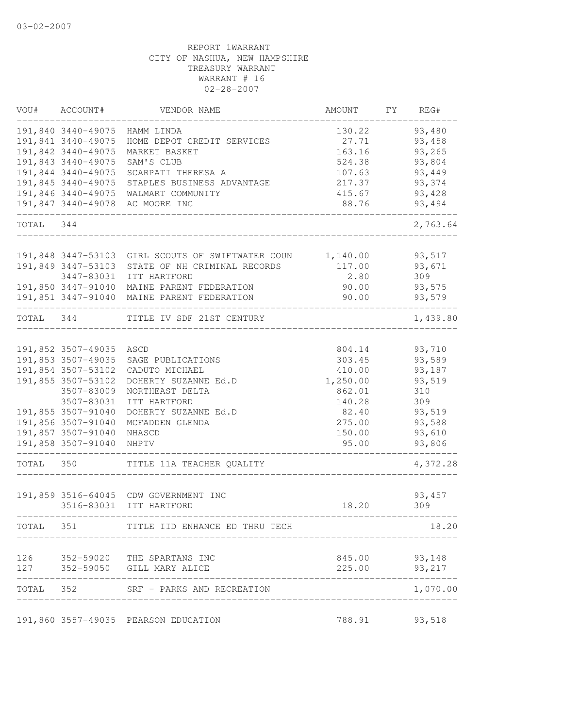03-02-2007

REPORT 1WARRANT
CITY OF NASHUA, NEW HAMPSHIRE
TREASURY WARRANT
WARRANT # 16
02-28-2007

| VOU# | ACCOUNT# | VENDOR NAME | AMOUNT | FY | REG# |
|---|---|---|---|---|---|
| 191,840 | 3440-49075 | HAMM LINDA | 130.22 | | 93,480 |
| 191,841 | 3440-49075 | HOME DEPOT CREDIT SERVICES | 27.71 | | 93,458 |
| 191,842 | 3440-49075 | MARKET BASKET | 163.16 | | 93,265 |
| 191,843 | 3440-49075 | SAM'S CLUB | 524.38 | | 93,804 |
| 191,844 | 3440-49075 | SCARPATI THERESA A | 107.63 | | 93,449 |
| 191,845 | 3440-49075 | STAPLES BUSINESS ADVANTAGE | 217.37 | | 93,374 |
| 191,846 | 3440-49075 | WALMART COMMUNITY | 415.67 | | 93,428 |
| 191,847 | 3440-49078 | AC MOORE INC | 88.76 | | 93,494 |
| TOTAL | 344 | | | | 2,763.64 |
| 191,848 | 3447-53103 | GIRL SCOUTS OF SWIFTWATER COUN | 1,140.00 | | 93,517 |
| 191,849 | 3447-53103 | STATE OF NH CRIMINAL RECORDS | 117.00 | | 93,671 |
| | 3447-83031 | ITT HARTFORD | 2.80 | | 309 |
| 191,850 | 3447-91040 | MAINE PARENT FEDERATION | 90.00 | | 93,575 |
| 191,851 | 3447-91040 | MAINE PARENT FEDERATION | 90.00 | | 93,579 |
| TOTAL | 344 | TITLE IV SDF 21ST CENTURY | | | 1,439.80 |
| 191,852 | 3507-49035 | ASCD | 804.14 | | 93,710 |
| 191,853 | 3507-49035 | SAGE PUBLICATIONS | 303.45 | | 93,589 |
| 191,854 | 3507-53102 | CADUTO MICHAEL | 410.00 | | 93,187 |
| 191,855 | 3507-53102 | DOHERTY SUZANNE Ed.D | 1,250.00 | | 93,519 |
| | 3507-83009 | NORTHEAST DELTA | 862.01 | | 310 |
| | 3507-83031 | ITT HARTFORD | 140.28 | | 309 |
| 191,855 | 3507-91040 | DOHERTY SUZANNE Ed.D | 82.40 | | 93,519 |
| 191,856 | 3507-91040 | MCFADDEN GLENDA | 275.00 | | 93,588 |
| 191,857 | 3507-91040 | NHASCD | 150.00 | | 93,610 |
| 191,858 | 3507-91040 | NHPTV | 95.00 | | 93,806 |
| TOTAL | 350 | TITLE 11A TEACHER QUALITY | | | 4,372.28 |
| 191,859 | 3516-64045 | CDW GOVERNMENT INC | | | 93,457 |
| | 3516-83031 | ITT HARTFORD | 18.20 | | 309 |
| TOTAL | 351 | TITLE IID ENHANCE ED THRU TECH | | | 18.20 |
| 126 | 352-59020 | THE SPARTANS INC | 845.00 | | 93,148 |
| 127 | 352-59050 | GILL MARY ALICE | 225.00 | | 93,217 |
| TOTAL | 352 | SRF - PARKS AND RECREATION | | | 1,070.00 |
| 191,860 | 3557-49035 | PEARSON EDUCATION | 788.91 | | 93,518 |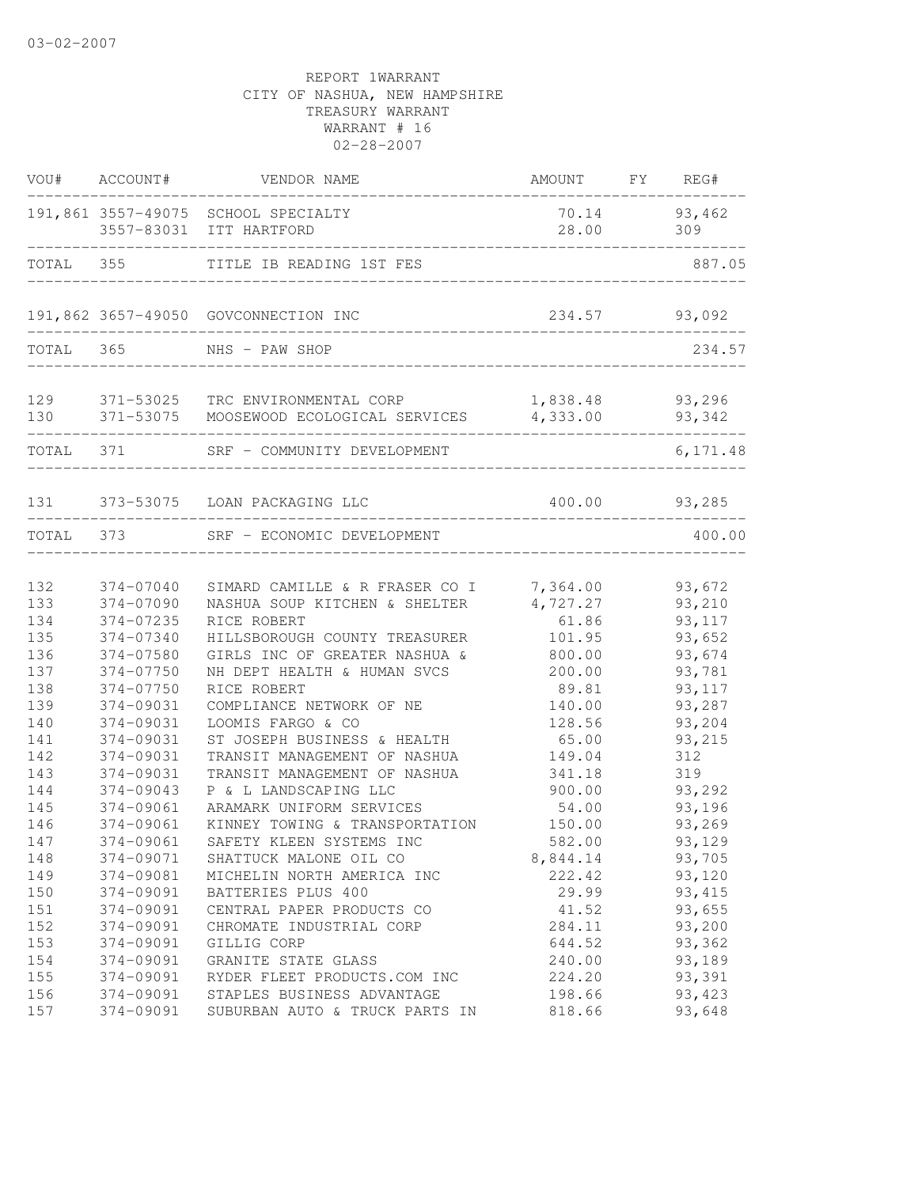03-02-2007

REPORT 1WARRANT
CITY OF NASHUA, NEW HAMPSHIRE
TREASURY WARRANT
WARRANT # 16
02-28-2007

| VOU# | ACCOUNT# | VENDOR NAME | AMOUNT | FY | REG# |
|---|---|---|---|---|---|
| 191,861 | 3557-49075 | SCHOOL SPECIALTY | 70.14 | | 93,462 |
| | 3557-83031 | ITT HARTFORD | 28.00 | | 309 |
| TOTAL | 355 | TITLE IB READING 1ST FES | | | 887.05 |
| 191,862 | 3657-49050 | GOVCONNECTION INC | 234.57 | | 93,092 |
| TOTAL | 365 | NHS - PAW SHOP | | | 234.57 |
| 129 | 371-53025 | TRC ENVIRONMENTAL CORP | 1,838.48 | | 93,296 |
| 130 | 371-53075 | MOOSEWOOD ECOLOGICAL SERVICES | 4,333.00 | | 93,342 |
| TOTAL | 371 | SRF - COMMUNITY DEVELOPMENT | | | 6,171.48 |
| 131 | 373-53075 | LOAN PACKAGING LLC | 400.00 | | 93,285 |
| TOTAL | 373 | SRF - ECONOMIC DEVELOPMENT | | | 400.00 |
| 132 | 374-07040 | SIMARD CAMILLE & R FRASER CO I | 7,364.00 | | 93,672 |
| 133 | 374-07090 | NASHUA SOUP KITCHEN & SHELTER | 4,727.27 | | 93,210 |
| 134 | 374-07235 | RICE ROBERT | 61.86 | | 93,117 |
| 135 | 374-07340 | HILLSBOROUGH COUNTY TREASURER | 101.95 | | 93,652 |
| 136 | 374-07580 | GIRLS INC OF GREATER NASHUA & | 800.00 | | 93,674 |
| 137 | 374-07750 | NH DEPT HEALTH & HUMAN SVCS | 200.00 | | 93,781 |
| 138 | 374-07750 | RICE ROBERT | 89.81 | | 93,117 |
| 139 | 374-09031 | COMPLIANCE NETWORK OF NE | 140.00 | | 93,287 |
| 140 | 374-09031 | LOOMIS FARGO & CO | 128.56 | | 93,204 |
| 141 | 374-09031 | ST JOSEPH BUSINESS & HEALTH | 65.00 | | 93,215 |
| 142 | 374-09031 | TRANSIT MANAGEMENT OF NASHUA | 149.04 | | 312 |
| 143 | 374-09031 | TRANSIT MANAGEMENT OF NASHUA | 341.18 | | 319 |
| 144 | 374-09043 | P & L LANDSCAPING LLC | 900.00 | | 93,292 |
| 145 | 374-09061 | ARAMARK UNIFORM SERVICES | 54.00 | | 93,196 |
| 146 | 374-09061 | KINNEY TOWING & TRANSPORTATION | 150.00 | | 93,269 |
| 147 | 374-09061 | SAFETY KLEEN SYSTEMS INC | 582.00 | | 93,129 |
| 148 | 374-09071 | SHATTUCK MALONE OIL CO | 8,844.14 | | 93,705 |
| 149 | 374-09081 | MICHELIN NORTH AMERICA INC | 222.42 | | 93,120 |
| 150 | 374-09091 | BATTERIES PLUS 400 | 29.99 | | 93,415 |
| 151 | 374-09091 | CENTRAL PAPER PRODUCTS CO | 41.52 | | 93,655 |
| 152 | 374-09091 | CHROMATE INDUSTRIAL CORP | 284.11 | | 93,200 |
| 153 | 374-09091 | GILLIG CORP | 644.52 | | 93,362 |
| 154 | 374-09091 | GRANITE STATE GLASS | 240.00 | | 93,189 |
| 155 | 374-09091 | RYDER FLEET PRODUCTS.COM INC | 224.20 | | 93,391 |
| 156 | 374-09091 | STAPLES BUSINESS ADVANTAGE | 198.66 | | 93,423 |
| 157 | 374-09091 | SUBURBAN AUTO & TRUCK PARTS IN | 818.66 | | 93,648 |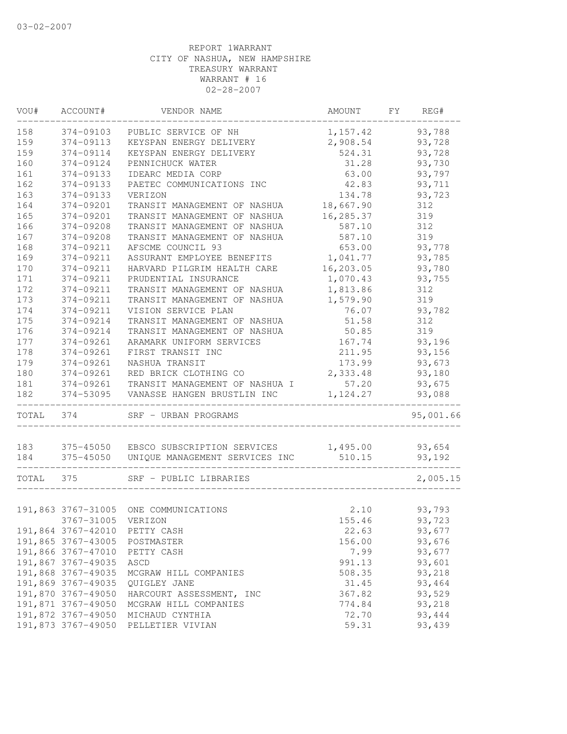03-02-2007

REPORT 1WARRANT
CITY OF NASHUA, NEW HAMPSHIRE
TREASURY WARRANT
WARRANT # 16
02-28-2007

| VOU# | ACCOUNT# | VENDOR NAME | AMOUNT | FY | REG# |
|---|---|---|---|---|---|
| 158 | 374-09103 | PUBLIC SERVICE OF NH | 1,157.42 | | 93,788 |
| 159 | 374-09113 | KEYSPAN ENERGY DELIVERY | 2,908.54 | | 93,728 |
| 159 | 374-09114 | KEYSPAN ENERGY DELIVERY | 524.31 | | 93,728 |
| 160 | 374-09124 | PENNICHUCK WATER | 31.28 | | 93,730 |
| 161 | 374-09133 | IDEARC MEDIA CORP | 63.00 | | 93,797 |
| 162 | 374-09133 | PAETEC COMMUNICATIONS INC | 42.83 | | 93,711 |
| 163 | 374-09133 | VERIZON | 134.78 | | 93,723 |
| 164 | 374-09201 | TRANSIT MANAGEMENT OF NASHUA | 18,667.90 | | 312 |
| 165 | 374-09201 | TRANSIT MANAGEMENT OF NASHUA | 16,285.37 | | 319 |
| 166 | 374-09208 | TRANSIT MANAGEMENT OF NASHUA | 587.10 | | 312 |
| 167 | 374-09208 | TRANSIT MANAGEMENT OF NASHUA | 587.10 | | 319 |
| 168 | 374-09211 | AFSCME COUNCIL 93 | 653.00 | | 93,778 |
| 169 | 374-09211 | ASSURANT EMPLOYEE BENEFITS | 1,041.77 | | 93,785 |
| 170 | 374-09211 | HARVARD PILGRIM HEALTH CARE | 16,203.05 | | 93,780 |
| 171 | 374-09211 | PRUDENTIAL INSURANCE | 1,070.43 | | 93,755 |
| 172 | 374-09211 | TRANSIT MANAGEMENT OF NASHUA | 1,813.86 | | 312 |
| 173 | 374-09211 | TRANSIT MANAGEMENT OF NASHUA | 1,579.90 | | 319 |
| 174 | 374-09211 | VISION SERVICE PLAN | 76.07 | | 93,782 |
| 175 | 374-09214 | TRANSIT MANAGEMENT OF NASHUA | 51.58 | | 312 |
| 176 | 374-09214 | TRANSIT MANAGEMENT OF NASHUA | 50.85 | | 319 |
| 177 | 374-09261 | ARAMARK UNIFORM SERVICES | 167.74 | | 93,196 |
| 178 | 374-09261 | FIRST TRANSIT INC | 211.95 | | 93,156 |
| 179 | 374-09261 | NASHUA TRANSIT | 173.99 | | 93,673 |
| 180 | 374-09261 | RED BRICK CLOTHING CO | 2,333.48 | | 93,180 |
| 181 | 374-09261 | TRANSIT MANAGEMENT OF NASHUA I | 57.20 | | 93,675 |
| 182 | 374-53095 | VANASSE HANGEN BRUSTLIN INC | 1,124.27 | | 93,088 |
| TOTAL | 374 | SRF - URBAN PROGRAMS | | | 95,001.66 |
| 183 | 375-45050 | EBSCO SUBSCRIPTION SERVICES | 1,495.00 | | 93,654 |
| 184 | 375-45050 | UNIQUE MANAGEMENT SERVICES INC | 510.15 | | 93,192 |
| TOTAL | 375 | SRF - PUBLIC LIBRARIES | | | 2,005.15 |
| 191,863 | 3767-31005 | ONE COMMUNICATIONS | 2.10 | | 93,793 |
| | 3767-31005 | VERIZON | 155.46 | | 93,723 |
| 191,864 | 3767-42010 | PETTY CASH | 22.63 | | 93,677 |
| 191,865 | 3767-43005 | POSTMASTER | 156.00 | | 93,676 |
| 191,866 | 3767-47010 | PETTY CASH | 7.99 | | 93,677 |
| 191,867 | 3767-49035 | ASCD | 991.13 | | 93,601 |
| 191,868 | 3767-49035 | MCGRAW HILL COMPANIES | 508.35 | | 93,218 |
| 191,869 | 3767-49035 | QUIGLEY JANE | 31.45 | | 93,464 |
| 191,870 | 3767-49050 | HARCOURT ASSESSMENT, INC | 367.82 | | 93,529 |
| 191,871 | 3767-49050 | MCGRAW HILL COMPANIES | 774.84 | | 93,218 |
| 191,872 | 3767-49050 | MICHAUD CYNTHIA | 72.70 | | 93,444 |
| 191,873 | 3767-49050 | PELLETIER VIVIAN | 59.31 | | 93,439 |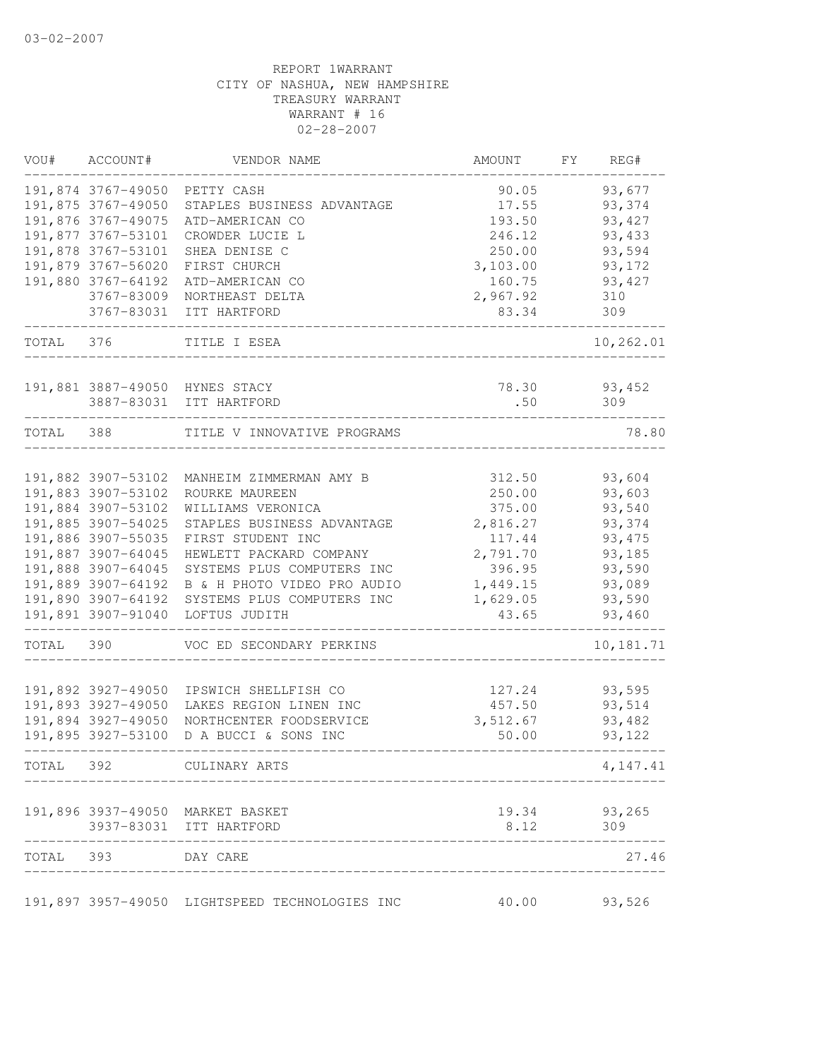03-02-2007

REPORT 1WARRANT
CITY OF NASHUA, NEW HAMPSHIRE
TREASURY WARRANT
WARRANT # 16
02-28-2007

| VOU# | ACCOUNT# | VENDOR NAME | AMOUNT | FY | REG# |
|---|---|---|---|---|---|
| 191,874 | 3767-49050 | PETTY CASH | 90.05 | | 93,677 |
| 191,875 | 3767-49050 | STAPLES BUSINESS ADVANTAGE | 17.55 | | 93,374 |
| 191,876 | 3767-49075 | ATD-AMERICAN CO | 193.50 | | 93,427 |
| 191,877 | 3767-53101 | CROWDER LUCIE L | 246.12 | | 93,433 |
| 191,878 | 3767-53101 | SHEA DENISE C | 250.00 | | 93,594 |
| 191,879 | 3767-56020 | FIRST CHURCH | 3,103.00 | | 93,172 |
| 191,880 | 3767-64192 | ATD-AMERICAN CO | 160.75 | | 93,427 |
| | 3767-83009 | NORTHEAST DELTA | 2,967.92 | | 310 |
| | 3767-83031 | ITT HARTFORD | 83.34 | | 309 |
| TOTAL | 376 | TITLE I ESEA | | | 10,262.01 |
| 191,881 | 3887-49050 | HYNES STACY | 78.30 | | 93,452 |
| | 3887-83031 | ITT HARTFORD | .50 | | 309 |
| TOTAL | 388 | TITLE V INNOVATIVE PROGRAMS | | | 78.80 |
| 191,882 | 3907-53102 | MANHEIM ZIMMERMAN AMY B | 312.50 | | 93,604 |
| 191,883 | 3907-53102 | ROURKE MAUREEN | 250.00 | | 93,603 |
| 191,884 | 3907-53102 | WILLIAMS VERONICA | 375.00 | | 93,540 |
| 191,885 | 3907-54025 | STAPLES BUSINESS ADVANTAGE | 2,816.27 | | 93,374 |
| 191,886 | 3907-55035 | FIRST STUDENT INC | 117.44 | | 93,475 |
| 191,887 | 3907-64045 | HEWLETT PACKARD COMPANY | 2,791.70 | | 93,185 |
| 191,888 | 3907-64045 | SYSTEMS PLUS COMPUTERS INC | 396.95 | | 93,590 |
| 191,889 | 3907-64192 | B & H PHOTO VIDEO PRO AUDIO | 1,449.15 | | 93,089 |
| 191,890 | 3907-64192 | SYSTEMS PLUS COMPUTERS INC | 1,629.05 | | 93,590 |
| 191,891 | 3907-91040 | LOFTUS JUDITH | 43.65 | | 93,460 |
| TOTAL | 390 | VOC ED SECONDARY PERKINS | | | 10,181.71 |
| 191,892 | 3927-49050 | IPSWICH SHELLFISH CO | 127.24 | | 93,595 |
| 191,893 | 3927-49050 | LAKES REGION LINEN INC | 457.50 | | 93,514 |
| 191,894 | 3927-49050 | NORTHCENTER FOODSERVICE | 3,512.67 | | 93,482 |
| 191,895 | 3927-53100 | D A BUCCI & SONS INC | 50.00 | | 93,122 |
| TOTAL | 392 | CULINARY ARTS | | | 4,147.41 |
| 191,896 | 3937-49050 | MARKET BASKET | 19.34 | | 93,265 |
| | 3937-83031 | ITT HARTFORD | 8.12 | | 309 |
| TOTAL | 393 | DAY CARE | | | 27.46 |
| 191,897 | 3957-49050 | LIGHTSPEED TECHNOLOGIES INC | 40.00 | | 93,526 |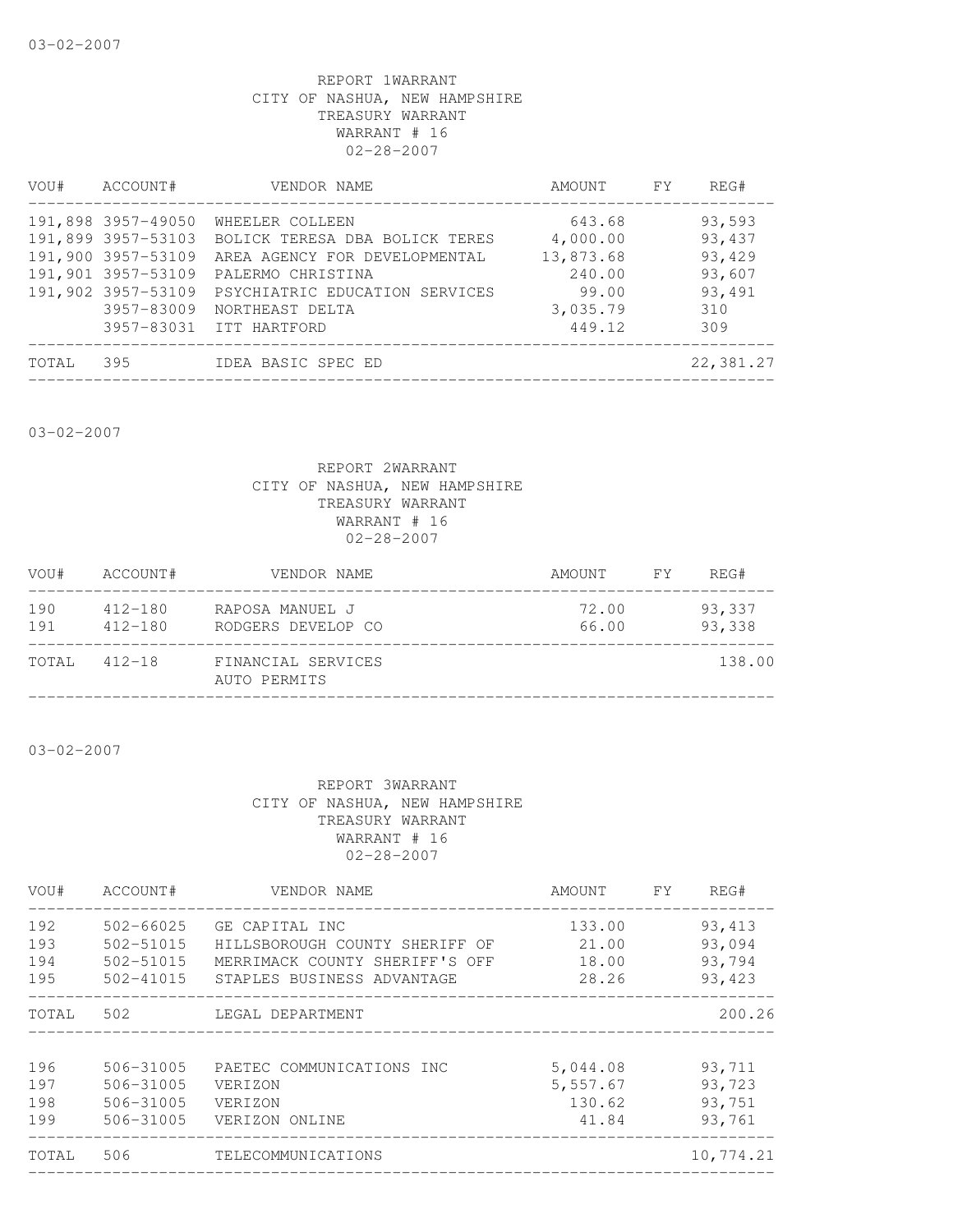03-02-2007

REPORT 1WARRANT
CITY OF NASHUA, NEW HAMPSHIRE
TREASURY WARRANT
WARRANT # 16
02-28-2007

| VOU# | ACCOUNT# | VENDOR NAME | AMOUNT | FY | REG# |
|---|---|---|---|---|---|
| 191,898 | 3957-49050 | WHEELER COLLEEN | 643.68 | | 93,593 |
| 191,899 | 3957-53103 | BOLICK TERESA DBA BOLICK TERES | 4,000.00 | | 93,437 |
| 191,900 | 3957-53109 | AREA AGENCY FOR DEVELOPMENTAL | 13,873.68 | | 93,429 |
| 191,901 | 3957-53109 | PALERMO CHRISTINA | 240.00 | | 93,607 |
| 191,902 | 3957-53109 | PSYCHIATRIC EDUCATION SERVICES | 99.00 | | 93,491 |
| | 3957-83009 | NORTHEAST DELTA | 3,035.79 | | 310 |
| | 3957-83031 | ITT HARTFORD | 449.12 | | 309 |
| TOTAL | 395 | IDEA BASIC SPEC ED | | | 22,381.27 |

03-02-2007

REPORT 2WARRANT
CITY OF NASHUA, NEW HAMPSHIRE
TREASURY WARRANT
WARRANT # 16
02-28-2007

| VOU# | ACCOUNT# | VENDOR NAME | AMOUNT | FY | REG# |
|---|---|---|---|---|---|
| 190 | 412-180 | RAPOSA MANUEL J | 72.00 | | 93,337 |
| 191 | 412-180 | RODGERS DEVELOP CO | 66.00 | | 93,338 |
| TOTAL | 412-18 | FINANCIAL SERVICES AUTO PERMITS | | | 138.00 |

03-02-2007

REPORT 3WARRANT
CITY OF NASHUA, NEW HAMPSHIRE
TREASURY WARRANT
WARRANT # 16
02-28-2007

| VOU# | ACCOUNT# | VENDOR NAME | AMOUNT | FY | REG# |
|---|---|---|---|---|---|
| 192 | 502-66025 | GE CAPITAL INC | 133.00 | | 93,413 |
| 193 | 502-51015 | HILLSBOROUGH COUNTY SHERIFF OF | 21.00 | | 93,094 |
| 194 | 502-51015 | MERRIMACK COUNTY SHERIFF'S OFF | 18.00 | | 93,794 |
| 195 | 502-41015 | STAPLES BUSINESS ADVANTAGE | 28.26 | | 93,423 |
| TOTAL | 502 | LEGAL DEPARTMENT | | | 200.26 |
| 196 | 506-31005 | PAETEC COMMUNICATIONS INC | 5,044.08 | | 93,711 |
| 197 | 506-31005 | VERIZON | 5,557.67 | | 93,723 |
| 198 | 506-31005 | VERIZON | 130.62 | | 93,751 |
| 199 | 506-31005 | VERIZON ONLINE | 41.84 | | 93,761 |
| TOTAL | 506 | TELECOMMUNICATIONS | | | 10,774.21 |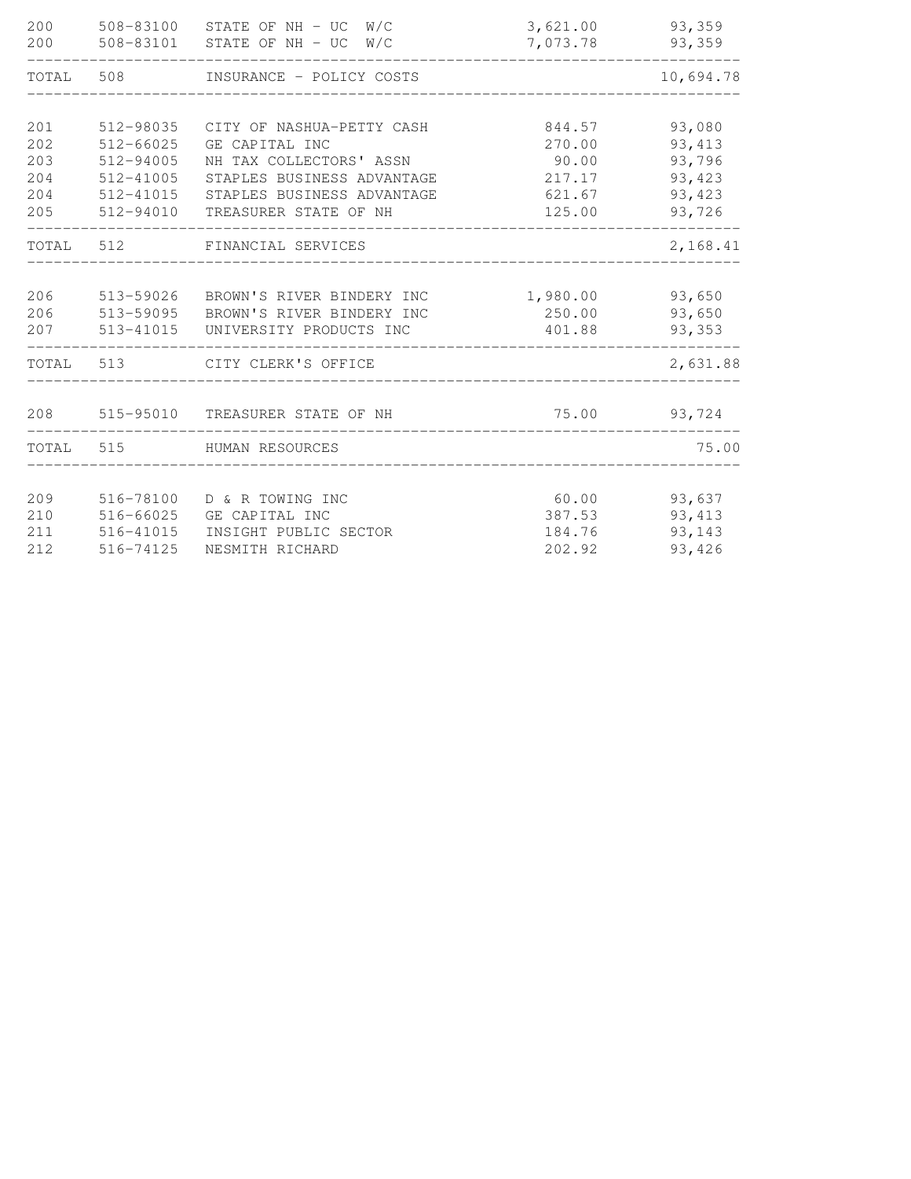| | | | | |
|---|---|---|---|---|
| 200 | 508-83100 | STATE OF NH - UC W/C | 3,621.00 | 93,359 |
| 200 | 508-83101 | STATE OF NH - UC W/C | 7,073.78 | 93,359 |
| TOTAL | 508 | INSURANCE - POLICY COSTS | | 10,694.78 |
| 201 | 512-98035 | CITY OF NASHUA-PETTY CASH | 844.57 | 93,080 |
| 202 | 512-66025 | GE CAPITAL INC | 270.00 | 93,413 |
| 203 | 512-94005 | NH TAX COLLECTORS' ASSN | 90.00 | 93,796 |
| 204 | 512-41005 | STAPLES BUSINESS ADVANTAGE | 217.17 | 93,423 |
| 204 | 512-41015 | STAPLES BUSINESS ADVANTAGE | 621.67 | 93,423 |
| 205 | 512-94010 | TREASURER STATE OF NH | 125.00 | 93,726 |
| TOTAL | 512 | FINANCIAL SERVICES | | 2,168.41 |
| 206 | 513-59026 | BROWN'S RIVER BINDERY INC | 1,980.00 | 93,650 |
| 206 | 513-59095 | BROWN'S RIVER BINDERY INC | 250.00 | 93,650 |
| 207 | 513-41015 | UNIVERSITY PRODUCTS INC | 401.88 | 93,353 |
| TOTAL | 513 | CITY CLERK'S OFFICE | | 2,631.88 |
| 208 | 515-95010 | TREASURER STATE OF NH | 75.00 | 93,724 |
| TOTAL | 515 | HUMAN RESOURCES | | 75.00 |
| 209 | 516-78100 | D & R TOWING INC | 60.00 | 93,637 |
| 210 | 516-66025 | GE CAPITAL INC | 387.53 | 93,413 |
| 211 | 516-41015 | INSIGHT PUBLIC SECTOR | 184.76 | 93,143 |
| 212 | 516-74125 | NESMITH RICHARD | 202.92 | 93,426 |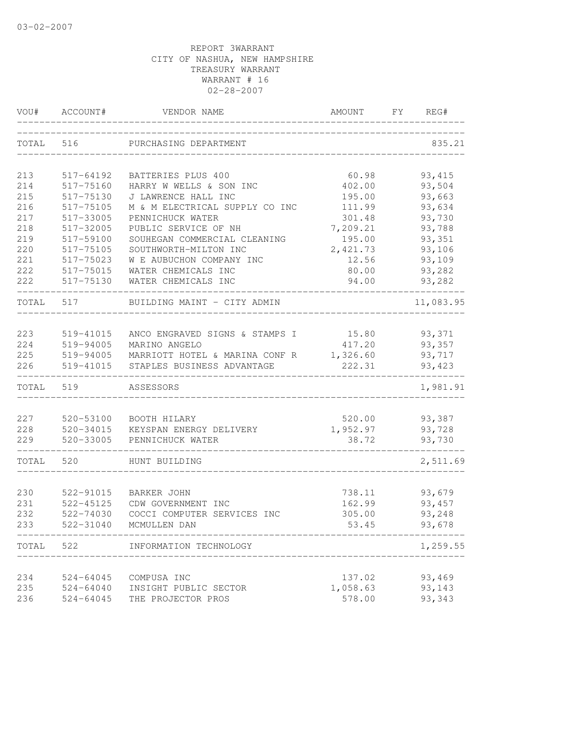03-02-2007

REPORT 3WARRANT
CITY OF NASHUA, NEW HAMPSHIRE
TREASURY WARRANT
WARRANT # 16
02-28-2007

| VOU# | ACCOUNT# | VENDOR NAME | AMOUNT | FY | REG# |
|---|---|---|---|---|---|
| TOTAL | 516 | PURCHASING DEPARTMENT | | | 835.21 |
| 213 | 517-64192 | BATTERIES PLUS 400 | 60.98 | | 93,415 |
| 214 | 517-75160 | HARRY W WELLS & SON INC | 402.00 | | 93,504 |
| 215 | 517-75130 | J LAWRENCE HALL INC | 195.00 | | 93,663 |
| 216 | 517-75105 | M & M ELECTRICAL SUPPLY CO INC | 111.99 | | 93,634 |
| 217 | 517-33005 | PENNICHUCK WATER | 301.48 | | 93,730 |
| 218 | 517-32005 | PUBLIC SERVICE OF NH | 7,209.21 | | 93,788 |
| 219 | 517-59100 | SOUHEGAN COMMERCIAL CLEANING | 195.00 | | 93,351 |
| 220 | 517-75105 | SOUTHWORTH-MILTON INC | 2,421.73 | | 93,106 |
| 221 | 517-75023 | W E AUBUCHON COMPANY INC | 12.56 | | 93,109 |
| 222 | 517-75015 | WATER CHEMICALS INC | 80.00 | | 93,282 |
| 222 | 517-75130 | WATER CHEMICALS INC | 94.00 | | 93,282 |
| TOTAL | 517 | BUILDING MAINT - CITY ADMIN | | | 11,083.95 |
| 223 | 519-41015 | ANCO ENGRAVED SIGNS & STAMPS I | 15.80 | | 93,371 |
| 224 | 519-94005 | MARINO ANGELO | 417.20 | | 93,357 |
| 225 | 519-94005 | MARRIOTT HOTEL & MARINA CONF R | 1,326.60 | | 93,717 |
| 226 | 519-41015 | STAPLES BUSINESS ADVANTAGE | 222.31 | | 93,423 |
| TOTAL | 519 | ASSESSORS | | | 1,981.91 |
| 227 | 520-53100 | BOOTH HILARY | 520.00 | | 93,387 |
| 228 | 520-34015 | KEYSPAN ENERGY DELIVERY | 1,952.97 | | 93,728 |
| 229 | 520-33005 | PENNICHUCK WATER | 38.72 | | 93,730 |
| TOTAL | 520 | HUNT BUILDING | | | 2,511.69 |
| 230 | 522-91015 | BARKER JOHN | 738.11 | | 93,679 |
| 231 | 522-45125 | CDW GOVERNMENT INC | 162.99 | | 93,457 |
| 232 | 522-74030 | COCCI COMPUTER SERVICES INC | 305.00 | | 93,248 |
| 233 | 522-31040 | MCMULLEN DAN | 53.45 | | 93,678 |
| TOTAL | 522 | INFORMATION TECHNOLOGY | | | 1,259.55 |
| 234 | 524-64045 | COMPUSA INC | 137.02 | | 93,469 |
| 235 | 524-64040 | INSIGHT PUBLIC SECTOR | 1,058.63 | | 93,143 |
| 236 | 524-64045 | THE PROJECTOR PROS | 578.00 | | 93,343 |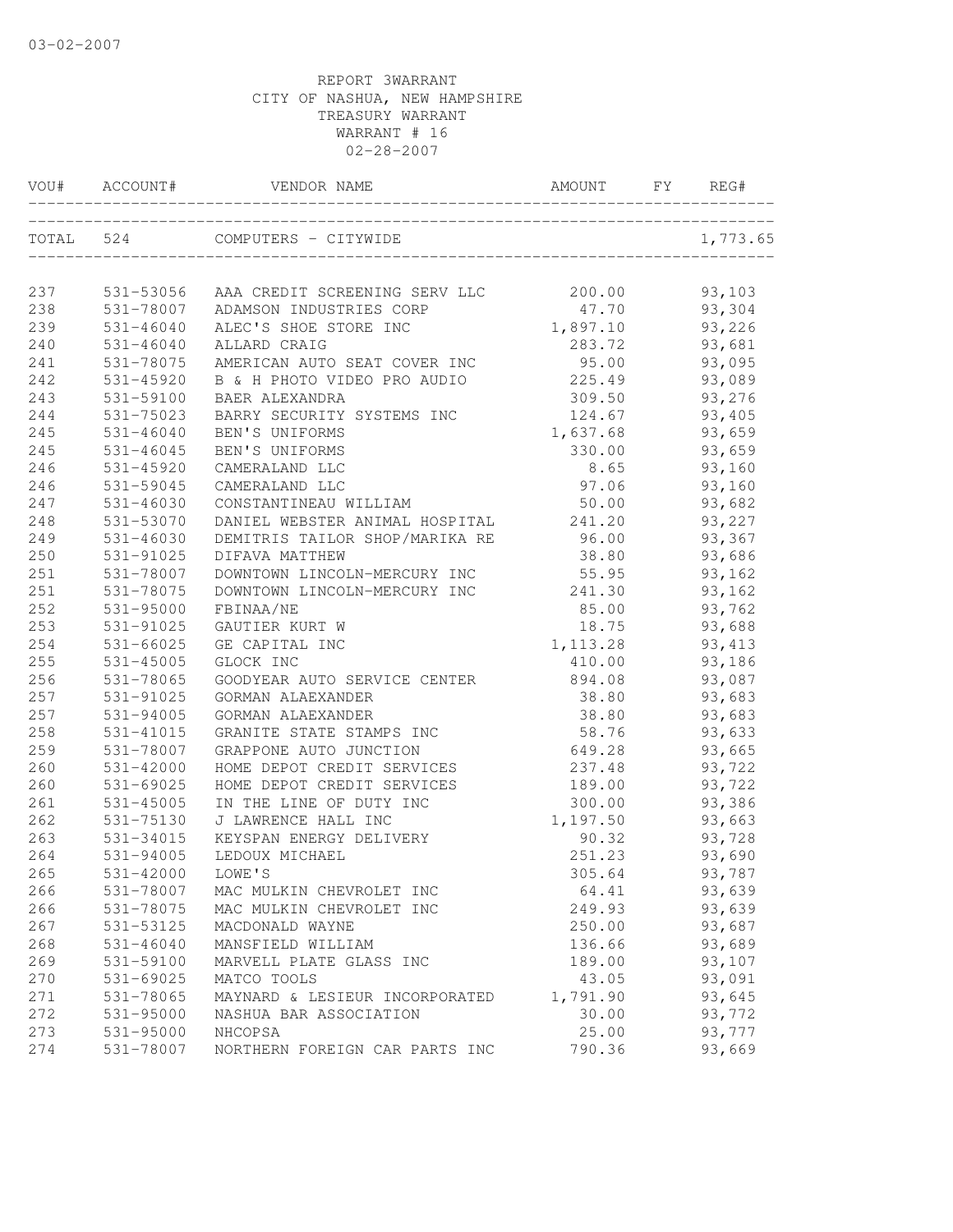03-02-2007

REPORT 3WARRANT
CITY OF NASHUA, NEW HAMPSHIRE
TREASURY WARRANT
WARRANT # 16
02-28-2007

| VOU# | ACCOUNT# | VENDOR NAME | AMOUNT | FY | REG# |
|---|---|---|---|---|---|
| TOTAL | 524 | COMPUTERS - CITYWIDE | | | 1,773.65 |
| 237 | 531-53056 | AAA CREDIT SCREENING SERV LLC | 200.00 | | 93,103 |
| 238 | 531-78007 | ADAMSON INDUSTRIES CORP | 47.70 | | 93,304 |
| 239 | 531-46040 | ALEC'S SHOE STORE INC | 1,897.10 | | 93,226 |
| 240 | 531-46040 | ALLARD CRAIG | 283.72 | | 93,681 |
| 241 | 531-78075 | AMERICAN AUTO SEAT COVER INC | 95.00 | | 93,095 |
| 242 | 531-45920 | B & H PHOTO VIDEO PRO AUDIO | 225.49 | | 93,089 |
| 243 | 531-59100 | BAER ALEXANDRA | 309.50 | | 93,276 |
| 244 | 531-75023 | BARRY SECURITY SYSTEMS INC | 124.67 | | 93,405 |
| 245 | 531-46040 | BEN'S UNIFORMS | 1,637.68 | | 93,659 |
| 245 | 531-46045 | BEN'S UNIFORMS | 330.00 | | 93,659 |
| 246 | 531-45920 | CAMERALAND LLC | 8.65 | | 93,160 |
| 246 | 531-59045 | CAMERALAND LLC | 97.06 | | 93,160 |
| 247 | 531-46030 | CONSTANTINEAU WILLIAM | 50.00 | | 93,682 |
| 248 | 531-53070 | DANIEL WEBSTER ANIMAL HOSPITAL | 241.20 | | 93,227 |
| 249 | 531-46030 | DEMITRIS TAILOR SHOP/MARIKA RE | 96.00 | | 93,367 |
| 250 | 531-91025 | DIFAVA MATTHEW | 38.80 | | 93,686 |
| 251 | 531-78007 | DOWNTOWN LINCOLN-MERCURY INC | 55.95 | | 93,162 |
| 251 | 531-78075 | DOWNTOWN LINCOLN-MERCURY INC | 241.30 | | 93,162 |
| 252 | 531-95000 | FBINAA/NE | 85.00 | | 93,762 |
| 253 | 531-91025 | GAUTIER KURT W | 18.75 | | 93,688 |
| 254 | 531-66025 | GE CAPITAL INC | 1,113.28 | | 93,413 |
| 255 | 531-45005 | GLOCK INC | 410.00 | | 93,186 |
| 256 | 531-78065 | GOODYEAR AUTO SERVICE CENTER | 894.08 | | 93,087 |
| 257 | 531-91025 | GORMAN ALAEXANDER | 38.80 | | 93,683 |
| 257 | 531-94005 | GORMAN ALAEXANDER | 38.80 | | 93,683 |
| 258 | 531-41015 | GRANITE STATE STAMPS INC | 58.76 | | 93,633 |
| 259 | 531-78007 | GRAPPONE AUTO JUNCTION | 649.28 | | 93,665 |
| 260 | 531-42000 | HOME DEPOT CREDIT SERVICES | 237.48 | | 93,722 |
| 260 | 531-69025 | HOME DEPOT CREDIT SERVICES | 189.00 | | 93,722 |
| 261 | 531-45005 | IN THE LINE OF DUTY INC | 300.00 | | 93,386 |
| 262 | 531-75130 | J LAWRENCE HALL INC | 1,197.50 | | 93,663 |
| 263 | 531-34015 | KEYSPAN ENERGY DELIVERY | 90.32 | | 93,728 |
| 264 | 531-94005 | LEDOUX MICHAEL | 251.23 | | 93,690 |
| 265 | 531-42000 | LOWE'S | 305.64 | | 93,787 |
| 266 | 531-78007 | MAC MULKIN CHEVROLET INC | 64.41 | | 93,639 |
| 266 | 531-78075 | MAC MULKIN CHEVROLET INC | 249.93 | | 93,639 |
| 267 | 531-53125 | MACDONALD WAYNE | 250.00 | | 93,687 |
| 268 | 531-46040 | MANSFIELD WILLIAM | 136.66 | | 93,689 |
| 269 | 531-59100 | MARVELL PLATE GLASS INC | 189.00 | | 93,107 |
| 270 | 531-69025 | MATCO TOOLS | 43.05 | | 93,091 |
| 271 | 531-78065 | MAYNARD & LESIEUR INCORPORATED | 1,791.90 | | 93,645 |
| 272 | 531-95000 | NASHUA BAR ASSOCIATION | 30.00 | | 93,772 |
| 273 | 531-95000 | NHCOPSA | 25.00 | | 93,777 |
| 274 | 531-78007 | NORTHERN FOREIGN CAR PARTS INC | 790.36 | | 93,669 |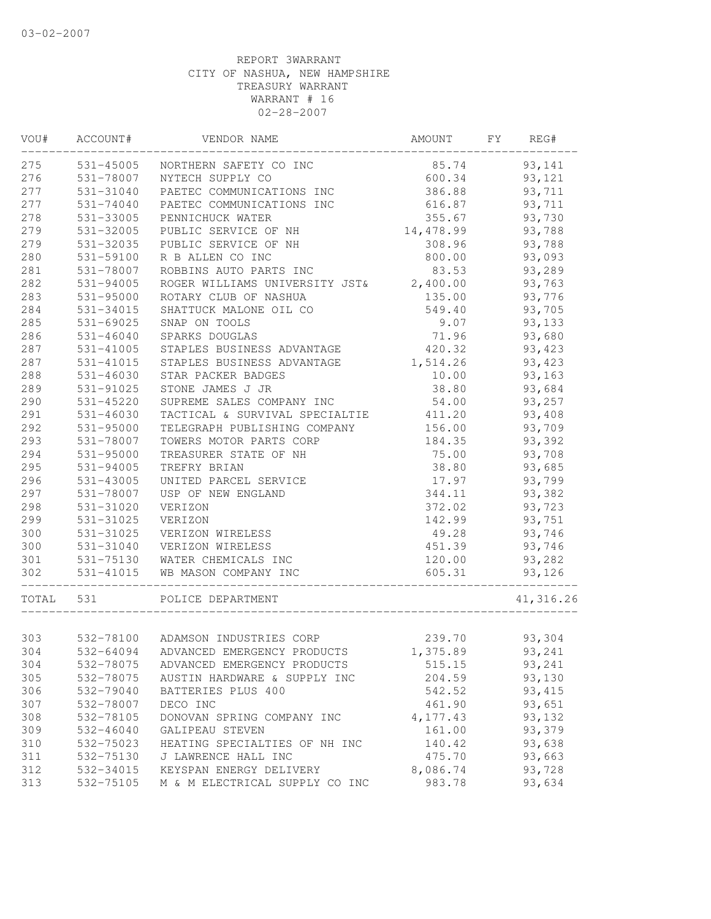03-02-2007

REPORT 3WARRANT
CITY OF NASHUA, NEW HAMPSHIRE
TREASURY WARRANT
WARRANT # 16
02-28-2007

| VOU# | ACCOUNT# | VENDOR NAME | AMOUNT | FY | REG# |
|---|---|---|---|---|---|
| 275 | 531-45005 | NORTHERN SAFETY CO INC | 85.74 | | 93,141 |
| 276 | 531-78007 | NYTECH SUPPLY CO | 600.34 | | 93,121 |
| 277 | 531-31040 | PAETEC COMMUNICATIONS INC | 386.88 | | 93,711 |
| 277 | 531-74040 | PAETEC COMMUNICATIONS INC | 616.87 | | 93,711 |
| 278 | 531-33005 | PENNICHUCK WATER | 355.67 | | 93,730 |
| 279 | 531-32005 | PUBLIC SERVICE OF NH | 14,478.99 | | 93,788 |
| 279 | 531-32035 | PUBLIC SERVICE OF NH | 308.96 | | 93,788 |
| 280 | 531-59100 | R B ALLEN CO INC | 800.00 | | 93,093 |
| 281 | 531-78007 | ROBBINS AUTO PARTS INC | 83.53 | | 93,289 |
| 282 | 531-94005 | ROGER WILLIAMS UNIVERSITY JST& | 2,400.00 | | 93,763 |
| 283 | 531-95000 | ROTARY CLUB OF NASHUA | 135.00 | | 93,776 |
| 284 | 531-34015 | SHATTUCK MALONE OIL CO | 549.40 | | 93,705 |
| 285 | 531-69025 | SNAP ON TOOLS | 9.07 | | 93,133 |
| 286 | 531-46040 | SPARKS DOUGLAS | 71.96 | | 93,680 |
| 287 | 531-41005 | STAPLES BUSINESS ADVANTAGE | 420.32 | | 93,423 |
| 287 | 531-41015 | STAPLES BUSINESS ADVANTAGE | 1,514.26 | | 93,423 |
| 288 | 531-46030 | STAR PACKER BADGES | 10.00 | | 93,163 |
| 289 | 531-91025 | STONE JAMES J JR | 38.80 | | 93,684 |
| 290 | 531-45220 | SUPREME SALES COMPANY INC | 54.00 | | 93,257 |
| 291 | 531-46030 | TACTICAL & SURVIVAL SPECIALTIE | 411.20 | | 93,408 |
| 292 | 531-95000 | TELEGRAPH PUBLISHING COMPANY | 156.00 | | 93,709 |
| 293 | 531-78007 | TOWERS MOTOR PARTS CORP | 184.35 | | 93,392 |
| 294 | 531-95000 | TREASURER STATE OF NH | 75.00 | | 93,708 |
| 295 | 531-94005 | TREFRY BRIAN | 38.80 | | 93,685 |
| 296 | 531-43005 | UNITED PARCEL SERVICE | 17.97 | | 93,799 |
| 297 | 531-78007 | USP OF NEW ENGLAND | 344.11 | | 93,382 |
| 298 | 531-31020 | VERIZON | 372.02 | | 93,723 |
| 299 | 531-31025 | VERIZON | 142.99 | | 93,751 |
| 300 | 531-31025 | VERIZON WIRELESS | 49.28 | | 93,746 |
| 300 | 531-31040 | VERIZON WIRELESS | 451.39 | | 93,746 |
| 301 | 531-75130 | WATER CHEMICALS INC | 120.00 | | 93,282 |
| 302 | 531-41015 | WB MASON COMPANY INC | 605.31 | | 93,126 |
| TOTAL | 531 | POLICE DEPARTMENT | | | 41,316.26 |
| 303 | 532-78100 | ADAMSON INDUSTRIES CORP | 239.70 | | 93,304 |
| 304 | 532-64094 | ADVANCED EMERGENCY PRODUCTS | 1,375.89 | | 93,241 |
| 304 | 532-78075 | ADVANCED EMERGENCY PRODUCTS | 515.15 | | 93,241 |
| 305 | 532-78075 | AUSTIN HARDWARE & SUPPLY INC | 204.59 | | 93,130 |
| 306 | 532-79040 | BATTERIES PLUS 400 | 542.52 | | 93,415 |
| 307 | 532-78007 | DECO INC | 461.90 | | 93,651 |
| 308 | 532-78105 | DONOVAN SPRING COMPANY INC | 4,177.43 | | 93,132 |
| 309 | 532-46040 | GALIPEAU STEVEN | 161.00 | | 93,379 |
| 310 | 532-75023 | HEATING SPECIALTIES OF NH INC | 140.42 | | 93,638 |
| 311 | 532-75130 | J LAWRENCE HALL INC | 475.70 | | 93,663 |
| 312 | 532-34015 | KEYSPAN ENERGY DELIVERY | 8,086.74 | | 93,728 |
| 313 | 532-75105 | M & M ELECTRICAL SUPPLY CO INC | 983.78 | | 93,634 |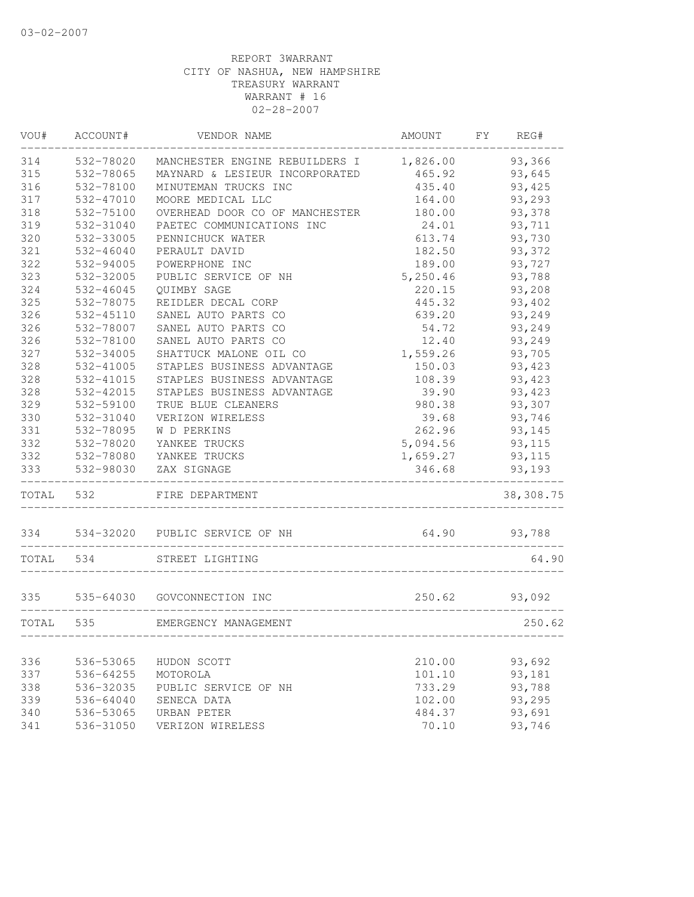03-02-2007

REPORT 3WARRANT
CITY OF NASHUA, NEW HAMPSHIRE
TREASURY WARRANT
WARRANT # 16
02-28-2007

| VOU# | ACCOUNT# | VENDOR NAME | AMOUNT | FY | REG# |
|---|---|---|---|---|---|
| 314 | 532-78020 | MANCHESTER ENGINE REBUILDERS I | 1,826.00 | | 93,366 |
| 315 | 532-78065 | MAYNARD & LESIEUR INCORPORATED | 465.92 | | 93,645 |
| 316 | 532-78100 | MINUTEMAN TRUCKS INC | 435.40 | | 93,425 |
| 317 | 532-47010 | MOORE MEDICAL LLC | 164.00 | | 93,293 |
| 318 | 532-75100 | OVERHEAD DOOR CO OF MANCHESTER | 180.00 | | 93,378 |
| 319 | 532-31040 | PAETEC COMMUNICATIONS INC | 24.01 | | 93,711 |
| 320 | 532-33005 | PENNICHUCK WATER | 613.74 | | 93,730 |
| 321 | 532-46040 | PERAULT DAVID | 182.50 | | 93,372 |
| 322 | 532-94005 | POWERPHONE INC | 189.00 | | 93,727 |
| 323 | 532-32005 | PUBLIC SERVICE OF NH | 5,250.46 | | 93,788 |
| 324 | 532-46045 | QUIMBY SAGE | 220.15 | | 93,208 |
| 325 | 532-78075 | REIDLER DECAL CORP | 445.32 | | 93,402 |
| 326 | 532-45110 | SANEL AUTO PARTS CO | 639.20 | | 93,249 |
| 326 | 532-78007 | SANEL AUTO PARTS CO | 54.72 | | 93,249 |
| 326 | 532-78100 | SANEL AUTO PARTS CO | 12.40 | | 93,249 |
| 327 | 532-34005 | SHATTUCK MALONE OIL CO | 1,559.26 | | 93,705 |
| 328 | 532-41005 | STAPLES BUSINESS ADVANTAGE | 150.03 | | 93,423 |
| 328 | 532-41015 | STAPLES BUSINESS ADVANTAGE | 108.39 | | 93,423 |
| 328 | 532-42015 | STAPLES BUSINESS ADVANTAGE | 39.90 | | 93,423 |
| 329 | 532-59100 | TRUE BLUE CLEANERS | 980.38 | | 93,307 |
| 330 | 532-31040 | VERIZON WIRELESS | 39.68 | | 93,746 |
| 331 | 532-78095 | W D PERKINS | 262.96 | | 93,145 |
| 332 | 532-78020 | YANKEE TRUCKS | 5,094.56 | | 93,115 |
| 332 | 532-78080 | YANKEE TRUCKS | 1,659.27 | | 93,115 |
| 333 | 532-98030 | ZAX SIGNAGE | 346.68 | | 93,193 |
| TOTAL | 532 | FIRE DEPARTMENT | | | 38,308.75 |
| 334 | 534-32020 | PUBLIC SERVICE OF NH | 64.90 | | 93,788 |
| TOTAL | 534 | STREET LIGHTING | | | 64.90 |
| 335 | 535-64030 | GOVCONNECTION INC | 250.62 | | 93,092 |
| TOTAL | 535 | EMERGENCY MANAGEMENT | | | 250.62 |
| 336 | 536-53065 | HUDON SCOTT | 210.00 | | 93,692 |
| 337 | 536-64255 | MOTOROLA | 101.10 | | 93,181 |
| 338 | 536-32035 | PUBLIC SERVICE OF NH | 733.29 | | 93,788 |
| 339 | 536-64040 | SENECA DATA | 102.00 | | 93,295 |
| 340 | 536-53065 | URBAN PETER | 484.37 | | 93,691 |
| 341 | 536-31050 | VERIZON WIRELESS | 70.10 | | 93,746 |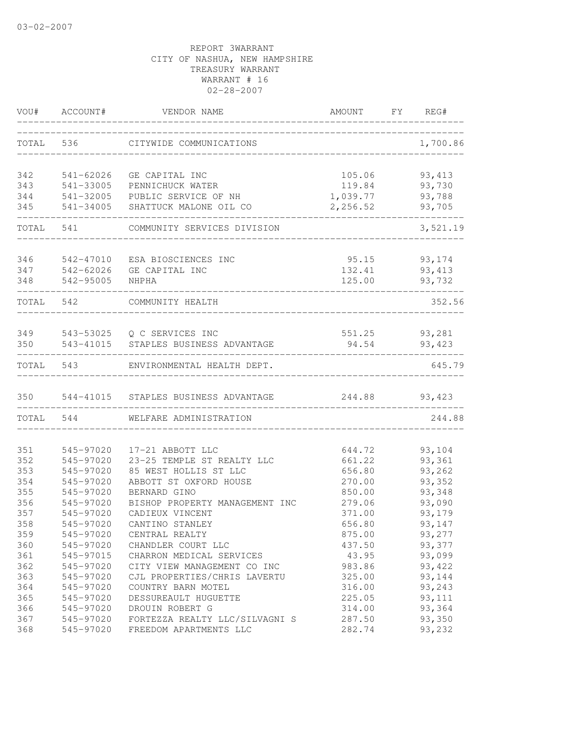03-02-2007

REPORT 3WARRANT
CITY OF NASHUA, NEW HAMPSHIRE
TREASURY WARRANT
WARRANT # 16
02-28-2007

| VOU# | ACCOUNT# | VENDOR NAME | AMOUNT | FY | REG# |
|---|---|---|---|---|---|
| TOTAL | 536 | CITYWIDE COMMUNICATIONS | | | 1,700.86 |
| 342 | 541-62026 | GE CAPITAL INC | 105.06 | | 93,413 |
| 343 | 541-33005 | PENNICHUCK WATER | 119.84 | | 93,730 |
| 344 | 541-32005 | PUBLIC SERVICE OF NH | 1,039.77 | | 93,788 |
| 345 | 541-34005 | SHATTUCK MALONE OIL CO | 2,256.52 | | 93,705 |
| TOTAL | 541 | COMMUNITY SERVICES DIVISION | | | 3,521.19 |
| 346 | 542-47010 | ESA BIOSCIENCES INC | 95.15 | | 93,174 |
| 347 | 542-62026 | GE CAPITAL INC | 132.41 | | 93,413 |
| 348 | 542-95005 | NHPHA | 125.00 | | 93,732 |
| TOTAL | 542 | COMMUNITY HEALTH | | | 352.56 |
| 349 | 543-53025 | Q C SERVICES INC | 551.25 | | 93,281 |
| 350 | 543-41015 | STAPLES BUSINESS ADVANTAGE | 94.54 | | 93,423 |
| TOTAL | 543 | ENVIRONMENTAL HEALTH DEPT. | | | 645.79 |
| 350 | 544-41015 | STAPLES BUSINESS ADVANTAGE | 244.88 | | 93,423 |
| TOTAL | 544 | WELFARE ADMINISTRATION | | | 244.88 |
| 351 | 545-97020 | 17-21 ABBOTT LLC | 644.72 | | 93,104 |
| 352 | 545-97020 | 23-25 TEMPLE ST REALTY LLC | 661.22 | | 93,361 |
| 353 | 545-97020 | 85 WEST HOLLIS ST LLC | 656.80 | | 93,262 |
| 354 | 545-97020 | ABBOTT ST OXFORD HOUSE | 270.00 | | 93,352 |
| 355 | 545-97020 | BERNARD GINO | 850.00 | | 93,348 |
| 356 | 545-97020 | BISHOP PROPERTY MANAGEMENT INC | 279.06 | | 93,090 |
| 357 | 545-97020 | CADIEUX VINCENT | 371.00 | | 93,179 |
| 358 | 545-97020 | CANTINO STANLEY | 656.80 | | 93,147 |
| 359 | 545-97020 | CENTRAL REALTY | 875.00 | | 93,277 |
| 360 | 545-97020 | CHANDLER COURT LLC | 437.50 | | 93,377 |
| 361 | 545-97015 | CHARRON MEDICAL SERVICES | 43.95 | | 93,099 |
| 362 | 545-97020 | CITY VIEW MANAGEMENT CO INC | 983.86 | | 93,422 |
| 363 | 545-97020 | CJL PROPERTIES/CHRIS LAVERTU | 325.00 | | 93,144 |
| 364 | 545-97020 | COUNTRY BARN MOTEL | 316.00 | | 93,243 |
| 365 | 545-97020 | DESSUREAULT HUGUETTE | 225.05 | | 93,111 |
| 366 | 545-97020 | DROUIN ROBERT G | 314.00 | | 93,364 |
| 367 | 545-97020 | FORTEZZA REALTY LLC/SILVAGNI S | 287.50 | | 93,350 |
| 368 | 545-97020 | FREEDOM APARTMENTS LLC | 282.74 | | 93,232 |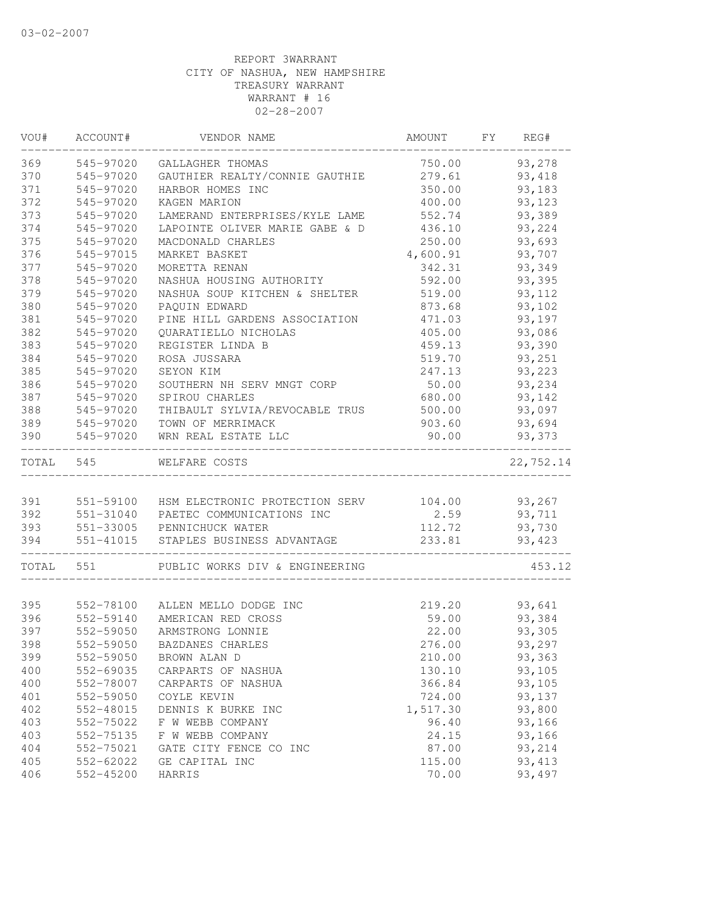03-02-2007

REPORT 3WARRANT
CITY OF NASHUA, NEW HAMPSHIRE
TREASURY WARRANT
WARRANT # 16
02-28-2007

| VOU# | ACCOUNT# | VENDOR NAME | AMOUNT | FY | REG# |
|---|---|---|---|---|---|
| 369 | 545-97020 | GALLAGHER THOMAS | 750.00 | | 93,278 |
| 370 | 545-97020 | GAUTHIER REALTY/CONNIE GAUTHIE | 279.61 | | 93,418 |
| 371 | 545-97020 | HARBOR HOMES INC | 350.00 | | 93,183 |
| 372 | 545-97020 | KAGEN MARION | 400.00 | | 93,123 |
| 373 | 545-97020 | LAMERAND ENTERPRISES/KYLE LAME | 552.74 | | 93,389 |
| 374 | 545-97020 | LAPOINTE OLIVER MARIE GABE & D | 436.10 | | 93,224 |
| 375 | 545-97020 | MACDONALD CHARLES | 250.00 | | 93,693 |
| 376 | 545-97015 | MARKET BASKET | 4,600.91 | | 93,707 |
| 377 | 545-97020 | MORETTA RENAN | 342.31 | | 93,349 |
| 378 | 545-97020 | NASHUA HOUSING AUTHORITY | 592.00 | | 93,395 |
| 379 | 545-97020 | NASHUA SOUP KITCHEN & SHELTER | 519.00 | | 93,112 |
| 380 | 545-97020 | PAQUIN EDWARD | 873.68 | | 93,102 |
| 381 | 545-97020 | PINE HILL GARDENS ASSOCIATION | 471.03 | | 93,197 |
| 382 | 545-97020 | QUARATIELLO NICHOLAS | 405.00 | | 93,086 |
| 383 | 545-97020 | REGISTER LINDA B | 459.13 | | 93,390 |
| 384 | 545-97020 | ROSA JUSSARA | 519.70 | | 93,251 |
| 385 | 545-97020 | SEYON KIM | 247.13 | | 93,223 |
| 386 | 545-97020 | SOUTHERN NH SERV MNGT CORP | 50.00 | | 93,234 |
| 387 | 545-97020 | SPIROU CHARLES | 680.00 | | 93,142 |
| 388 | 545-97020 | THIBAULT SYLVIA/REVOCABLE TRUS | 500.00 | | 93,097 |
| 389 | 545-97020 | TOWN OF MERRIMACK | 903.60 | | 93,694 |
| 390 | 545-97020 | WRN REAL ESTATE LLC | 90.00 | | 93,373 |
| TOTAL | 545 | WELFARE COSTS | | | 22,752.14 |
| 391 | 551-59100 | HSM ELECTRONIC PROTECTION SERV | 104.00 | | 93,267 |
| 392 | 551-31040 | PAETEC COMMUNICATIONS INC | 2.59 | | 93,711 |
| 393 | 551-33005 | PENNICHUCK WATER | 112.72 | | 93,730 |
| 394 | 551-41015 | STAPLES BUSINESS ADVANTAGE | 233.81 | | 93,423 |
| TOTAL | 551 | PUBLIC WORKS DIV & ENGINEERING | | | 453.12 |
| 395 | 552-78100 | ALLEN MELLO DODGE INC | 219.20 | | 93,641 |
| 396 | 552-59140 | AMERICAN RED CROSS | 59.00 | | 93,384 |
| 397 | 552-59050 | ARMSTRONG LONNIE | 22.00 | | 93,305 |
| 398 | 552-59050 | BAZDANES CHARLES | 276.00 | | 93,297 |
| 399 | 552-59050 | BROWN ALAN D | 210.00 | | 93,363 |
| 400 | 552-69035 | CARPARTS OF NASHUA | 130.10 | | 93,105 |
| 400 | 552-78007 | CARPARTS OF NASHUA | 366.84 | | 93,105 |
| 401 | 552-59050 | COYLE KEVIN | 724.00 | | 93,137 |
| 402 | 552-48015 | DENNIS K BURKE INC | 1,517.30 | | 93,800 |
| 403 | 552-75022 | F W WEBB COMPANY | 96.40 | | 93,166 |
| 403 | 552-75135 | F W WEBB COMPANY | 24.15 | | 93,166 |
| 404 | 552-75021 | GATE CITY FENCE CO INC | 87.00 | | 93,214 |
| 405 | 552-62022 | GE CAPITAL INC | 115.00 | | 93,413 |
| 406 | 552-45200 | HARRIS | 70.00 | | 93,497 |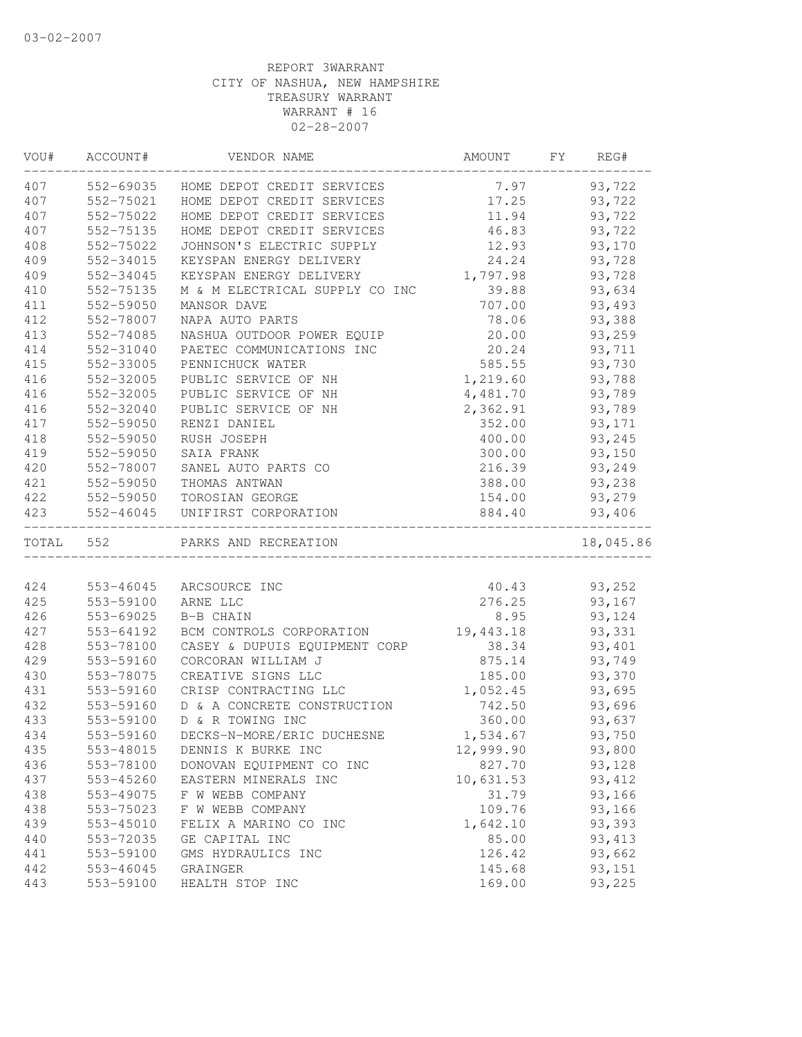03-02-2007

REPORT 3WARRANT
CITY OF NASHUA, NEW HAMPSHIRE
TREASURY WARRANT
WARRANT # 16
02-28-2007

| VOU# | ACCOUNT# | VENDOR NAME | AMOUNT | FY | REG# |
|---|---|---|---|---|---|
| 407 | 552-69035 | HOME DEPOT CREDIT SERVICES | 7.97 | | 93,722 |
| 407 | 552-75021 | HOME DEPOT CREDIT SERVICES | 17.25 | | 93,722 |
| 407 | 552-75022 | HOME DEPOT CREDIT SERVICES | 11.94 | | 93,722 |
| 407 | 552-75135 | HOME DEPOT CREDIT SERVICES | 46.83 | | 93,722 |
| 408 | 552-75022 | JOHNSON'S ELECTRIC SUPPLY | 12.93 | | 93,170 |
| 409 | 552-34015 | KEYSPAN ENERGY DELIVERY | 24.24 | | 93,728 |
| 409 | 552-34045 | KEYSPAN ENERGY DELIVERY | 1,797.98 | | 93,728 |
| 410 | 552-75135 | M & M ELECTRICAL SUPPLY CO INC | 39.88 | | 93,634 |
| 411 | 552-59050 | MANSOR DAVE | 707.00 | | 93,493 |
| 412 | 552-78007 | NAPA AUTO PARTS | 78.06 | | 93,388 |
| 413 | 552-74085 | NASHUA OUTDOOR POWER EQUIP | 20.00 | | 93,259 |
| 414 | 552-31040 | PAETEC COMMUNICATIONS INC | 20.24 | | 93,711 |
| 415 | 552-33005 | PENNICHUCK WATER | 585.55 | | 93,730 |
| 416 | 552-32005 | PUBLIC SERVICE OF NH | 1,219.60 | | 93,788 |
| 416 | 552-32005 | PUBLIC SERVICE OF NH | 4,481.70 | | 93,789 |
| 416 | 552-32040 | PUBLIC SERVICE OF NH | 2,362.91 | | 93,789 |
| 417 | 552-59050 | RENZI DANIEL | 352.00 | | 93,171 |
| 418 | 552-59050 | RUSH JOSEPH | 400.00 | | 93,245 |
| 419 | 552-59050 | SAIA FRANK | 300.00 | | 93,150 |
| 420 | 552-78007 | SANEL AUTO PARTS CO | 216.39 | | 93,249 |
| 421 | 552-59050 | THOMAS ANTWAN | 388.00 | | 93,238 |
| 422 | 552-59050 | TOROSIAN GEORGE | 154.00 | | 93,279 |
| 423 | 552-46045 | UNIFIRST CORPORATION | 884.40 | | 93,406 |
| TOTAL | 552 | PARKS AND RECREATION | | | 18,045.86 |
| 424 | 553-46045 | ARCSOURCE INC | 40.43 | | 93,252 |
| 425 | 553-59100 | ARNE LLC | 276.25 | | 93,167 |
| 426 | 553-69025 | B-B CHAIN | 8.95 | | 93,124 |
| 427 | 553-64192 | BCM CONTROLS CORPORATION | 19,443.18 | | 93,331 |
| 428 | 553-78100 | CASEY & DUPUIS EQUIPMENT CORP | 38.34 | | 93,401 |
| 429 | 553-59160 | CORCORAN WILLIAM J | 875.14 | | 93,749 |
| 430 | 553-78075 | CREATIVE SIGNS LLC | 185.00 | | 93,370 |
| 431 | 553-59160 | CRISP CONTRACTING LLC | 1,052.45 | | 93,695 |
| 432 | 553-59160 | D & A CONCRETE CONSTRUCTION | 742.50 | | 93,696 |
| 433 | 553-59100 | D & R TOWING INC | 360.00 | | 93,637 |
| 434 | 553-59160 | DECKS-N-MORE/ERIC DUCHESNE | 1,534.67 | | 93,750 |
| 435 | 553-48015 | DENNIS K BURKE INC | 12,999.90 | | 93,800 |
| 436 | 553-78100 | DONOVAN EQUIPMENT CO INC | 827.70 | | 93,128 |
| 437 | 553-45260 | EASTERN MINERALS INC | 10,631.53 | | 93,412 |
| 438 | 553-49075 | F W WEBB COMPANY | 31.79 | | 93,166 |
| 438 | 553-75023 | F W WEBB COMPANY | 109.76 | | 93,166 |
| 439 | 553-45010 | FELIX A MARINO CO INC | 1,642.10 | | 93,393 |
| 440 | 553-72035 | GE CAPITAL INC | 85.00 | | 93,413 |
| 441 | 553-59100 | GMS HYDRAULICS INC | 126.42 | | 93,662 |
| 442 | 553-46045 | GRAINGER | 145.68 | | 93,151 |
| 443 | 553-59100 | HEALTH STOP INC | 169.00 | | 93,225 |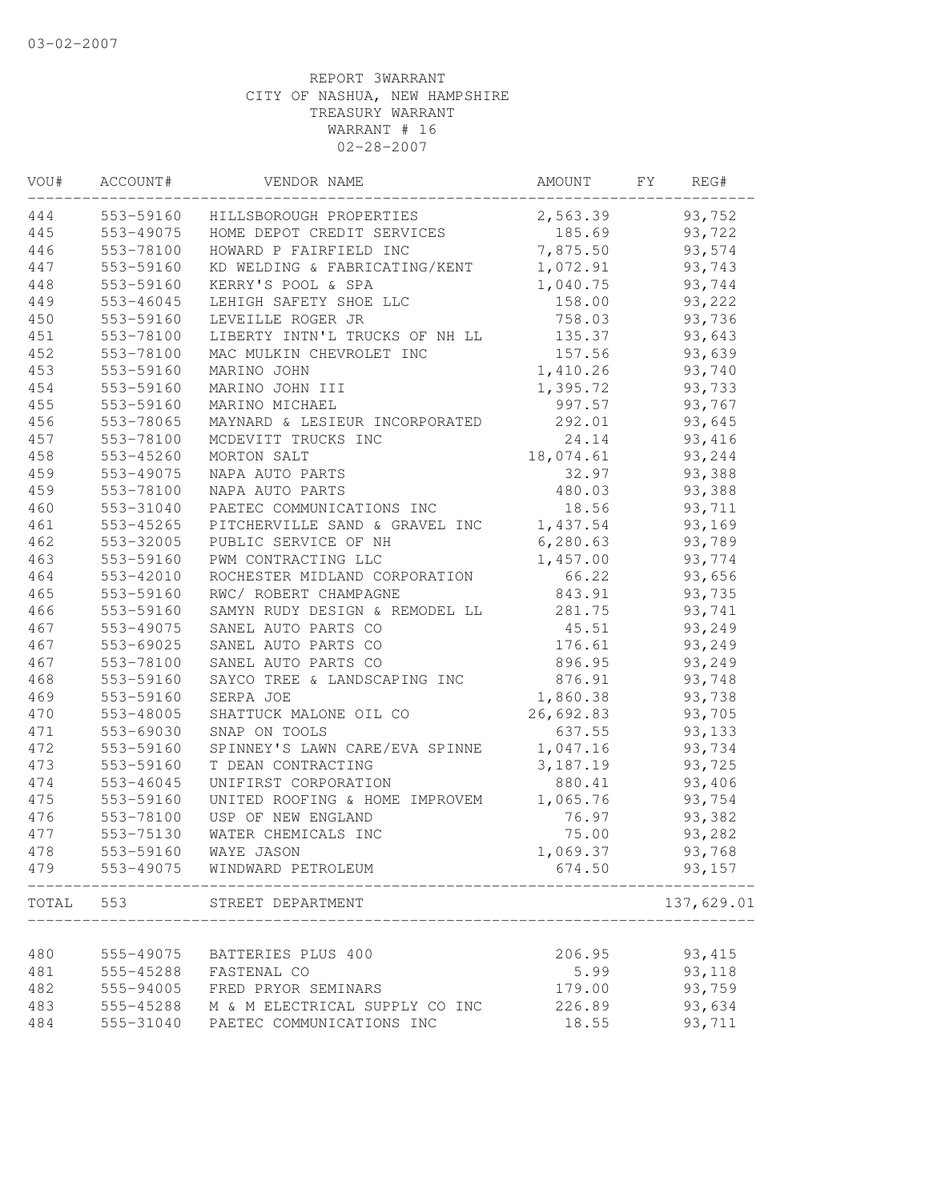03-02-2007

REPORT 3WARRANT
CITY OF NASHUA, NEW HAMPSHIRE
TREASURY WARRANT
WARRANT # 16
02-28-2007

| VOU# | ACCOUNT# | VENDOR NAME | AMOUNT | FY | REG# |
|---|---|---|---|---|---|
| 444 | 553-59160 | HILLSBOROUGH PROPERTIES | 2,563.39 | | 93,752 |
| 445 | 553-49075 | HOME DEPOT CREDIT SERVICES | 185.69 | | 93,722 |
| 446 | 553-78100 | HOWARD P FAIRFIELD INC | 7,875.50 | | 93,574 |
| 447 | 553-59160 | KD WELDING & FABRICATING/KENT | 1,072.91 | | 93,743 |
| 448 | 553-59160 | KERRY'S POOL & SPA | 1,040.75 | | 93,744 |
| 449 | 553-46045 | LEHIGH SAFETY SHOE LLC | 158.00 | | 93,222 |
| 450 | 553-59160 | LEVEILLE ROGER JR | 758.03 | | 93,736 |
| 451 | 553-78100 | LIBERTY INTN'L TRUCKS OF NH LL | 135.37 | | 93,643 |
| 452 | 553-78100 | MAC MULKIN CHEVROLET INC | 157.56 | | 93,639 |
| 453 | 553-59160 | MARINO JOHN | 1,410.26 | | 93,740 |
| 454 | 553-59160 | MARINO JOHN III | 1,395.72 | | 93,733 |
| 455 | 553-59160 | MARINO MICHAEL | 997.57 | | 93,767 |
| 456 | 553-78065 | MAYNARD & LESIEUR INCORPORATED | 292.01 | | 93,645 |
| 457 | 553-78100 | MCDEVITT TRUCKS INC | 24.14 | | 93,416 |
| 458 | 553-45260 | MORTON SALT | 18,074.61 | | 93,244 |
| 459 | 553-49075 | NAPA AUTO PARTS | 32.97 | | 93,388 |
| 459 | 553-78100 | NAPA AUTO PARTS | 480.03 | | 93,388 |
| 460 | 553-31040 | PAETEC COMMUNICATIONS INC | 18.56 | | 93,711 |
| 461 | 553-45265 | PITCHERVILLE SAND & GRAVEL INC | 1,437.54 | | 93,169 |
| 462 | 553-32005 | PUBLIC SERVICE OF NH | 6,280.63 | | 93,789 |
| 463 | 553-59160 | PWM CONTRACTING LLC | 1,457.00 | | 93,774 |
| 464 | 553-42010 | ROCHESTER MIDLAND CORPORATION | 66.22 | | 93,656 |
| 465 | 553-59160 | RWC/ ROBERT CHAMPAGNE | 843.91 | | 93,735 |
| 466 | 553-59160 | SAMYN RUDY DESIGN & REMODEL LL | 281.75 | | 93,741 |
| 467 | 553-49075 | SANEL AUTO PARTS CO | 45.51 | | 93,249 |
| 467 | 553-69025 | SANEL AUTO PARTS CO | 176.61 | | 93,249 |
| 467 | 553-78100 | SANEL AUTO PARTS CO | 896.95 | | 93,249 |
| 468 | 553-59160 | SAYCO TREE & LANDSCAPING INC | 876.91 | | 93,748 |
| 469 | 553-59160 | SERPA JOE | 1,860.38 | | 93,738 |
| 470 | 553-48005 | SHATTUCK MALONE OIL CO | 26,692.83 | | 93,705 |
| 471 | 553-69030 | SNAP ON TOOLS | 637.55 | | 93,133 |
| 472 | 553-59160 | SPINNEY'S LAWN CARE/EVA SPINNE | 1,047.16 | | 93,734 |
| 473 | 553-59160 | T DEAN CONTRACTING | 3,187.19 | | 93,725 |
| 474 | 553-46045 | UNIFIRST CORPORATION | 880.41 | | 93,406 |
| 475 | 553-59160 | UNITED ROOFING & HOME IMPROVEM | 1,065.76 | | 93,754 |
| 476 | 553-78100 | USP OF NEW ENGLAND | 76.97 | | 93,382 |
| 477 | 553-75130 | WATER CHEMICALS INC | 75.00 | | 93,282 |
| 478 | 553-59160 | WAYE JASON | 1,069.37 | | 93,768 |
| 479 | 553-49075 | WINDWARD PETROLEUM | 674.50 | | 93,157 |
| TOTAL | 553 | STREET DEPARTMENT | | | 137,629.01 |
| 480 | 555-49075 | BATTERIES PLUS 400 | 206.95 | | 93,415 |
| 481 | 555-45288 | FASTENAL CO | 5.99 | | 93,118 |
| 482 | 555-94005 | FRED PRYOR SEMINARS | 179.00 | | 93,759 |
| 483 | 555-45288 | M & M ELECTRICAL SUPPLY CO INC | 226.89 | | 93,634 |
| 484 | 555-31040 | PAETEC COMMUNICATIONS INC | 18.55 | | 93,711 |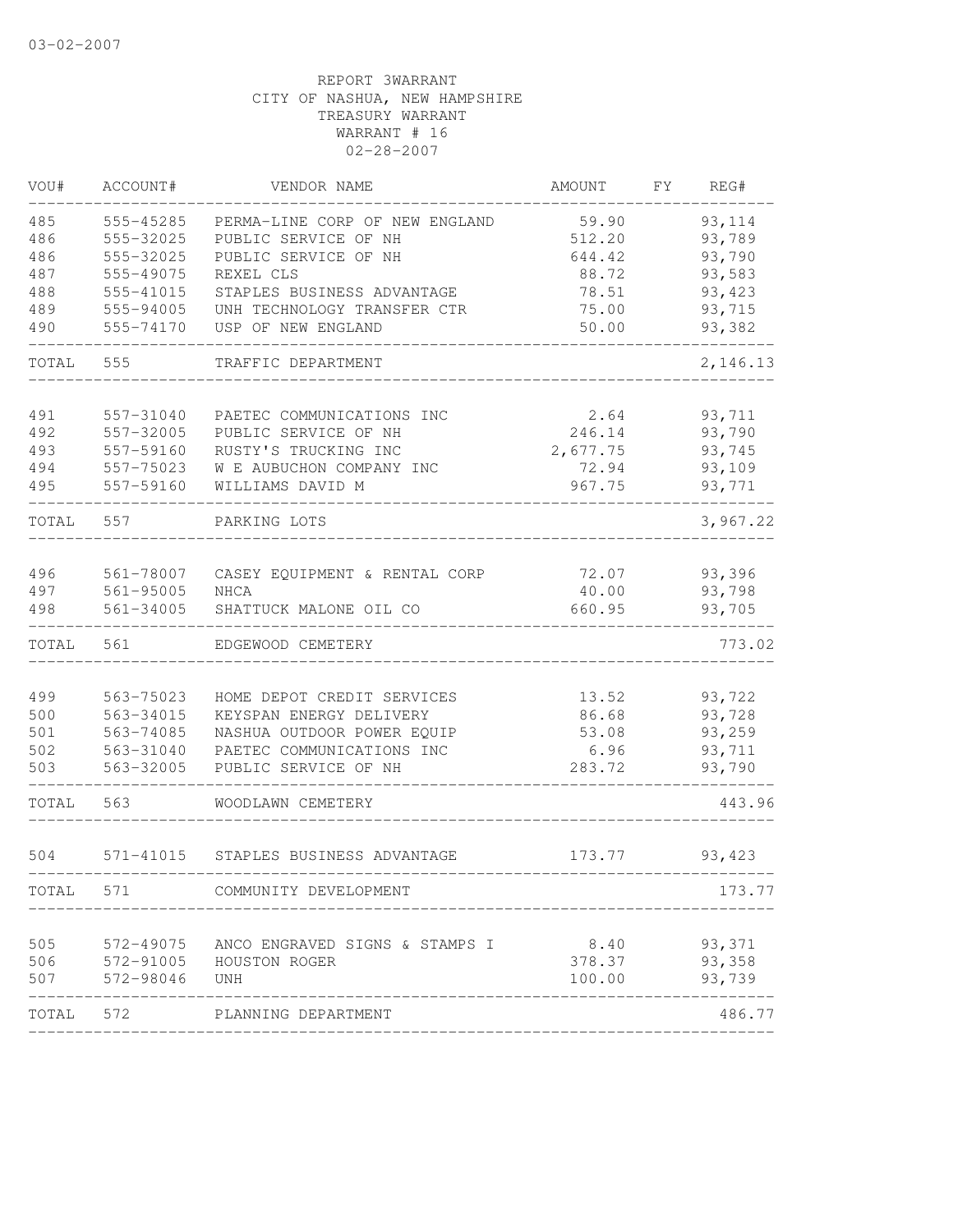03-02-2007

REPORT 3WARRANT
CITY OF NASHUA, NEW HAMPSHIRE
TREASURY WARRANT
WARRANT # 16
02-28-2007

| VOU# | ACCOUNT# | VENDOR NAME | AMOUNT | FY | REG# |
|---|---|---|---|---|---|
| 485 | 555-45285 | PERMA-LINE CORP OF NEW ENGLAND | 59.90 | | 93,114 |
| 486 | 555-32025 | PUBLIC SERVICE OF NH | 512.20 | | 93,789 |
| 486 | 555-32025 | PUBLIC SERVICE OF NH | 644.42 | | 93,790 |
| 487 | 555-49075 | REXEL CLS | 88.72 | | 93,583 |
| 488 | 555-41015 | STAPLES BUSINESS ADVANTAGE | 78.51 | | 93,423 |
| 489 | 555-94005 | UNH TECHNOLOGY TRANSFER CTR | 75.00 | | 93,715 |
| 490 | 555-74170 | USP OF NEW ENGLAND | 50.00 | | 93,382 |
| TOTAL | 555 | TRAFFIC DEPARTMENT | | | 2,146.13 |
| 491 | 557-31040 | PAETEC COMMUNICATIONS INC | 2.64 | | 93,711 |
| 492 | 557-32005 | PUBLIC SERVICE OF NH | 246.14 | | 93,790 |
| 493 | 557-59160 | RUSTY'S TRUCKING INC | 2,677.75 | | 93,745 |
| 494 | 557-75023 | W E AUBUCHON COMPANY INC | 72.94 | | 93,109 |
| 495 | 557-59160 | WILLIAMS DAVID M | 967.75 | | 93,771 |
| TOTAL | 557 | PARKING LOTS | | | 3,967.22 |
| 496 | 561-78007 | CASEY EQUIPMENT & RENTAL CORP | 72.07 | | 93,396 |
| 497 | 561-95005 | NHCA | 40.00 | | 93,798 |
| 498 | 561-34005 | SHATTUCK MALONE OIL CO | 660.95 | | 93,705 |
| TOTAL | 561 | EDGEWOOD CEMETERY | | | 773.02 |
| 499 | 563-75023 | HOME DEPOT CREDIT SERVICES | 13.52 | | 93,722 |
| 500 | 563-34015 | KEYSPAN ENERGY DELIVERY | 86.68 | | 93,728 |
| 501 | 563-74085 | NASHUA OUTDOOR POWER EQUIP | 53.08 | | 93,259 |
| 502 | 563-31040 | PAETEC COMMUNICATIONS INC | 6.96 | | 93,711 |
| 503 | 563-32005 | PUBLIC SERVICE OF NH | 283.72 | | 93,790 |
| TOTAL | 563 | WOODLAWN CEMETERY | | | 443.96 |
| 504 | 571-41015 | STAPLES BUSINESS ADVANTAGE | 173.77 | | 93,423 |
| TOTAL | 571 | COMMUNITY DEVELOPMENT | | | 173.77 |
| 505 | 572-49075 | ANCO ENGRAVED SIGNS & STAMPS I | 8.40 | | 93,371 |
| 506 | 572-91005 | HOUSTON ROGER | 378.37 | | 93,358 |
| 507 | 572-98046 | UNH | 100.00 | | 93,739 |
| TOTAL | 572 | PLANNING DEPARTMENT | | | 486.77 |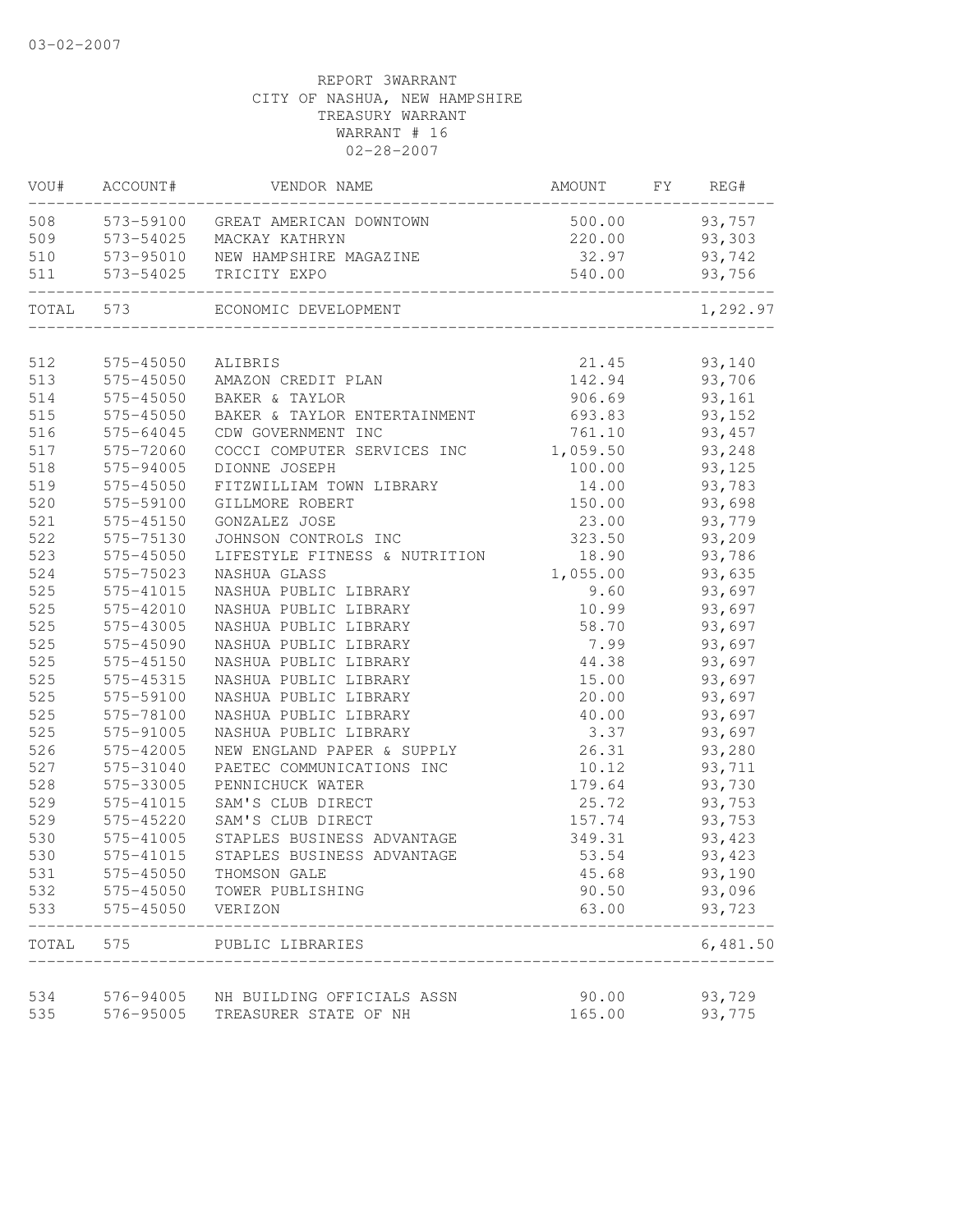03-02-2007

REPORT 3WARRANT
CITY OF NASHUA, NEW HAMPSHIRE
TREASURY WARRANT
WARRANT # 16
02-28-2007

| VOU# | ACCOUNT# | VENDOR NAME | AMOUNT | FY | REG# |
|---|---|---|---|---|---|
| 508 | 573-59100 | GREAT AMERICAN DOWNTOWN | 500.00 | | 93,757 |
| 509 | 573-54025 | MACKAY KATHRYN | 220.00 | | 93,303 |
| 510 | 573-95010 | NEW HAMPSHIRE MAGAZINE | 32.97 | | 93,742 |
| 511 | 573-54025 | TRICITY EXPO | 540.00 | | 93,756 |
| TOTAL | 573 | ECONOMIC DEVELOPMENT | | | 1,292.97 |
| 512 | 575-45050 | ALIBRIS | 21.45 | | 93,140 |
| 513 | 575-45050 | AMAZON CREDIT PLAN | 142.94 | | 93,706 |
| 514 | 575-45050 | BAKER & TAYLOR | 906.69 | | 93,161 |
| 515 | 575-45050 | BAKER & TAYLOR ENTERTAINMENT | 693.83 | | 93,152 |
| 516 | 575-64045 | CDW GOVERNMENT INC | 761.10 | | 93,457 |
| 517 | 575-72060 | COCCI COMPUTER SERVICES INC | 1,059.50 | | 93,248 |
| 518 | 575-94005 | DIONNE JOSEPH | 100.00 | | 93,125 |
| 519 | 575-45050 | FITZWILLIAM TOWN LIBRARY | 14.00 | | 93,783 |
| 520 | 575-59100 | GILLMORE ROBERT | 150.00 | | 93,698 |
| 521 | 575-45150 | GONZALEZ JOSE | 23.00 | | 93,779 |
| 522 | 575-75130 | JOHNSON CONTROLS INC | 323.50 | | 93,209 |
| 523 | 575-45050 | LIFESTYLE FITNESS & NUTRITION | 18.90 | | 93,786 |
| 524 | 575-75023 | NASHUA GLASS | 1,055.00 | | 93,635 |
| 525 | 575-41015 | NASHUA PUBLIC LIBRARY | 9.60 | | 93,697 |
| 525 | 575-42010 | NASHUA PUBLIC LIBRARY | 10.99 | | 93,697 |
| 525 | 575-43005 | NASHUA PUBLIC LIBRARY | 58.70 | | 93,697 |
| 525 | 575-45090 | NASHUA PUBLIC LIBRARY | 7.99 | | 93,697 |
| 525 | 575-45150 | NASHUA PUBLIC LIBRARY | 44.38 | | 93,697 |
| 525 | 575-45315 | NASHUA PUBLIC LIBRARY | 15.00 | | 93,697 |
| 525 | 575-59100 | NASHUA PUBLIC LIBRARY | 20.00 | | 93,697 |
| 525 | 575-78100 | NASHUA PUBLIC LIBRARY | 40.00 | | 93,697 |
| 525 | 575-91005 | NASHUA PUBLIC LIBRARY | 3.37 | | 93,697 |
| 526 | 575-42005 | NEW ENGLAND PAPER & SUPPLY | 26.31 | | 93,280 |
| 527 | 575-31040 | PAETEC COMMUNICATIONS INC | 10.12 | | 93,711 |
| 528 | 575-33005 | PENNICHUCK WATER | 179.64 | | 93,730 |
| 529 | 575-41015 | SAM'S CLUB DIRECT | 25.72 | | 93,753 |
| 529 | 575-45220 | SAM'S CLUB DIRECT | 157.74 | | 93,753 |
| 530 | 575-41005 | STAPLES BUSINESS ADVANTAGE | 349.31 | | 93,423 |
| 530 | 575-41015 | STAPLES BUSINESS ADVANTAGE | 53.54 | | 93,423 |
| 531 | 575-45050 | THOMSON GALE | 45.68 | | 93,190 |
| 532 | 575-45050 | TOWER PUBLISHING | 90.50 | | 93,096 |
| 533 | 575-45050 | VERIZON | 63.00 | | 93,723 |
| TOTAL | 575 | PUBLIC LIBRARIES | | | 6,481.50 |
| 534 | 576-94005 | NH BUILDING OFFICIALS ASSN | 90.00 | | 93,729 |
| 535 | 576-95005 | TREASURER STATE OF NH | 165.00 | | 93,775 |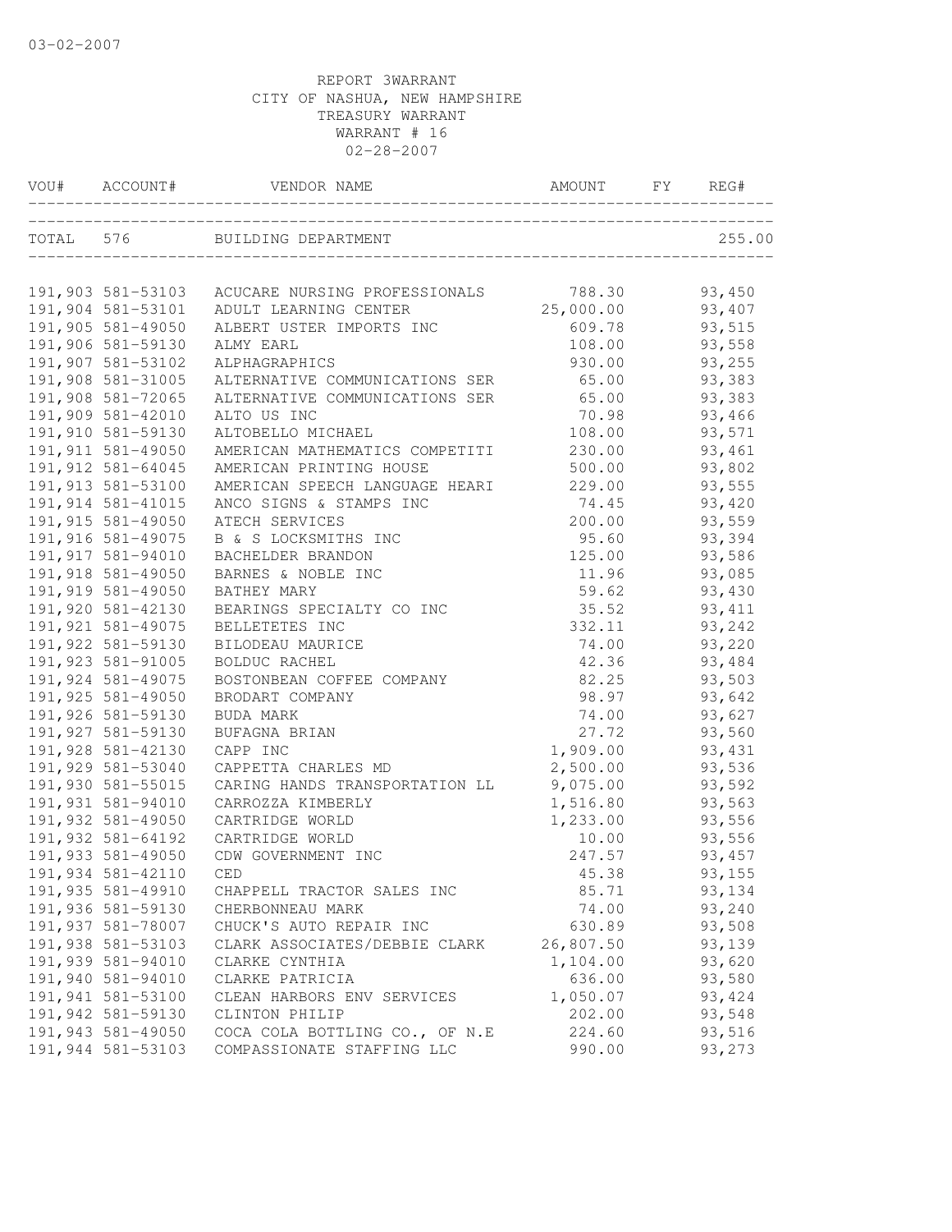03-02-2007

REPORT 3WARRANT
CITY OF NASHUA, NEW HAMPSHIRE
TREASURY WARRANT
WARRANT # 16
02-28-2007

| VOU# | ACCOUNT# | VENDOR NAME | AMOUNT | FY | REG# |
|---|---|---|---|---|---|
| TOTAL | 576 | BUILDING DEPARTMENT | | | 255.00 |
| 191,903 | 581-53103 | ACUCARE NURSING PROFESSIONALS | 788.30 | | 93,450 |
| 191,904 | 581-53101 | ADULT LEARNING CENTER | 25,000.00 | | 93,407 |
| 191,905 | 581-49050 | ALBERT USTER IMPORTS INC | 609.78 | | 93,515 |
| 191,906 | 581-59130 | ALMY EARL | 108.00 | | 93,558 |
| 191,907 | 581-53102 | ALPHAGRAPHICS | 930.00 | | 93,255 |
| 191,908 | 581-31005 | ALTERNATIVE COMMUNICATIONS SER | 65.00 | | 93,383 |
| 191,908 | 581-72065 | ALTERNATIVE COMMUNICATIONS SER | 65.00 | | 93,383 |
| 191,909 | 581-42010 | ALTO US INC | 70.98 | | 93,466 |
| 191,910 | 581-59130 | ALTOBELLO MICHAEL | 108.00 | | 93,571 |
| 191,911 | 581-49050 | AMERICAN MATHEMATICS COMPETITI | 230.00 | | 93,461 |
| 191,912 | 581-64045 | AMERICAN PRINTING HOUSE | 500.00 | | 93,802 |
| 191,913 | 581-53100 | AMERICAN SPEECH LANGUAGE HEARI | 229.00 | | 93,555 |
| 191,914 | 581-41015 | ANCO SIGNS & STAMPS INC | 74.45 | | 93,420 |
| 191,915 | 581-49050 | ATECH SERVICES | 200.00 | | 93,559 |
| 191,916 | 581-49075 | B & S LOCKSMITHS INC | 95.60 | | 93,394 |
| 191,917 | 581-94010 | BACHELDER BRANDON | 125.00 | | 93,586 |
| 191,918 | 581-49050 | BARNES & NOBLE INC | 11.96 | | 93,085 |
| 191,919 | 581-49050 | BATHEY MARY | 59.62 | | 93,430 |
| 191,920 | 581-42130 | BEARINGS SPECIALTY CO INC | 35.52 | | 93,411 |
| 191,921 | 581-49075 | BELLETETES INC | 332.11 | | 93,242 |
| 191,922 | 581-59130 | BILODEAU MAURICE | 74.00 | | 93,220 |
| 191,923 | 581-91005 | BOLDUC RACHEL | 42.36 | | 93,484 |
| 191,924 | 581-49075 | BOSTONBEAN COFFEE COMPANY | 82.25 | | 93,503 |
| 191,925 | 581-49050 | BRODART COMPANY | 98.97 | | 93,642 |
| 191,926 | 581-59130 | BUDA MARK | 74.00 | | 93,627 |
| 191,927 | 581-59130 | BUFAGNA BRIAN | 27.72 | | 93,560 |
| 191,928 | 581-42130 | CAPP INC | 1,909.00 | | 93,431 |
| 191,929 | 581-53040 | CAPPETTA CHARLES MD | 2,500.00 | | 93,536 |
| 191,930 | 581-55015 | CARING HANDS TRANSPORTATION LL | 9,075.00 | | 93,592 |
| 191,931 | 581-94010 | CARROZZA KIMBERLY | 1,516.80 | | 93,563 |
| 191,932 | 581-49050 | CARTRIDGE WORLD | 1,233.00 | | 93,556 |
| 191,932 | 581-64192 | CARTRIDGE WORLD | 10.00 | | 93,556 |
| 191,933 | 581-49050 | CDW GOVERNMENT INC | 247.57 | | 93,457 |
| 191,934 | 581-42110 | CED | 45.38 | | 93,155 |
| 191,935 | 581-49910 | CHAPPELL TRACTOR SALES INC | 85.71 | | 93,134 |
| 191,936 | 581-59130 | CHERBONNEAU MARK | 74.00 | | 93,240 |
| 191,937 | 581-78007 | CHUCK'S AUTO REPAIR INC | 630.89 | | 93,508 |
| 191,938 | 581-53103 | CLARK ASSOCIATES/DEBBIE CLARK | 26,807.50 | | 93,139 |
| 191,939 | 581-94010 | CLARKE CYNTHIA | 1,104.00 | | 93,620 |
| 191,940 | 581-94010 | CLARKE PATRICIA | 636.00 | | 93,580 |
| 191,941 | 581-53100 | CLEAN HARBORS ENV SERVICES | 1,050.07 | | 93,424 |
| 191,942 | 581-59130 | CLINTON PHILIP | 202.00 | | 93,548 |
| 191,943 | 581-49050 | COCA COLA BOTTLING CO., OF N.E | 224.60 | | 93,516 |
| 191,944 | 581-53103 | COMPASSIONATE STAFFING LLC | 990.00 | | 93,273 |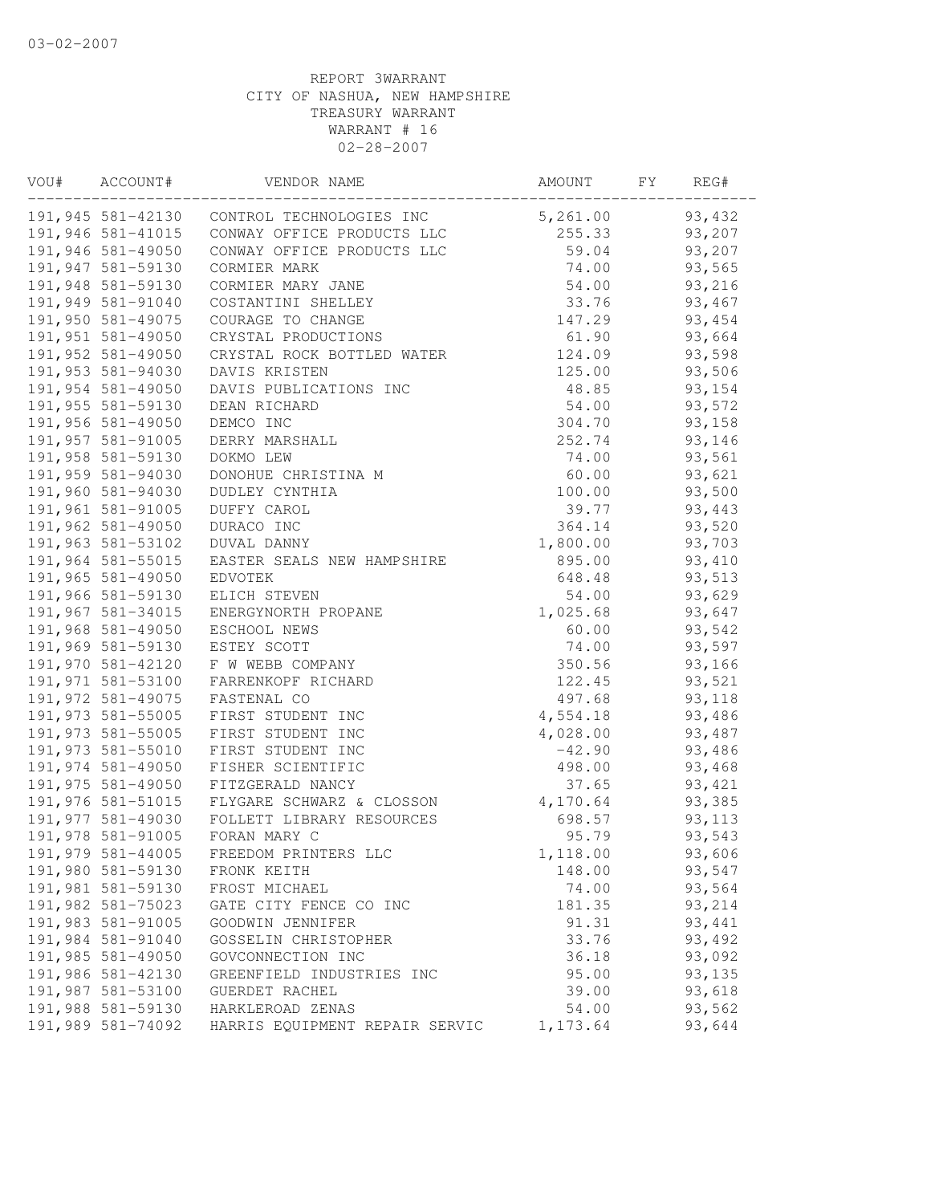03-02-2007

REPORT 3WARRANT
CITY OF NASHUA, NEW HAMPSHIRE
TREASURY WARRANT
WARRANT # 16
02-28-2007

| VOU# | ACCOUNT# | VENDOR NAME | AMOUNT | FY | REG# |
|---|---|---|---|---|---|
| 191,945 | 581-42130 | CONTROL TECHNOLOGIES INC | 5,261.00 | | 93,432 |
| 191,946 | 581-41015 | CONWAY OFFICE PRODUCTS LLC | 255.33 | | 93,207 |
| 191,946 | 581-49050 | CONWAY OFFICE PRODUCTS LLC | 59.04 | | 93,207 |
| 191,947 | 581-59130 | CORMIER MARK | 74.00 | | 93,565 |
| 191,948 | 581-59130 | CORMIER MARY JANE | 54.00 | | 93,216 |
| 191,949 | 581-91040 | COSTANTINI SHELLEY | 33.76 | | 93,467 |
| 191,950 | 581-49075 | COURAGE TO CHANGE | 147.29 | | 93,454 |
| 191,951 | 581-49050 | CRYSTAL PRODUCTIONS | 61.90 | | 93,664 |
| 191,952 | 581-49050 | CRYSTAL ROCK BOTTLED WATER | 124.09 | | 93,598 |
| 191,953 | 581-94030 | DAVIS KRISTEN | 125.00 | | 93,506 |
| 191,954 | 581-49050 | DAVIS PUBLICATIONS INC | 48.85 | | 93,154 |
| 191,955 | 581-59130 | DEAN RICHARD | 54.00 | | 93,572 |
| 191,956 | 581-49050 | DEMCO INC | 304.70 | | 93,158 |
| 191,957 | 581-91005 | DERRY MARSHALL | 252.74 | | 93,146 |
| 191,958 | 581-59130 | DOKMO LEW | 74.00 | | 93,561 |
| 191,959 | 581-94030 | DONOHUE CHRISTINA M | 60.00 | | 93,621 |
| 191,960 | 581-94030 | DUDLEY CYNTHIA | 100.00 | | 93,500 |
| 191,961 | 581-91005 | DUFFY CAROL | 39.77 | | 93,443 |
| 191,962 | 581-49050 | DURACO INC | 364.14 | | 93,520 |
| 191,963 | 581-53102 | DUVAL DANNY | 1,800.00 | | 93,703 |
| 191,964 | 581-55015 | EASTER SEALS NEW HAMPSHIRE | 895.00 | | 93,410 |
| 191,965 | 581-49050 | EDVOTEK | 648.48 | | 93,513 |
| 191,966 | 581-59130 | ELICH STEVEN | 54.00 | | 93,629 |
| 191,967 | 581-34015 | ENERGYNORTH PROPANE | 1,025.68 | | 93,647 |
| 191,968 | 581-49050 | ESCHOOL NEWS | 60.00 | | 93,542 |
| 191,969 | 581-59130 | ESTEY SCOTT | 74.00 | | 93,597 |
| 191,970 | 581-42120 | F W WEBB COMPANY | 350.56 | | 93,166 |
| 191,971 | 581-53100 | FARRENKOPF RICHARD | 122.45 | | 93,521 |
| 191,972 | 581-49075 | FASTENAL CO | 497.68 | | 93,118 |
| 191,973 | 581-55005 | FIRST STUDENT INC | 4,554.18 | | 93,486 |
| 191,973 | 581-55005 | FIRST STUDENT INC | 4,028.00 | | 93,487 |
| 191,973 | 581-55010 | FIRST STUDENT INC | -42.90 | | 93,486 |
| 191,974 | 581-49050 | FISHER SCIENTIFIC | 498.00 | | 93,468 |
| 191,975 | 581-49050 | FITZGERALD NANCY | 37.65 | | 93,421 |
| 191,976 | 581-51015 | FLYGARE SCHWARZ & CLOSSON | 4,170.64 | | 93,385 |
| 191,977 | 581-49030 | FOLLETT LIBRARY RESOURCES | 698.57 | | 93,113 |
| 191,978 | 581-91005 | FORAN MARY C | 95.79 | | 93,543 |
| 191,979 | 581-44005 | FREEDOM PRINTERS LLC | 1,118.00 | | 93,606 |
| 191,980 | 581-59130 | FRONK KEITH | 148.00 | | 93,547 |
| 191,981 | 581-59130 | FROST MICHAEL | 74.00 | | 93,564 |
| 191,982 | 581-75023 | GATE CITY FENCE CO INC | 181.35 | | 93,214 |
| 191,983 | 581-91005 | GOODWIN JENNIFER | 91.31 | | 93,441 |
| 191,984 | 581-91040 | GOSSELIN CHRISTOPHER | 33.76 | | 93,492 |
| 191,985 | 581-49050 | GOVCONNECTION INC | 36.18 | | 93,092 |
| 191,986 | 581-42130 | GREENFIELD INDUSTRIES INC | 95.00 | | 93,135 |
| 191,987 | 581-53100 | GUERDET RACHEL | 39.00 | | 93,618 |
| 191,988 | 581-59130 | HARKLEROAD ZENAS | 54.00 | | 93,562 |
| 191,989 | 581-74092 | HARRIS EQUIPMENT REPAIR SERVIC | 1,173.64 | | 93,644 |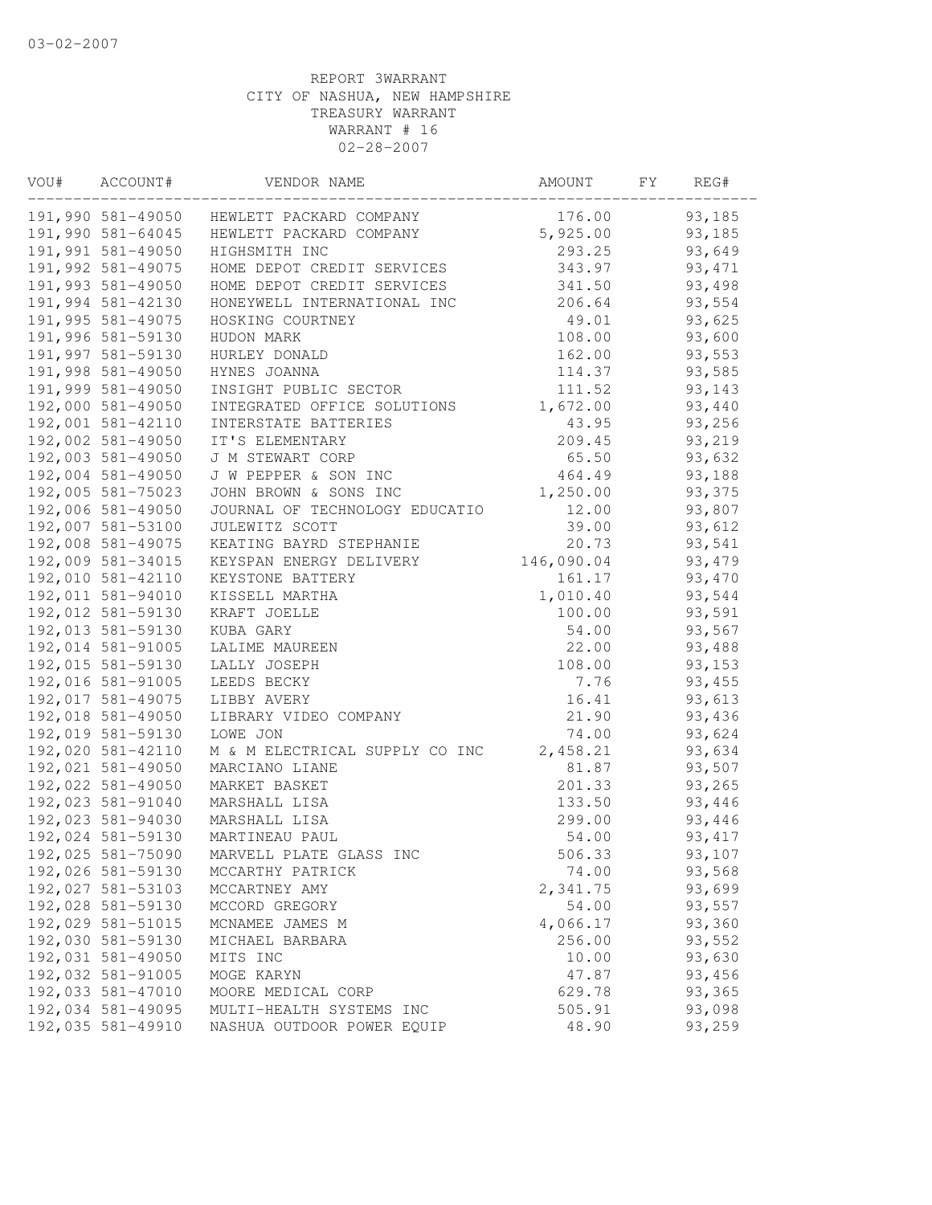03-02-2007

REPORT 3WARRANT
CITY OF NASHUA, NEW HAMPSHIRE
TREASURY WARRANT
WARRANT # 16
02-28-2007

| VOU# | ACCOUNT# | VENDOR NAME | AMOUNT | FY | REG# |
|---|---|---|---|---|---|
| 191,990 | 581-49050 | HEWLETT PACKARD COMPANY | 176.00 | | 93,185 |
| 191,990 | 581-64045 | HEWLETT PACKARD COMPANY | 5,925.00 | | 93,185 |
| 191,991 | 581-49050 | HIGHSMITH INC | 293.25 | | 93,649 |
| 191,992 | 581-49075 | HOME DEPOT CREDIT SERVICES | 343.97 | | 93,471 |
| 191,993 | 581-49050 | HOME DEPOT CREDIT SERVICES | 341.50 | | 93,498 |
| 191,994 | 581-42130 | HONEYWELL INTERNATIONAL INC | 206.64 | | 93,554 |
| 191,995 | 581-49075 | HOSKING COURTNEY | 49.01 | | 93,625 |
| 191,996 | 581-59130 | HUDON MARK | 108.00 | | 93,600 |
| 191,997 | 581-59130 | HURLEY DONALD | 162.00 | | 93,553 |
| 191,998 | 581-49050 | HYNES JOANNA | 114.37 | | 93,585 |
| 191,999 | 581-49050 | INSIGHT PUBLIC SECTOR | 111.52 | | 93,143 |
| 192,000 | 581-49050 | INTEGRATED OFFICE SOLUTIONS | 1,672.00 | | 93,440 |
| 192,001 | 581-42110 | INTERSTATE BATTERIES | 43.95 | | 93,256 |
| 192,002 | 581-49050 | IT'S ELEMENTARY | 209.45 | | 93,219 |
| 192,003 | 581-49050 | J M STEWART CORP | 65.50 | | 93,632 |
| 192,004 | 581-49050 | J W PEPPER & SON INC | 464.49 | | 93,188 |
| 192,005 | 581-75023 | JOHN BROWN & SONS INC | 1,250.00 | | 93,375 |
| 192,006 | 581-49050 | JOURNAL OF TECHNOLOGY EDUCATIO | 12.00 | | 93,807 |
| 192,007 | 581-53100 | JULEWITZ SCOTT | 39.00 | | 93,612 |
| 192,008 | 581-49075 | KEATING BAYRD STEPHANIE | 20.73 | | 93,541 |
| 192,009 | 581-34015 | KEYSPAN ENERGY DELIVERY | 146,090.04 | | 93,479 |
| 192,010 | 581-42110 | KEYSTONE BATTERY | 161.17 | | 93,470 |
| 192,011 | 581-94010 | KISSELL MARTHA | 1,010.40 | | 93,544 |
| 192,012 | 581-59130 | KRAFT JOELLE | 100.00 | | 93,591 |
| 192,013 | 581-59130 | KUBA GARY | 54.00 | | 93,567 |
| 192,014 | 581-91005 | LALIME MAUREEN | 22.00 | | 93,488 |
| 192,015 | 581-59130 | LALLY JOSEPH | 108.00 | | 93,153 |
| 192,016 | 581-91005 | LEEDS BECKY | 7.76 | | 93,455 |
| 192,017 | 581-49075 | LIBBY AVERY | 16.41 | | 93,613 |
| 192,018 | 581-49050 | LIBRARY VIDEO COMPANY | 21.90 | | 93,436 |
| 192,019 | 581-59130 | LOWE JON | 74.00 | | 93,624 |
| 192,020 | 581-42110 | M & M ELECTRICAL SUPPLY CO INC | 2,458.21 | | 93,634 |
| 192,021 | 581-49050 | MARCIANO LIANE | 81.87 | | 93,507 |
| 192,022 | 581-49050 | MARKET BASKET | 201.33 | | 93,265 |
| 192,023 | 581-91040 | MARSHALL LISA | 133.50 | | 93,446 |
| 192,023 | 581-94030 | MARSHALL LISA | 299.00 | | 93,446 |
| 192,024 | 581-59130 | MARTINEAU PAUL | 54.00 | | 93,417 |
| 192,025 | 581-75090 | MARVELL PLATE GLASS INC | 506.33 | | 93,107 |
| 192,026 | 581-59130 | MCCARTHY PATRICK | 74.00 | | 93,568 |
| 192,027 | 581-53103 | MCCARTNEY AMY | 2,341.75 | | 93,699 |
| 192,028 | 581-59130 | MCCORD GREGORY | 54.00 | | 93,557 |
| 192,029 | 581-51015 | MCNAMEE JAMES M | 4,066.17 | | 93,360 |
| 192,030 | 581-59130 | MICHAEL BARBARA | 256.00 | | 93,552 |
| 192,031 | 581-49050 | MITS INC | 10.00 | | 93,630 |
| 192,032 | 581-91005 | MOGE KARYN | 47.87 | | 93,456 |
| 192,033 | 581-47010 | MOORE MEDICAL CORP | 629.78 | | 93,365 |
| 192,034 | 581-49095 | MULTI-HEALTH SYSTEMS INC | 505.91 | | 93,098 |
| 192,035 | 581-49910 | NASHUA OUTDOOR POWER EQUIP | 48.90 | | 93,259 |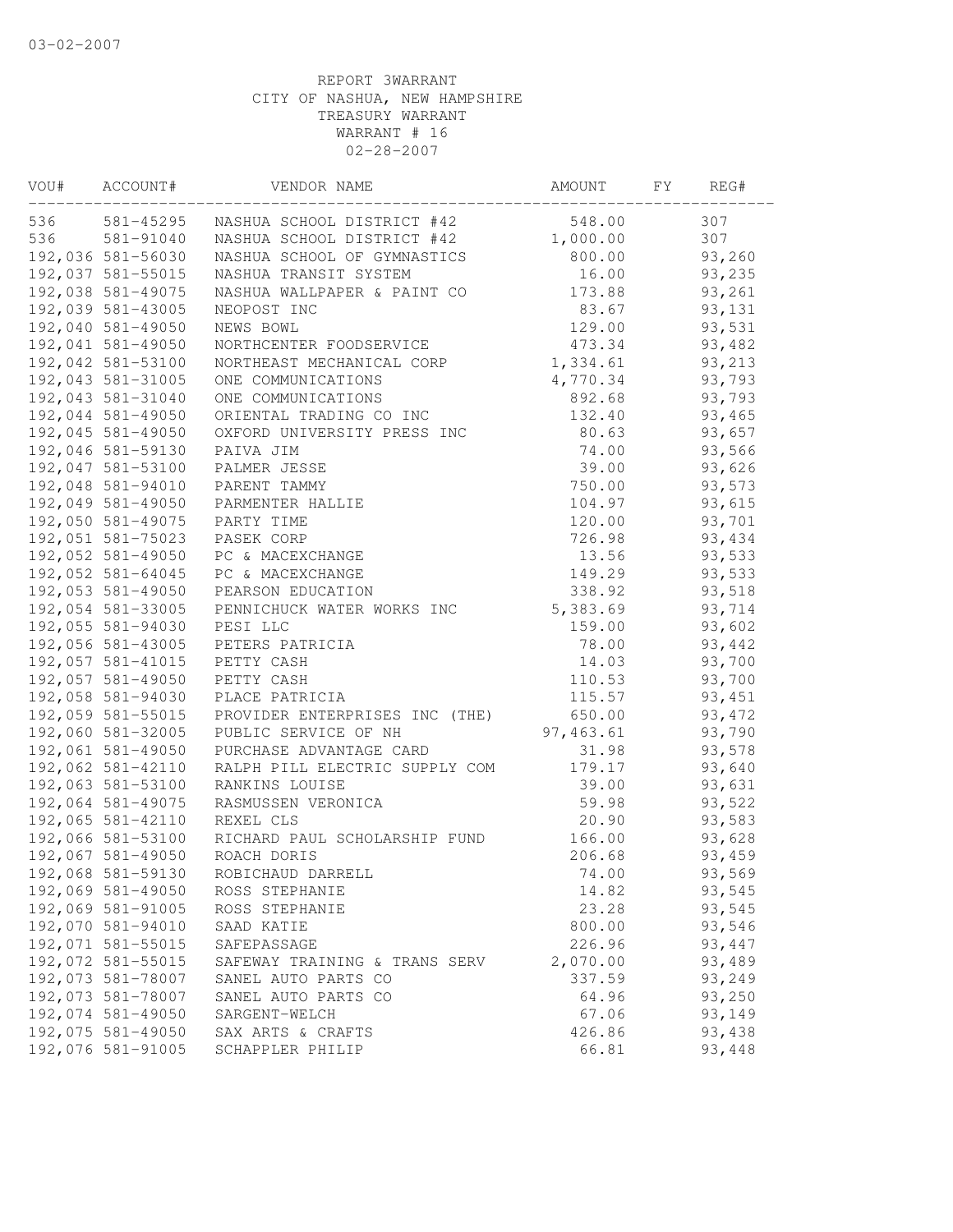03-02-2007

REPORT 3WARRANT
CITY OF NASHUA, NEW HAMPSHIRE
TREASURY WARRANT
WARRANT # 16
02-28-2007

| VOU# | ACCOUNT# | VENDOR NAME | AMOUNT | FY | REG# |
|---|---|---|---|---|---|
| 536 | 581-45295 | NASHUA SCHOOL DISTRICT #42 | 548.00 | | 307 |
| 536 | 581-91040 | NASHUA SCHOOL DISTRICT #42 | 1,000.00 | | 307 |
| 192,036 | 581-56030 | NASHUA SCHOOL OF GYMNASTICS | 800.00 | | 93,260 |
| 192,037 | 581-55015 | NASHUA TRANSIT SYSTEM | 16.00 | | 93,235 |
| 192,038 | 581-49075 | NASHUA WALLPAPER & PAINT CO | 173.88 | | 93,261 |
| 192,039 | 581-43005 | NEOPOST INC | 83.67 | | 93,131 |
| 192,040 | 581-49050 | NEWS BOWL | 129.00 | | 93,531 |
| 192,041 | 581-49050 | NORTHCENTER FOODSERVICE | 473.34 | | 93,482 |
| 192,042 | 581-53100 | NORTHEAST MECHANICAL CORP | 1,334.61 | | 93,213 |
| 192,043 | 581-31005 | ONE COMMUNICATIONS | 4,770.34 | | 93,793 |
| 192,043 | 581-31040 | ONE COMMUNICATIONS | 892.68 | | 93,793 |
| 192,044 | 581-49050 | ORIENTAL TRADING CO INC | 132.40 | | 93,465 |
| 192,045 | 581-49050 | OXFORD UNIVERSITY PRESS INC | 80.63 | | 93,657 |
| 192,046 | 581-59130 | PAIVA JIM | 74.00 | | 93,566 |
| 192,047 | 581-53100 | PALMER JESSE | 39.00 | | 93,626 |
| 192,048 | 581-94010 | PARENT TAMMY | 750.00 | | 93,573 |
| 192,049 | 581-49050 | PARMENTER HALLIE | 104.97 | | 93,615 |
| 192,050 | 581-49075 | PARTY TIME | 120.00 | | 93,701 |
| 192,051 | 581-75023 | PASEK CORP | 726.98 | | 93,434 |
| 192,052 | 581-49050 | PC & MACEXCHANGE | 13.56 | | 93,533 |
| 192,052 | 581-64045 | PC & MACEXCHANGE | 149.29 | | 93,533 |
| 192,053 | 581-49050 | PEARSON EDUCATION | 338.92 | | 93,518 |
| 192,054 | 581-33005 | PENNICHUCK WATER WORKS INC | 5,383.69 | | 93,714 |
| 192,055 | 581-94030 | PESI LLC | 159.00 | | 93,602 |
| 192,056 | 581-43005 | PETERS PATRICIA | 78.00 | | 93,442 |
| 192,057 | 581-41015 | PETTY CASH | 14.03 | | 93,700 |
| 192,057 | 581-49050 | PETTY CASH | 110.53 | | 93,700 |
| 192,058 | 581-94030 | PLACE PATRICIA | 115.57 | | 93,451 |
| 192,059 | 581-55015 | PROVIDER ENTERPRISES INC (THE) | 650.00 | | 93,472 |
| 192,060 | 581-32005 | PUBLIC SERVICE OF NH | 97,463.61 | | 93,790 |
| 192,061 | 581-49050 | PURCHASE ADVANTAGE CARD | 31.98 | | 93,578 |
| 192,062 | 581-42110 | RALPH PILL ELECTRIC SUPPLY COM | 179.17 | | 93,640 |
| 192,063 | 581-53100 | RANKINS LOUISE | 39.00 | | 93,631 |
| 192,064 | 581-49075 | RASMUSSEN VERONICA | 59.98 | | 93,522 |
| 192,065 | 581-42110 | REXEL CLS | 20.90 | | 93,583 |
| 192,066 | 581-53100 | RICHARD PAUL SCHOLARSHIP FUND | 166.00 | | 93,628 |
| 192,067 | 581-49050 | ROACH DORIS | 206.68 | | 93,459 |
| 192,068 | 581-59130 | ROBICHAUD DARRELL | 74.00 | | 93,569 |
| 192,069 | 581-49050 | ROSS STEPHANIE | 14.82 | | 93,545 |
| 192,069 | 581-91005 | ROSS STEPHANIE | 23.28 | | 93,545 |
| 192,070 | 581-94010 | SAAD KATIE | 800.00 | | 93,546 |
| 192,071 | 581-55015 | SAFEPASSAGE | 226.96 | | 93,447 |
| 192,072 | 581-55015 | SAFEWAY TRAINING & TRANS SERV | 2,070.00 | | 93,489 |
| 192,073 | 581-78007 | SANEL AUTO PARTS CO | 337.59 | | 93,249 |
| 192,073 | 581-78007 | SANEL AUTO PARTS CO | 64.96 | | 93,250 |
| 192,074 | 581-49050 | SARGENT-WELCH | 67.06 | | 93,149 |
| 192,075 | 581-49050 | SAX ARTS & CRAFTS | 426.86 | | 93,438 |
| 192,076 | 581-91005 | SCHAPPLER PHILIP | 66.81 | | 93,448 |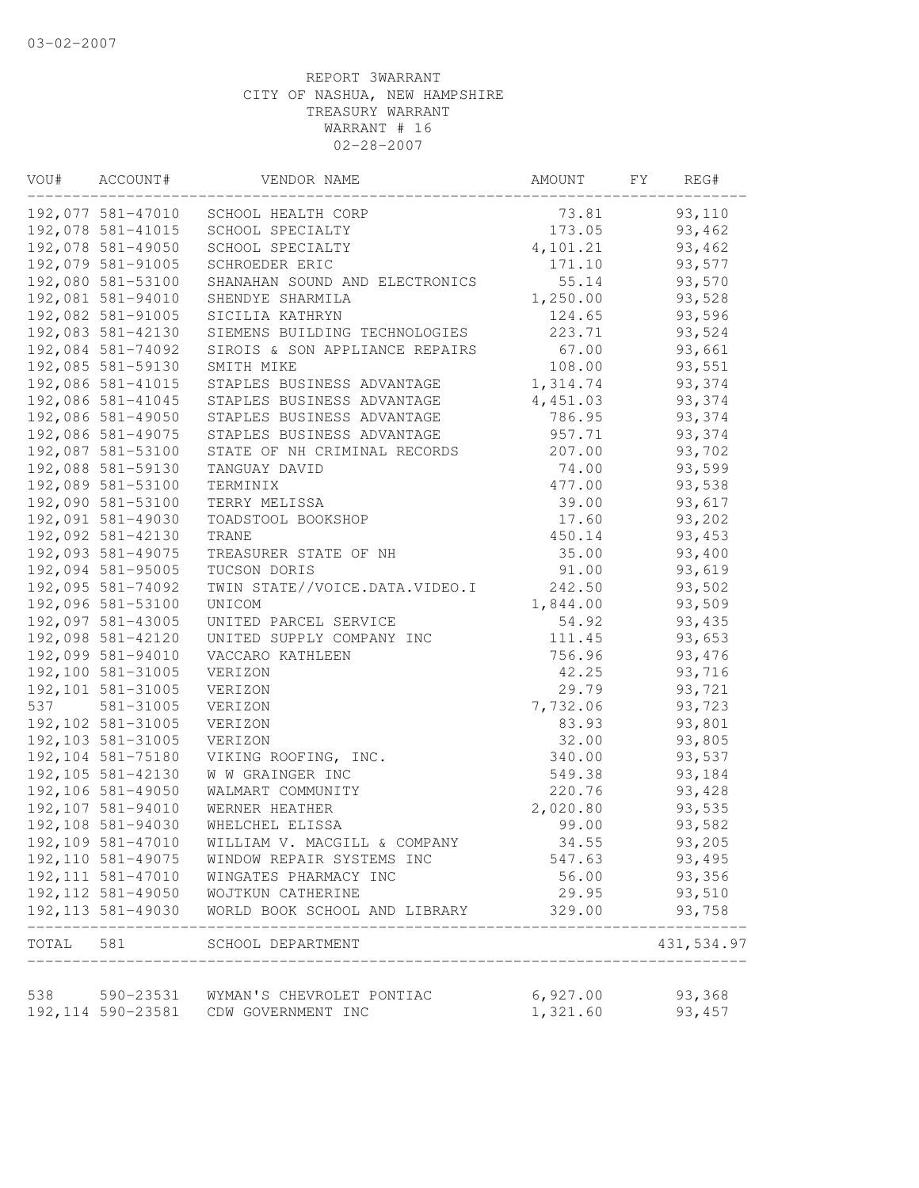03-02-2007

REPORT 3WARRANT
CITY OF NASHUA, NEW HAMPSHIRE
TREASURY WARRANT
WARRANT # 16
02-28-2007

| VOU# | ACCOUNT# | VENDOR NAME | AMOUNT | FY | REG# |
|---|---|---|---|---|---|
| 192,077 | 581-47010 | SCHOOL HEALTH CORP | 73.81 | | 93,110 |
| 192,078 | 581-41015 | SCHOOL SPECIALTY | 173.05 | | 93,462 |
| 192,078 | 581-49050 | SCHOOL SPECIALTY | 4,101.21 | | 93,462 |
| 192,079 | 581-91005 | SCHROEDER ERIC | 171.10 | | 93,577 |
| 192,080 | 581-53100 | SHANAHAN SOUND AND ELECTRONICS | 55.14 | | 93,570 |
| 192,081 | 581-94010 | SHENDYE SHARMILA | 1,250.00 | | 93,528 |
| 192,082 | 581-91005 | SICILIA KATHRYN | 124.65 | | 93,596 |
| 192,083 | 581-42130 | SIEMENS BUILDING TECHNOLOGIES | 223.71 | | 93,524 |
| 192,084 | 581-74092 | SIROIS & SON APPLIANCE REPAIRS | 67.00 | | 93,661 |
| 192,085 | 581-59130 | SMITH MIKE | 108.00 | | 93,551 |
| 192,086 | 581-41015 | STAPLES BUSINESS ADVANTAGE | 1,314.74 | | 93,374 |
| 192,086 | 581-41045 | STAPLES BUSINESS ADVANTAGE | 4,451.03 | | 93,374 |
| 192,086 | 581-49050 | STAPLES BUSINESS ADVANTAGE | 786.95 | | 93,374 |
| 192,086 | 581-49075 | STAPLES BUSINESS ADVANTAGE | 957.71 | | 93,374 |
| 192,087 | 581-53100 | STATE OF NH CRIMINAL RECORDS | 207.00 | | 93,702 |
| 192,088 | 581-59130 | TANGUAY DAVID | 74.00 | | 93,599 |
| 192,089 | 581-53100 | TERMINIX | 477.00 | | 93,538 |
| 192,090 | 581-53100 | TERRY MELISSA | 39.00 | | 93,617 |
| 192,091 | 581-49030 | TOADSTOOL BOOKSHOP | 17.60 | | 93,202 |
| 192,092 | 581-42130 | TRANE | 450.14 | | 93,453 |
| 192,093 | 581-49075 | TREASURER STATE OF NH | 35.00 | | 93,400 |
| 192,094 | 581-95005 | TUCSON DORIS | 91.00 | | 93,619 |
| 192,095 | 581-74092 | TWIN STATE//VOICE.DATA.VIDEO.I | 242.50 | | 93,502 |
| 192,096 | 581-53100 | UNICOM | 1,844.00 | | 93,509 |
| 192,097 | 581-43005 | UNITED PARCEL SERVICE | 54.92 | | 93,435 |
| 192,098 | 581-42120 | UNITED SUPPLY COMPANY INC | 111.45 | | 93,653 |
| 192,099 | 581-94010 | VACCARO KATHLEEN | 756.96 | | 93,476 |
| 192,100 | 581-31005 | VERIZON | 42.25 | | 93,716 |
| 192,101 | 581-31005 | VERIZON | 29.79 | | 93,721 |
| 537 | 581-31005 | VERIZON | 7,732.06 | | 93,723 |
| 192,102 | 581-31005 | VERIZON | 83.93 | | 93,801 |
| 192,103 | 581-31005 | VERIZON | 32.00 | | 93,805 |
| 192,104 | 581-75180 | VIKING ROOFING, INC. | 340.00 | | 93,537 |
| 192,105 | 581-42130 | W W GRAINGER INC | 549.38 | | 93,184 |
| 192,106 | 581-49050 | WALMART COMMUNITY | 220.76 | | 93,428 |
| 192,107 | 581-94010 | WERNER HEATHER | 2,020.80 | | 93,535 |
| 192,108 | 581-94030 | WHELCHEL ELISSA | 99.00 | | 93,582 |
| 192,109 | 581-47010 | WILLIAM V. MACGILL & COMPANY | 34.55 | | 93,205 |
| 192,110 | 581-49075 | WINDOW REPAIR SYSTEMS INC | 547.63 | | 93,495 |
| 192,111 | 581-47010 | WINGATES PHARMACY INC | 56.00 | | 93,356 |
| 192,112 | 581-49050 | WOJTKUN CATHERINE | 29.95 | | 93,510 |
| 192,113 | 581-49030 | WORLD BOOK SCHOOL AND LIBRARY | 329.00 | | 93,758 |
| TOTAL | 581 | SCHOOL DEPARTMENT | | | 431,534.97 |
| 538 | 590-23531 | WYMAN'S CHEVROLET PONTIAC | 6,927.00 | | 93,368 |
| 192,114 | 590-23581 | CDW GOVERNMENT INC | 1,321.60 | | 93,457 |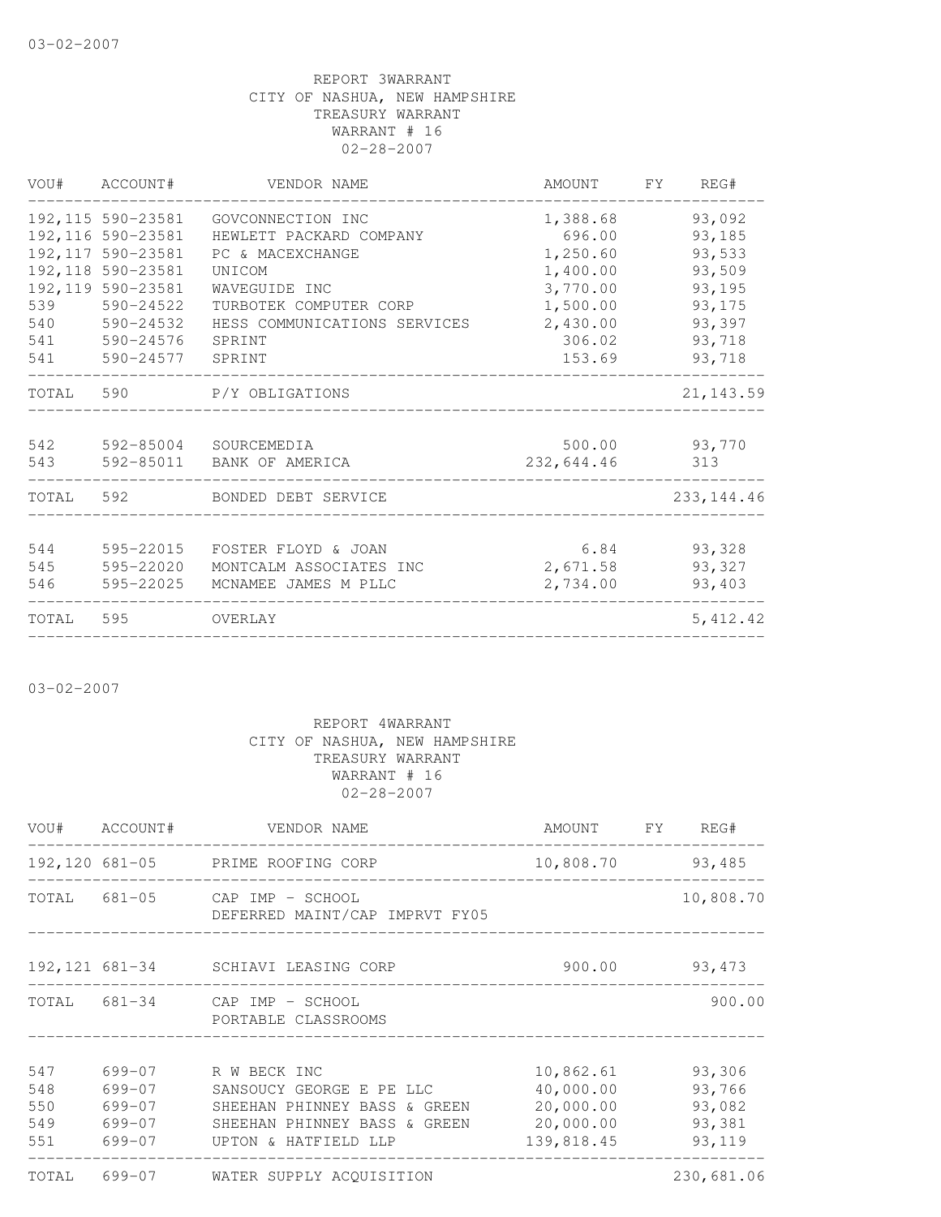03-02-2007

REPORT 3WARRANT
CITY OF NASHUA, NEW HAMPSHIRE
TREASURY WARRANT
WARRANT # 16
02-28-2007

| VOU# | ACCOUNT# | VENDOR NAME | AMOUNT | FY | REG# |
|---|---|---|---|---|---|
| 192,115 | 590-23581 | GOVCONNECTION INC | 1,388.68 | | 93,092 |
| 192,116 | 590-23581 | HEWLETT PACKARD COMPANY | 696.00 | | 93,185 |
| 192,117 | 590-23581 | PC & MACEXCHANGE | 1,250.60 | | 93,533 |
| 192,118 | 590-23581 | UNICOM | 1,400.00 | | 93,509 |
| 192,119 | 590-23581 | WAVEGUIDE INC | 3,770.00 | | 93,195 |
| 539 | 590-24522 | TURBOTEK COMPUTER CORP | 1,500.00 | | 93,175 |
| 540 | 590-24532 | HESS COMMUNICATIONS SERVICES | 2,430.00 | | 93,397 |
| 541 | 590-24576 | SPRINT | 306.02 | | 93,718 |
| 541 | 590-24577 | SPRINT | 153.69 | | 93,718 |
| TOTAL | 590 | P/Y OBLIGATIONS | | | 21,143.59 |
| 542 | 592-85004 | SOURCEMEDIA | 500.00 | | 93,770 |
| 543 | 592-85011 | BANK OF AMERICA | 232,644.46 | | 313 |
| TOTAL | 592 | BONDED DEBT SERVICE | | | 233,144.46 |
| 544 | 595-22015 | FOSTER FLOYD & JOAN | 6.84 | | 93,328 |
| 545 | 595-22020 | MONTCALM ASSOCIATES INC | 2,671.58 | | 93,327 |
| 546 | 595-22025 | MCNAMEE JAMES M PLLC | 2,734.00 | | 93,403 |
| TOTAL | 595 | OVERLAY | | | 5,412.42 |

03-02-2007

REPORT 4WARRANT
CITY OF NASHUA, NEW HAMPSHIRE
TREASURY WARRANT
WARRANT # 16
02-28-2007

| VOU# | ACCOUNT# | VENDOR NAME | AMOUNT | FY | REG# |
|---|---|---|---|---|---|
| 192,120 | 681-05 | PRIME ROOFING CORP | 10,808.70 | | 93,485 |
| TOTAL | 681-05 | CAP IMP - SCHOOL DEFERRED MAINT/CAP IMPRVT FY05 | | | 10,808.70 |
| 192,121 | 681-34 | SCHIAVI LEASING CORP | 900.00 | | 93,473 |
| TOTAL | 681-34 | CAP IMP - SCHOOL PORTABLE CLASSROOMS | | | 900.00 |
| 547 | 699-07 | R W BECK INC | 10,862.61 | | 93,306 |
| 548 | 699-07 | SANSOUCY GEORGE E PE LLC | 40,000.00 | | 93,766 |
| 550 | 699-07 | SHEEHAN PHINNEY BASS & GREEN | 20,000.00 | | 93,082 |
| 549 | 699-07 | SHEEHAN PHINNEY BASS & GREEN | 20,000.00 | | 93,381 |
| 551 | 699-07 | UPTON & HATFIELD LLP | 139,818.45 | | 93,119 |
| TOTAL | 699-07 | WATER SUPPLY ACQUISITION | | | 230,681.06 |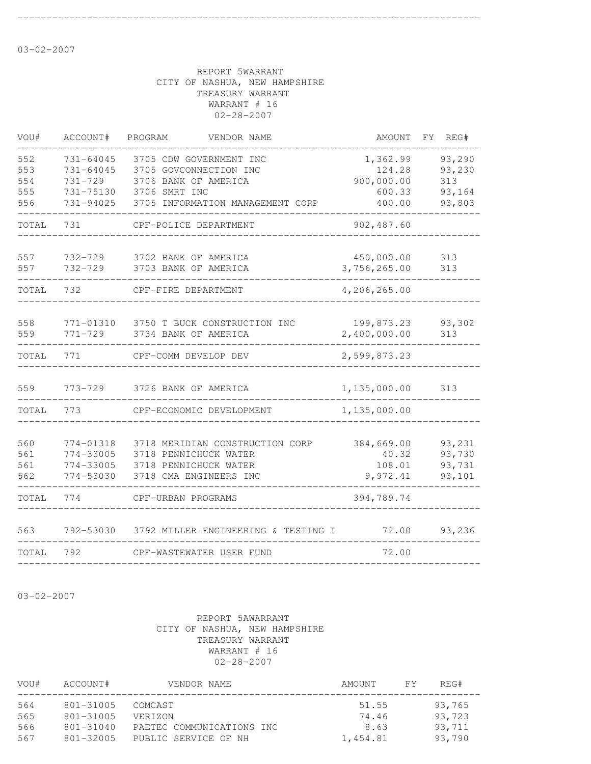03-02-2007

REPORT 5WARRANT
CITY OF NASHUA, NEW HAMPSHIRE
TREASURY WARRANT
WARRANT # 16
02-28-2007

| VOU# | ACCOUNT# | PROGRAM | VENDOR NAME | AMOUNT | FY | REG# |
|---|---|---|---|---|---|---|
| 552 | 731-64045 | 3705 | CDW GOVERNMENT INC | 1,362.99 | | 93,290 |
| 553 | 731-64045 | 3705 | GOVCONNECTION INC | 124.28 | | 93,230 |
| 554 | 731-729 | 3706 | BANK OF AMERICA | 900,000.00 | | 313 |
| 555 | 731-75130 | 3706 | SMRT INC | 600.33 | | 93,164 |
| 556 | 731-94025 | 3705 | INFORMATION MANAGEMENT CORP | 400.00 | | 93,803 |
| TOTAL | 731 | | CPF-POLICE DEPARTMENT | 902,487.60 | | |
| 557 | 732-729 | 3702 | BANK OF AMERICA | 450,000.00 | | 313 |
| 557 | 732-729 | 3703 | BANK OF AMERICA | 3,756,265.00 | | 313 |
| TOTAL | 732 | | CPF-FIRE DEPARTMENT | 4,206,265.00 | | |
| 558 | 771-01310 | 3750 | T BUCK CONSTRUCTION INC | 199,873.23 | | 93,302 |
| 559 | 771-729 | 3734 | BANK OF AMERICA | 2,400,000.00 | | 313 |
| TOTAL | 771 | | CPF-COMM DEVELOP DEV | 2,599,873.23 | | |
| 559 | 773-729 | 3726 | BANK OF AMERICA | 1,135,000.00 | | 313 |
| TOTAL | 773 | | CPF-ECONOMIC DEVELOPMENT | 1,135,000.00 | | |
| 560 | 774-01318 | 3718 | MERIDIAN CONSTRUCTION CORP | 384,669.00 | | 93,231 |
| 561 | 774-33005 | 3718 | PENNICHUCK WATER | 40.32 | | 93,730 |
| 561 | 774-33005 | 3718 | PENNICHUCK WATER | 108.01 | | 93,731 |
| 562 | 774-53030 | 3718 | CMA ENGINEERS INC | 9,972.41 | | 93,101 |
| TOTAL | 774 | | CPF-URBAN PROGRAMS | 394,789.74 | | |
| 563 | 792-53030 | 3792 | MILLER ENGINEERING & TESTING I | 72.00 | | 93,236 |
| TOTAL | 792 | | CPF-WASTEWATER USER FUND | 72.00 | | |

03-02-2007

REPORT 5AWARRANT
CITY OF NASHUA, NEW HAMPSHIRE
TREASURY WARRANT
WARRANT # 16
02-28-2007

| VOU# | ACCOUNT# | VENDOR NAME | AMOUNT | FY | REG# |
|---|---|---|---|---|---|
| 564 | 801-31005 | COMCAST | 51.55 | | 93,765 |
| 565 | 801-31005 | VERIZON | 74.46 | | 93,723 |
| 566 | 801-31040 | PAETEC COMMUNICATIONS INC | 8.63 | | 93,711 |
| 567 | 801-32005 | PUBLIC SERVICE OF NH | 1,454.81 | | 93,790 |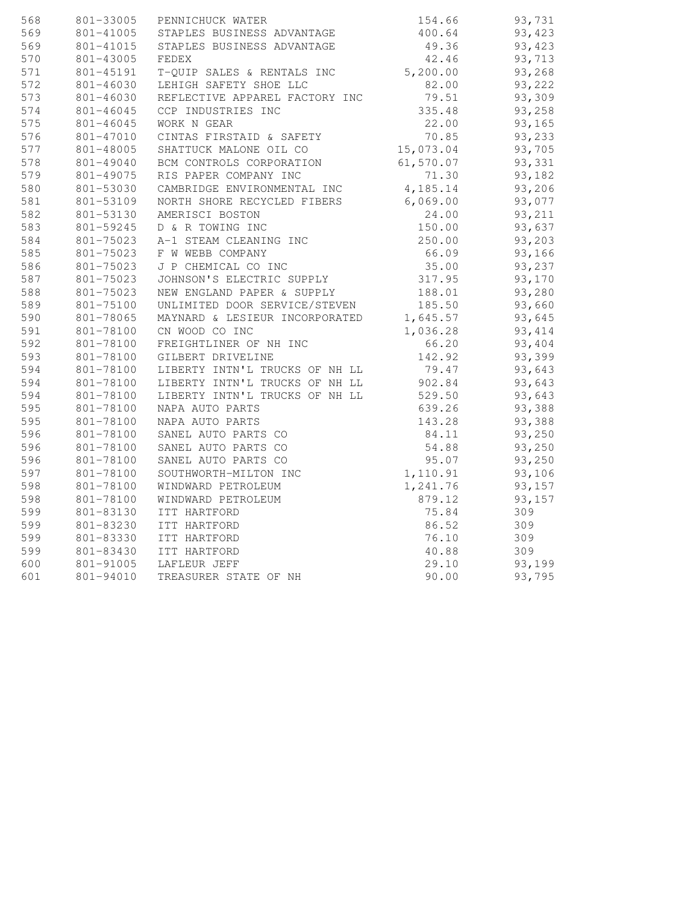| | | | | |
|---|---|---|---|---|
| 568 | 801-33005 | PENNICHUCK WATER | 154.66 | 93,731 |
| 569 | 801-41005 | STAPLES BUSINESS ADVANTAGE | 400.64 | 93,423 |
| 569 | 801-41015 | STAPLES BUSINESS ADVANTAGE | 49.36 | 93,423 |
| 570 | 801-43005 | FEDEX | 42.46 | 93,713 |
| 571 | 801-45191 | T-QUIP SALES & RENTALS INC | 5,200.00 | 93,268 |
| 572 | 801-46030 | LEHIGH SAFETY SHOE LLC | 82.00 | 93,222 |
| 573 | 801-46030 | REFLECTIVE APPAREL FACTORY INC | 79.51 | 93,309 |
| 574 | 801-46045 | CCP INDUSTRIES INC | 335.48 | 93,258 |
| 575 | 801-46045 | WORK N GEAR | 22.00 | 93,165 |
| 576 | 801-47010 | CINTAS FIRSTAID & SAFETY | 70.85 | 93,233 |
| 577 | 801-48005 | SHATTUCK MALONE OIL CO | 15,073.04 | 93,705 |
| 578 | 801-49040 | BCM CONTROLS CORPORATION | 61,570.07 | 93,331 |
| 579 | 801-49075 | RIS PAPER COMPANY INC | 71.30 | 93,182 |
| 580 | 801-53030 | CAMBRIDGE ENVIRONMENTAL INC | 4,185.14 | 93,206 |
| 581 | 801-53109 | NORTH SHORE RECYCLED FIBERS | 6,069.00 | 93,077 |
| 582 | 801-53130 | AMERISCI BOSTON | 24.00 | 93,211 |
| 583 | 801-59245 | D & R TOWING INC | 150.00 | 93,637 |
| 584 | 801-75023 | A-1 STEAM CLEANING INC | 250.00 | 93,203 |
| 585 | 801-75023 | F W WEBB COMPANY | 66.09 | 93,166 |
| 586 | 801-75023 | J P CHEMICAL CO INC | 35.00 | 93,237 |
| 587 | 801-75023 | JOHNSON'S ELECTRIC SUPPLY | 317.95 | 93,170 |
| 588 | 801-75023 | NEW ENGLAND PAPER & SUPPLY | 188.01 | 93,280 |
| 589 | 801-75100 | UNLIMITED DOOR SERVICE/STEVEN | 185.50 | 93,660 |
| 590 | 801-78065 | MAYNARD & LESIEUR INCORPORATED | 1,645.57 | 93,645 |
| 591 | 801-78100 | CN WOOD CO INC | 1,036.28 | 93,414 |
| 592 | 801-78100 | FREIGHTLINER OF NH INC | 66.20 | 93,404 |
| 593 | 801-78100 | GILBERT DRIVELINE | 142.92 | 93,399 |
| 594 | 801-78100 | LIBERTY INTN'L TRUCKS OF NH LL | 79.47 | 93,643 |
| 594 | 801-78100 | LIBERTY INTN'L TRUCKS OF NH LL | 902.84 | 93,643 |
| 594 | 801-78100 | LIBERTY INTN'L TRUCKS OF NH LL | 529.50 | 93,643 |
| 595 | 801-78100 | NAPA AUTO PARTS | 639.26 | 93,388 |
| 595 | 801-78100 | NAPA AUTO PARTS | 143.28 | 93,388 |
| 596 | 801-78100 | SANEL AUTO PARTS CO | 84.11 | 93,250 |
| 596 | 801-78100 | SANEL AUTO PARTS CO | 54.88 | 93,250 |
| 596 | 801-78100 | SANEL AUTO PARTS CO | 95.07 | 93,250 |
| 597 | 801-78100 | SOUTHWORTH-MILTON INC | 1,110.91 | 93,106 |
| 598 | 801-78100 | WINDWARD PETROLEUM | 1,241.76 | 93,157 |
| 598 | 801-78100 | WINDWARD PETROLEUM | 879.12 | 93,157 |
| 599 | 801-83130 | ITT HARTFORD | 75.84 | 309 |
| 599 | 801-83230 | ITT HARTFORD | 86.52 | 309 |
| 599 | 801-83330 | ITT HARTFORD | 76.10 | 309 |
| 599 | 801-83430 | ITT HARTFORD | 40.88 | 309 |
| 600 | 801-91005 | LAFLEUR JEFF | 29.10 | 93,199 |
| 601 | 801-94010 | TREASURER STATE OF NH | 90.00 | 93,795 |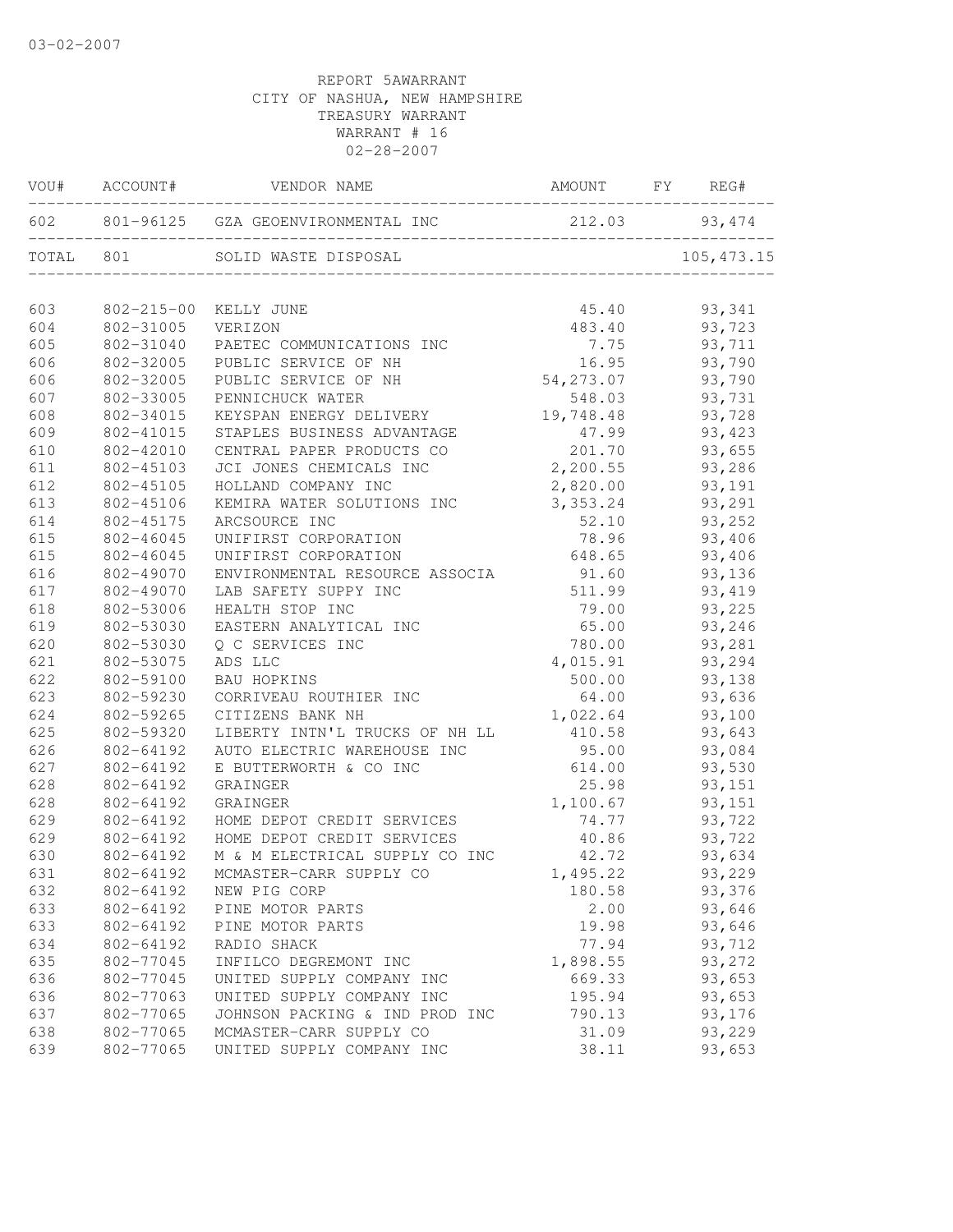03-02-2007

REPORT 5AWARRANT
CITY OF NASHUA, NEW HAMPSHIRE
TREASURY WARRANT
WARRANT # 16
02-28-2007

| VOU# | ACCOUNT# | VENDOR NAME | AMOUNT | FY | REG# |
|---|---|---|---|---|---|
| 602 | 801-96125 | GZA GEOENVIRONMENTAL INC | 212.03 | | 93,474 |
| TOTAL | 801 | SOLID WASTE DISPOSAL | | | 105,473.15 |
| 603 | 802-215-00 | KELLY JUNE | 45.40 | | 93,341 |
| 604 | 802-31005 | VERIZON | 483.40 | | 93,723 |
| 605 | 802-31040 | PAETEC COMMUNICATIONS INC | 7.75 | | 93,711 |
| 606 | 802-32005 | PUBLIC SERVICE OF NH | 16.95 | | 93,790 |
| 606 | 802-32005 | PUBLIC SERVICE OF NH | 54,273.07 | | 93,790 |
| 607 | 802-33005 | PENNICHUCK WATER | 548.03 | | 93,731 |
| 608 | 802-34015 | KEYSPAN ENERGY DELIVERY | 19,748.48 | | 93,728 |
| 609 | 802-41015 | STAPLES BUSINESS ADVANTAGE | 47.99 | | 93,423 |
| 610 | 802-42010 | CENTRAL PAPER PRODUCTS CO | 201.70 | | 93,655 |
| 611 | 802-45103 | JCI JONES CHEMICALS INC | 2,200.55 | | 93,286 |
| 612 | 802-45105 | HOLLAND COMPANY INC | 2,820.00 | | 93,191 |
| 613 | 802-45106 | KEMIRA WATER SOLUTIONS INC | 3,353.24 | | 93,291 |
| 614 | 802-45175 | ARCSOURCE INC | 52.10 | | 93,252 |
| 615 | 802-46045 | UNIFIRST CORPORATION | 78.96 | | 93,406 |
| 615 | 802-46045 | UNIFIRST CORPORATION | 648.65 | | 93,406 |
| 616 | 802-49070 | ENVIRONMENTAL RESOURCE ASSOCIA | 91.60 | | 93,136 |
| 617 | 802-49070 | LAB SAFETY SUPPY INC | 511.99 | | 93,419 |
| 618 | 802-53006 | HEALTH STOP INC | 79.00 | | 93,225 |
| 619 | 802-53030 | EASTERN ANALYTICAL INC | 65.00 | | 93,246 |
| 620 | 802-53030 | Q C SERVICES INC | 780.00 | | 93,281 |
| 621 | 802-53075 | ADS LLC | 4,015.91 | | 93,294 |
| 622 | 802-59100 | BAU HOPKINS | 500.00 | | 93,138 |
| 623 | 802-59230 | CORRIVEAU ROUTHIER INC | 64.00 | | 93,636 |
| 624 | 802-59265 | CITIZENS BANK NH | 1,022.64 | | 93,100 |
| 625 | 802-59320 | LIBERTY INTN'L TRUCKS OF NH LL | 410.58 | | 93,643 |
| 626 | 802-64192 | AUTO ELECTRIC WAREHOUSE INC | 95.00 | | 93,084 |
| 627 | 802-64192 | E BUTTERWORTH & CO INC | 614.00 | | 93,530 |
| 628 | 802-64192 | GRAINGER | 25.98 | | 93,151 |
| 628 | 802-64192 | GRAINGER | 1,100.67 | | 93,151 |
| 629 | 802-64192 | HOME DEPOT CREDIT SERVICES | 74.77 | | 93,722 |
| 629 | 802-64192 | HOME DEPOT CREDIT SERVICES | 40.86 | | 93,722 |
| 630 | 802-64192 | M & M ELECTRICAL SUPPLY CO INC | 42.72 | | 93,634 |
| 631 | 802-64192 | MCMASTER-CARR SUPPLY CO | 1,495.22 | | 93,229 |
| 632 | 802-64192 | NEW PIG CORP | 180.58 | | 93,376 |
| 633 | 802-64192 | PINE MOTOR PARTS | 2.00 | | 93,646 |
| 633 | 802-64192 | PINE MOTOR PARTS | 19.98 | | 93,646 |
| 634 | 802-64192 | RADIO SHACK | 77.94 | | 93,712 |
| 635 | 802-77045 | INFILCO DEGREMONT INC | 1,898.55 | | 93,272 |
| 636 | 802-77045 | UNITED SUPPLY COMPANY INC | 669.33 | | 93,653 |
| 636 | 802-77063 | UNITED SUPPLY COMPANY INC | 195.94 | | 93,653 |
| 637 | 802-77065 | JOHNSON PACKING & IND PROD INC | 790.13 | | 93,176 |
| 638 | 802-77065 | MCMASTER-CARR SUPPLY CO | 31.09 | | 93,229 |
| 639 | 802-77065 | UNITED SUPPLY COMPANY INC | 38.11 | | 93,653 |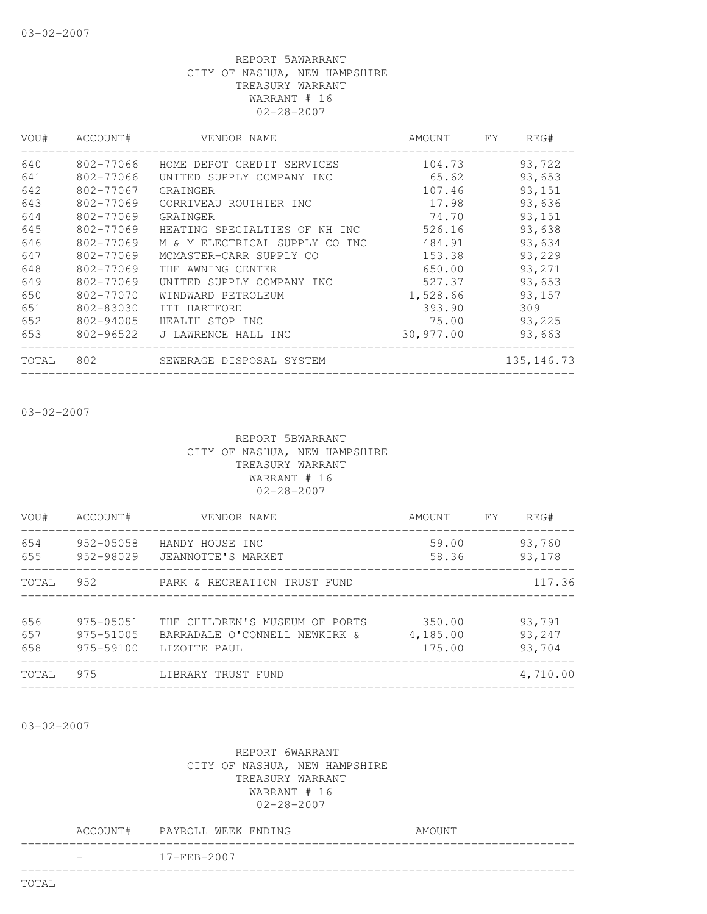03-02-2007

REPORT 5AWARRANT
CITY OF NASHUA, NEW HAMPSHIRE
TREASURY WARRANT
WARRANT # 16
02-28-2007

| VOU# | ACCOUNT# | VENDOR NAME | AMOUNT | FY | REG# |
|---|---|---|---|---|---|
| 640 | 802-77066 | HOME DEPOT CREDIT SERVICES | 104.73 | | 93,722 |
| 641 | 802-77066 | UNITED SUPPLY COMPANY INC | 65.62 | | 93,653 |
| 642 | 802-77067 | GRAINGER | 107.46 | | 93,151 |
| 643 | 802-77069 | CORRIVEAU ROUTHIER INC | 17.98 | | 93,636 |
| 644 | 802-77069 | GRAINGER | 74.70 | | 93,151 |
| 645 | 802-77069 | HEATING SPECIALTIES OF NH INC | 526.16 | | 93,638 |
| 646 | 802-77069 | M & M ELECTRICAL SUPPLY CO INC | 484.91 | | 93,634 |
| 647 | 802-77069 | MCMASTER-CARR SUPPLY CO | 153.38 | | 93,229 |
| 648 | 802-77069 | THE AWNING CENTER | 650.00 | | 93,271 |
| 649 | 802-77069 | UNITED SUPPLY COMPANY INC | 527.37 | | 93,653 |
| 650 | 802-77070 | WINDWARD PETROLEUM | 1,528.66 | | 93,157 |
| 651 | 802-83030 | ITT HARTFORD | 393.90 | | 309 |
| 652 | 802-94005 | HEALTH STOP INC | 75.00 | | 93,225 |
| 653 | 802-96522 | J LAWRENCE HALL INC | 30,977.00 | | 93,663 |
| TOTAL | 802 | SEWERAGE DISPOSAL SYSTEM | | | 135,146.73 |

03-02-2007

REPORT 5BWARRANT
CITY OF NASHUA, NEW HAMPSHIRE
TREASURY WARRANT
WARRANT # 16
02-28-2007

| VOU# | ACCOUNT# | VENDOR NAME | AMOUNT | FY | REG# |
|---|---|---|---|---|---|
| 654 | 952-05058 | HANDY HOUSE INC | 59.00 | | 93,760 |
| 655 | 952-98029 | JEANNOTTE'S MARKET | 58.36 | | 93,178 |
| TOTAL | 952 | PARK & RECREATION TRUST FUND | | | 117.36 |
| 656 | 975-05051 | THE CHILDREN'S MUSEUM OF PORTS | 350.00 | | 93,791 |
| 657 | 975-51005 | BARRADALE O'CONNELL NEWKIRK & | 4,185.00 | | 93,247 |
| 658 | 975-59100 | LIZOTTE PAUL | 175.00 | | 93,704 |
| TOTAL | 975 | LIBRARY TRUST FUND | | | 4,710.00 |

03-02-2007

REPORT 6WARRANT
CITY OF NASHUA, NEW HAMPSHIRE
TREASURY WARRANT
WARRANT # 16
02-28-2007

| ACCOUNT# | PAYROLL WEEK ENDING | AMOUNT |
|---|---|---|
| - | 17-FEB-2007 | |

TOTAL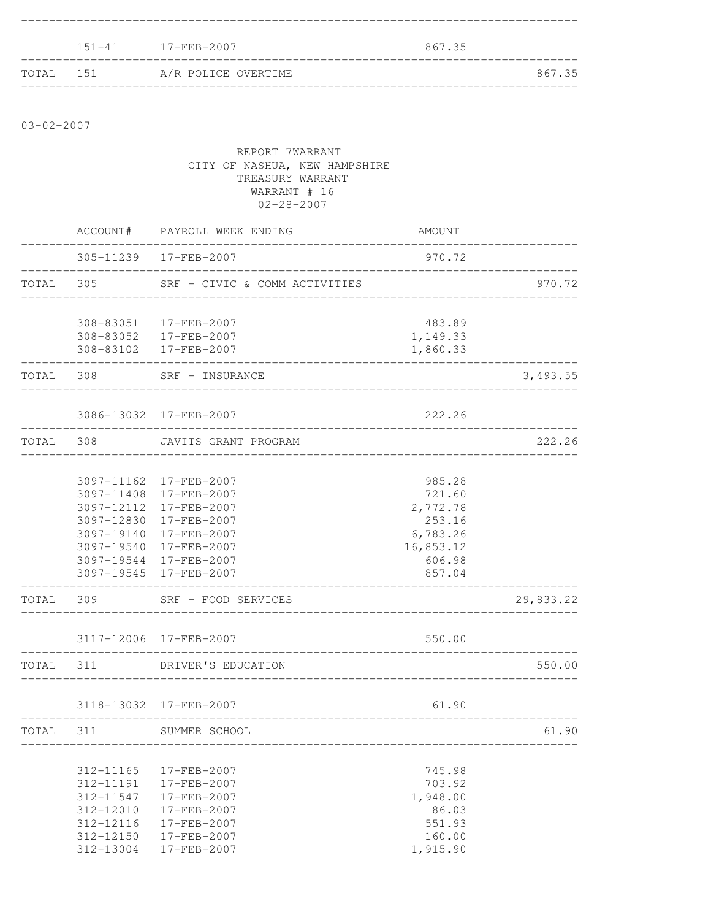| | 151-41 | 17-FEB-2007 | 867.35 | |
|---|---|---|---|---|
| TOTAL | 151 | A/R POLICE OVERTIME | | 867.35 |

03-02-2007

REPORT 7WARRANT
CITY OF NASHUA, NEW HAMPSHIRE
TREASURY WARRANT
WARRANT # 16
02-28-2007

| | ACCOUNT# | PAYROLL WEEK ENDING | AMOUNT | |
|---|---|---|---|---|
| | 305-11239 | 17-FEB-2007 | 970.72 | |
| TOTAL | 305 | SRF - CIVIC & COMM ACTIVITIES | | 970.72 |
| | 308-83051 | 17-FEB-2007 | 483.89 | |
| | 308-83052 | 17-FEB-2007 | 1,149.33 | |
| | 308-83102 | 17-FEB-2007 | 1,860.33 | |
| TOTAL | 308 | SRF - INSURANCE | | 3,493.55 |
| | 3086-13032 | 17-FEB-2007 | 222.26 | |
| TOTAL | 308 | JAVITS GRANT PROGRAM | | 222.26 |
| | 3097-11162 | 17-FEB-2007 | 985.28 | |
| | 3097-11408 | 17-FEB-2007 | 721.60 | |
| | 3097-12112 | 17-FEB-2007 | 2,772.78 | |
| | 3097-12830 | 17-FEB-2007 | 253.16 | |
| | 3097-19140 | 17-FEB-2007 | 6,783.26 | |
| | 3097-19540 | 17-FEB-2007 | 16,853.12 | |
| | 3097-19544 | 17-FEB-2007 | 606.98 | |
| | 3097-19545 | 17-FEB-2007 | 857.04 | |
| TOTAL | 309 | SRF - FOOD SERVICES | | 29,833.22 |
| | 3117-12006 | 17-FEB-2007 | 550.00 | |
| TOTAL | 311 | DRIVER'S EDUCATION | | 550.00 |
| | 3118-13032 | 17-FEB-2007 | 61.90 | |
| TOTAL | 311 | SUMMER SCHOOL | | 61.90 |
| | 312-11165 | 17-FEB-2007 | 745.98 | |
| | 312-11191 | 17-FEB-2007 | 703.92 | |
| | 312-11547 | 17-FEB-2007 | 1,948.00 | |
| | 312-12010 | 17-FEB-2007 | 86.03 | |
| | 312-12116 | 17-FEB-2007 | 551.93 | |
| | 312-12150 | 17-FEB-2007 | 160.00 | |
| | 312-13004 | 17-FEB-2007 | 1,915.90 | |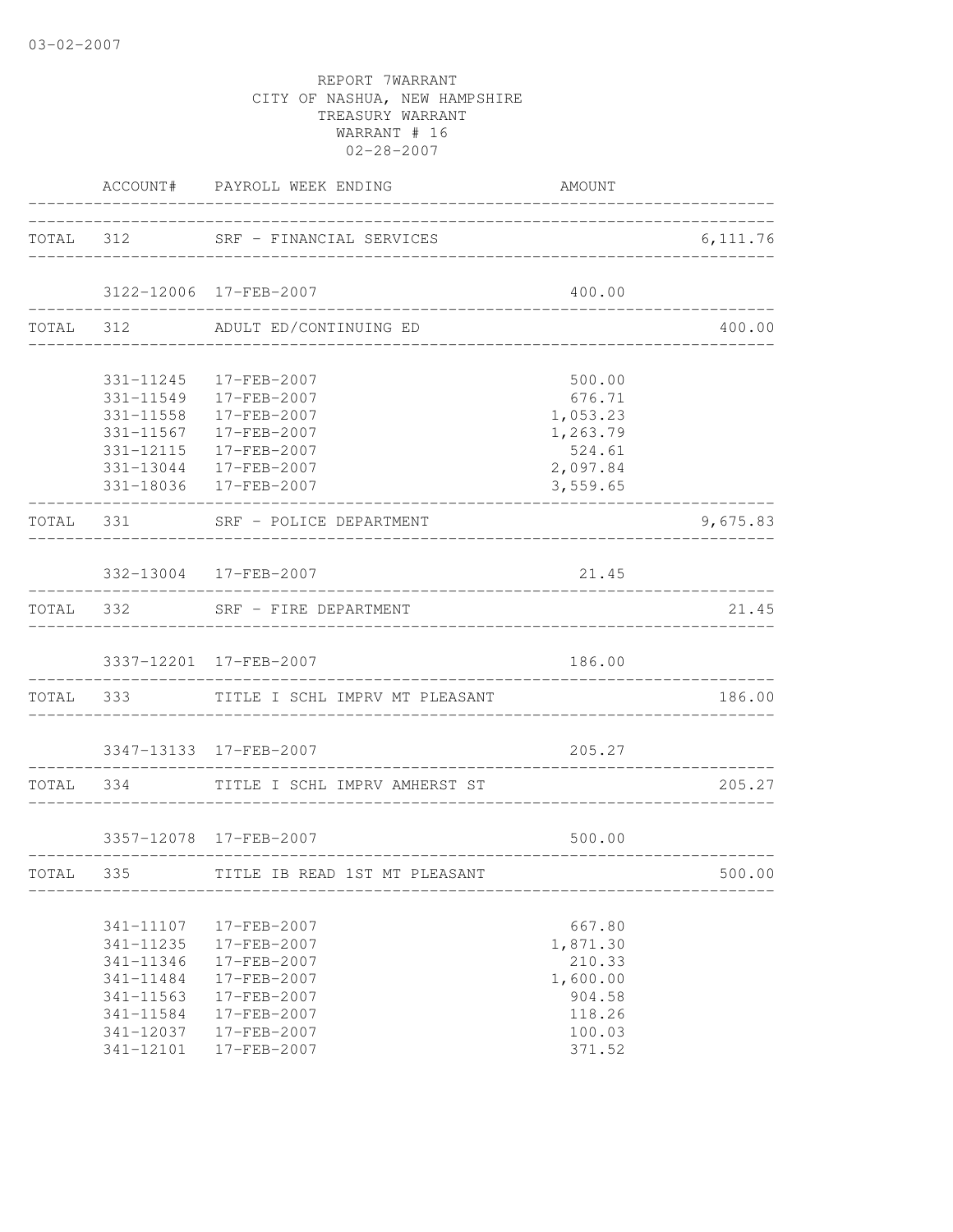REPORT 7WARRANT
CITY OF NASHUA, NEW HAMPSHIRE
TREASURY WARRANT
WARRANT # 16
02-28-2007

| | ACCOUNT# | PAYROLL WEEK ENDING | AMOUNT | |
|---|---|---|---|---|
| TOTAL | 312 | SRF - FINANCIAL SERVICES | | 6,111.76 |
| | 3122-12006 | 17-FEB-2007 | 400.00 | |
| TOTAL | 312 | ADULT ED/CONTINUING ED | | 400.00 |
| | 331-11245 | 17-FEB-2007 | 500.00 | |
| | 331-11549 | 17-FEB-2007 | 676.71 | |
| | 331-11558 | 17-FEB-2007 | 1,053.23 | |
| | 331-11567 | 17-FEB-2007 | 1,263.79 | |
| | 331-12115 | 17-FEB-2007 | 524.61 | |
| | 331-13044 | 17-FEB-2007 | 2,097.84 | |
| | 331-18036 | 17-FEB-2007 | 3,559.65 | |
| TOTAL | 331 | SRF - POLICE DEPARTMENT | | 9,675.83 |
| | 332-13004 | 17-FEB-2007 | 21.45 | |
| TOTAL | 332 | SRF - FIRE DEPARTMENT | | 21.45 |
| | 3337-12201 | 17-FEB-2007 | 186.00 | |
| TOTAL | 333 | TITLE I SCHL IMPRV MT PLEASANT | | 186.00 |
| | 3347-13133 | 17-FEB-2007 | 205.27 | |
| TOTAL | 334 | TITLE I SCHL IMPRV AMHERST ST | | 205.27 |
| | 3357-12078 | 17-FEB-2007 | 500.00 | |
| TOTAL | 335 | TITLE IB READ 1ST MT PLEASANT | | 500.00 |
| | 341-11107 | 17-FEB-2007 | 667.80 | |
| | 341-11235 | 17-FEB-2007 | 1,871.30 | |
| | 341-11346 | 17-FEB-2007 | 210.33 | |
| | 341-11484 | 17-FEB-2007 | 1,600.00 | |
| | 341-11563 | 17-FEB-2007 | 904.58 | |
| | 341-11584 | 17-FEB-2007 | 118.26 | |
| | 341-12037 | 17-FEB-2007 | 100.03 | |
| | 341-12101 | 17-FEB-2007 | 371.52 | |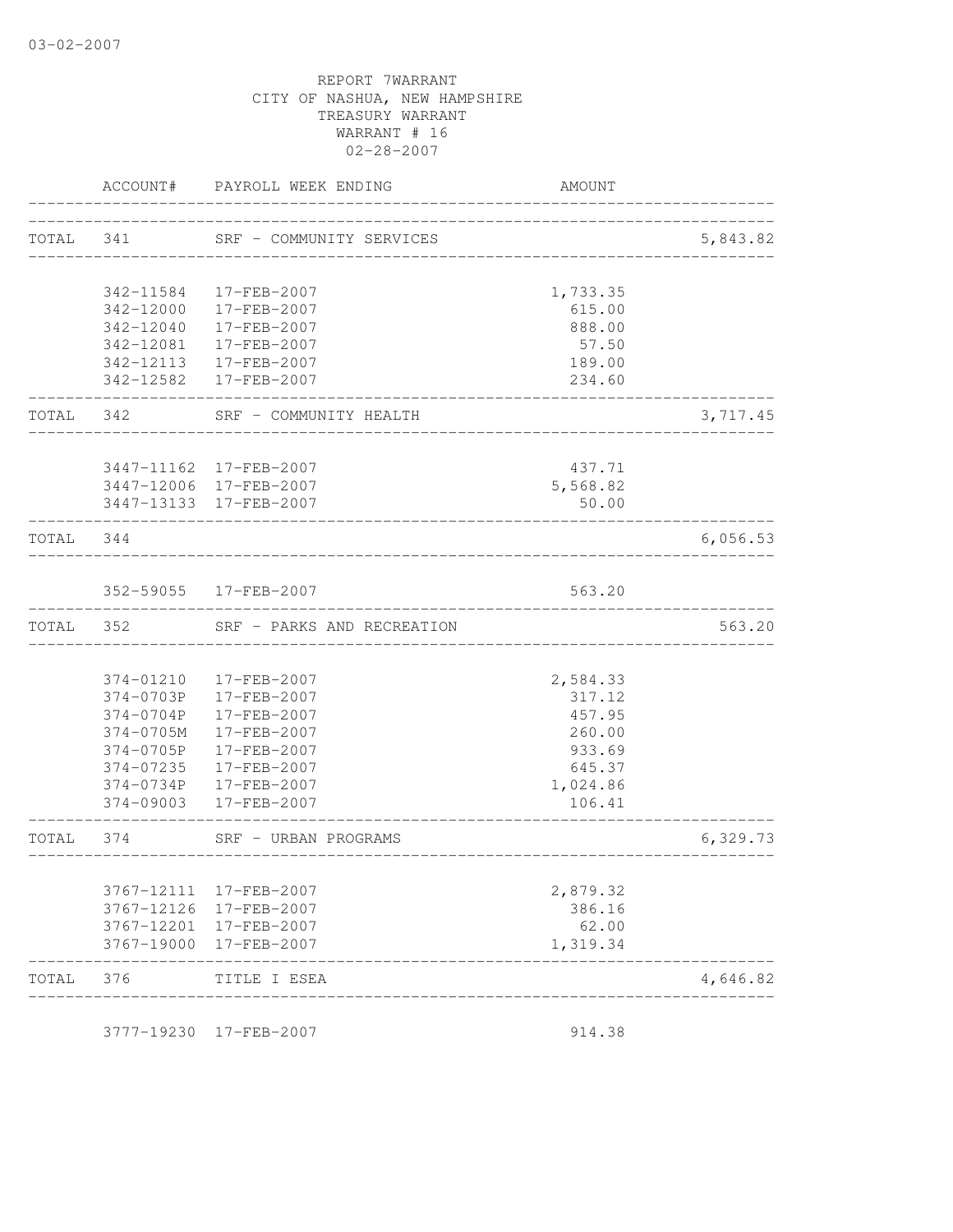03-02-2007

REPORT 7WARRANT
CITY OF NASHUA, NEW HAMPSHIRE
TREASURY WARRANT
WARRANT # 16
02-28-2007

| | ACCOUNT# | PAYROLL WEEK ENDING | AMOUNT | |
|---|---|---|---|---|
| TOTAL | 341 | SRF - COMMUNITY SERVICES | | 5,843.82 |
| | 342-11584 | 17-FEB-2007 | 1,733.35 | |
| | 342-12000 | 17-FEB-2007 | 615.00 | |
| | 342-12040 | 17-FEB-2007 | 888.00 | |
| | 342-12081 | 17-FEB-2007 | 57.50 | |
| | 342-12113 | 17-FEB-2007 | 189.00 | |
| | 342-12582 | 17-FEB-2007 | 234.60 | |
| TOTAL | 342 | SRF - COMMUNITY HEALTH | | 3,717.45 |
| | 3447-11162 | 17-FEB-2007 | 437.71 | |
| | 3447-12006 | 17-FEB-2007 | 5,568.82 | |
| | 3447-13133 | 17-FEB-2007 | 50.00 | |
| TOTAL | 344 | | | 6,056.53 |
| | 352-59055 | 17-FEB-2007 | 563.20 | |
| TOTAL | 352 | SRF - PARKS AND RECREATION | | 563.20 |
| | 374-01210 | 17-FEB-2007 | 2,584.33 | |
| | 374-0703P | 17-FEB-2007 | 317.12 | |
| | 374-0704P | 17-FEB-2007 | 457.95 | |
| | 374-0705M | 17-FEB-2007 | 260.00 | |
| | 374-0705P | 17-FEB-2007 | 933.69 | |
| | 374-07235 | 17-FEB-2007 | 645.37 | |
| | 374-0734P | 17-FEB-2007 | 1,024.86 | |
| | 374-09003 | 17-FEB-2007 | 106.41 | |
| TOTAL | 374 | SRF - URBAN PROGRAMS | | 6,329.73 |
| | 3767-12111 | 17-FEB-2007 | 2,879.32 | |
| | 3767-12126 | 17-FEB-2007 | 386.16 | |
| | 3767-12201 | 17-FEB-2007 | 62.00 | |
| | 3767-19000 | 17-FEB-2007 | 1,319.34 | |
| TOTAL | 376 | TITLE I ESEA | | 4,646.82 |
| | 3777-19230 | 17-FEB-2007 | 914.38 | |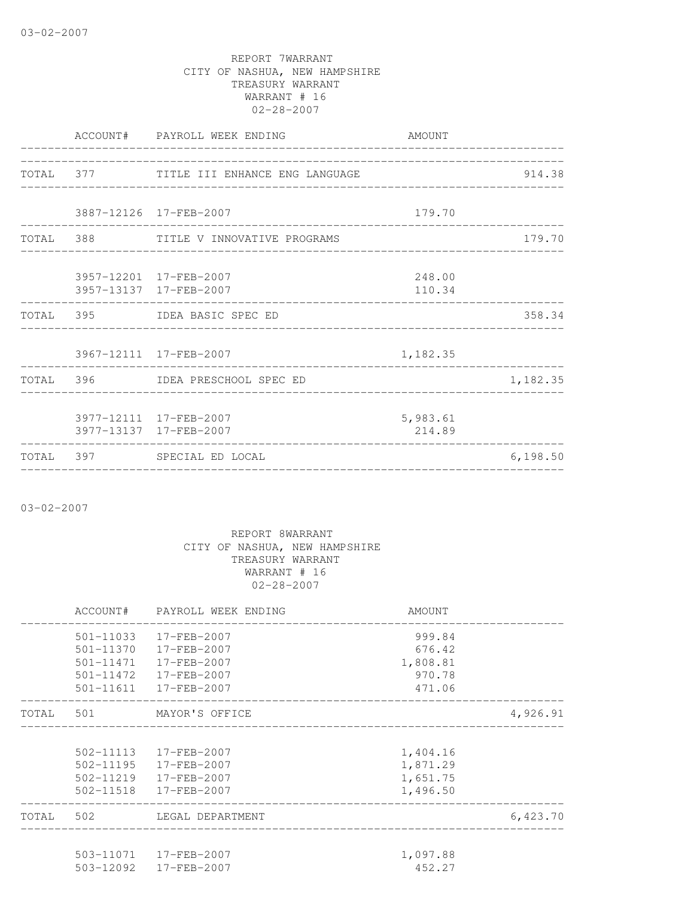03-02-2007

REPORT 7WARRANT
CITY OF NASHUA, NEW HAMPSHIRE
TREASURY WARRANT
WARRANT # 16
02-28-2007

| | ACCOUNT# | PAYROLL WEEK ENDING | AMOUNT | |
|---|---|---|---|---|
| TOTAL | 377 | TITLE III ENHANCE ENG LANGUAGE | | 914.38 |
| | 3887-12126 | 17-FEB-2007 | 179.70 | |
| TOTAL | 388 | TITLE V INNOVATIVE PROGRAMS | | 179.70 |
| | 3957-12201 | 17-FEB-2007 | 248.00 | |
| | 3957-13137 | 17-FEB-2007 | 110.34 | |
| TOTAL | 395 | IDEA BASIC SPEC ED | | 358.34 |
| | 3967-12111 | 17-FEB-2007 | 1,182.35 | |
| TOTAL | 396 | IDEA PRESCHOOL SPEC ED | | 1,182.35 |
| | 3977-12111 | 17-FEB-2007 | 5,983.61 | |
| | 3977-13137 | 17-FEB-2007 | 214.89 | |
| TOTAL | 397 | SPECIAL ED LOCAL | | 6,198.50 |

03-02-2007

REPORT 8WARRANT
CITY OF NASHUA, NEW HAMPSHIRE
TREASURY WARRANT
WARRANT # 16
02-28-2007

| | ACCOUNT# | PAYROLL WEEK ENDING | AMOUNT | |
|---|---|---|---|---|
| | 501-11033 | 17-FEB-2007 | 999.84 | |
| | 501-11370 | 17-FEB-2007 | 676.42 | |
| | 501-11471 | 17-FEB-2007 | 1,808.81 | |
| | 501-11472 | 17-FEB-2007 | 970.78 | |
| | 501-11611 | 17-FEB-2007 | 471.06 | |
| TOTAL | 501 | MAYOR'S OFFICE | | 4,926.91 |
| | 502-11113 | 17-FEB-2007 | 1,404.16 | |
| | 502-11195 | 17-FEB-2007 | 1,871.29 | |
| | 502-11219 | 17-FEB-2007 | 1,651.75 | |
| | 502-11518 | 17-FEB-2007 | 1,496.50 | |
| TOTAL | 502 | LEGAL DEPARTMENT | | 6,423.70 |
| | 503-11071 | 17-FEB-2007 | 1,097.88 | |
| | 503-12092 | 17-FEB-2007 | 452.27 | |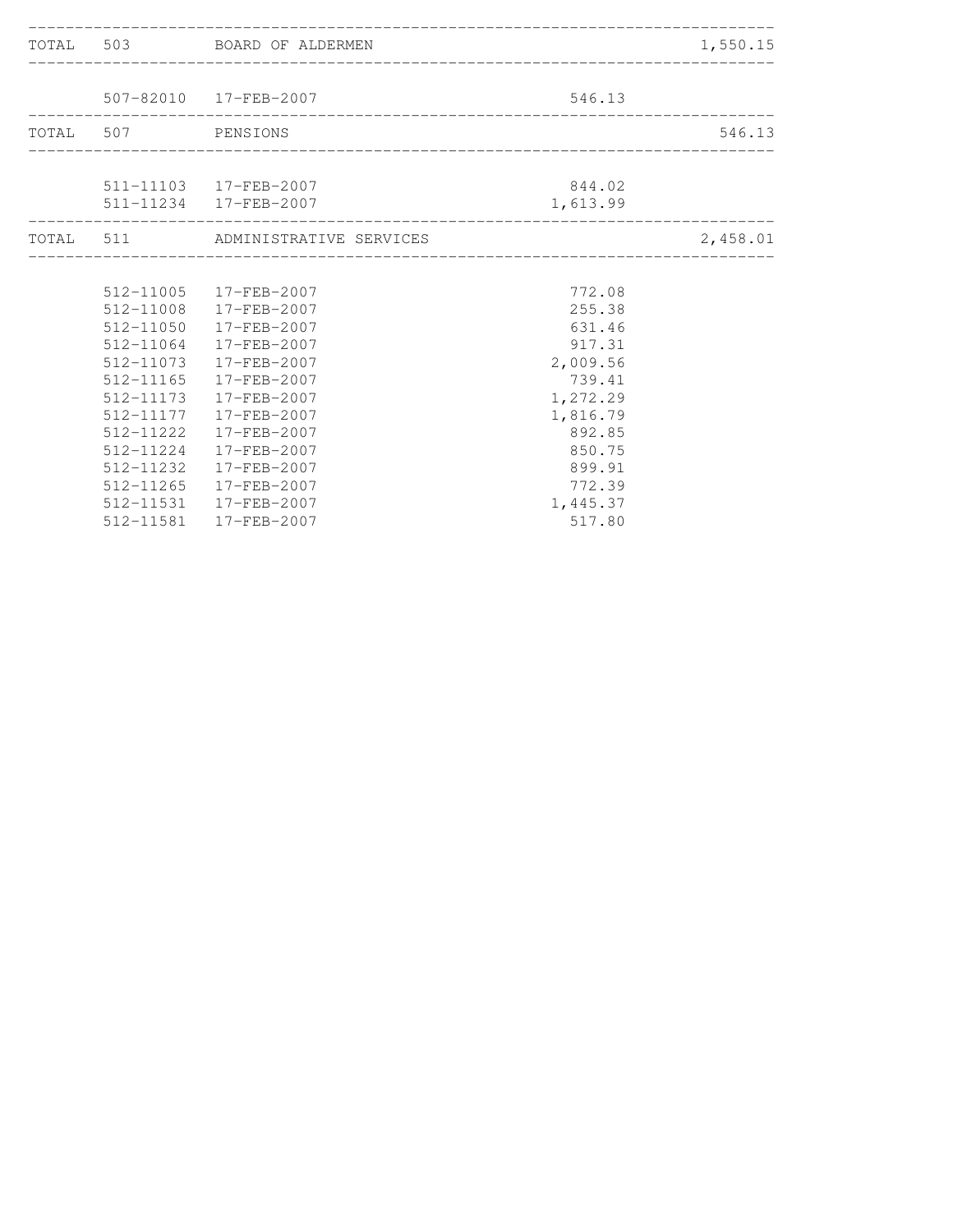| | | | | |
|---|---|---|---|---|
| TOTAL | 503 | BOARD OF ALDERMEN | | 1,550.15 |
| | 507-82010 | 17-FEB-2007 | 546.13 | |
| TOTAL | 507 | PENSIONS | | 546.13 |
| | 511-11103 | 17-FEB-2007 | 844.02 | |
| | 511-11234 | 17-FEB-2007 | 1,613.99 | |
| TOTAL | 511 | ADMINISTRATIVE SERVICES | | 2,458.01 |
| | 512-11005 | 17-FEB-2007 | 772.08 | |
| | 512-11008 | 17-FEB-2007 | 255.38 | |
| | 512-11050 | 17-FEB-2007 | 631.46 | |
| | 512-11064 | 17-FEB-2007 | 917.31 | |
| | 512-11073 | 17-FEB-2007 | 2,009.56 | |
| | 512-11165 | 17-FEB-2007 | 739.41 | |
| | 512-11173 | 17-FEB-2007 | 1,272.29 | |
| | 512-11177 | 17-FEB-2007 | 1,816.79 | |
| | 512-11222 | 17-FEB-2007 | 892.85 | |
| | 512-11224 | 17-FEB-2007 | 850.75 | |
| | 512-11232 | 17-FEB-2007 | 899.91 | |
| | 512-11265 | 17-FEB-2007 | 772.39 | |
| | 512-11531 | 17-FEB-2007 | 1,445.37 | |
| | 512-11581 | 17-FEB-2007 | 517.80 | |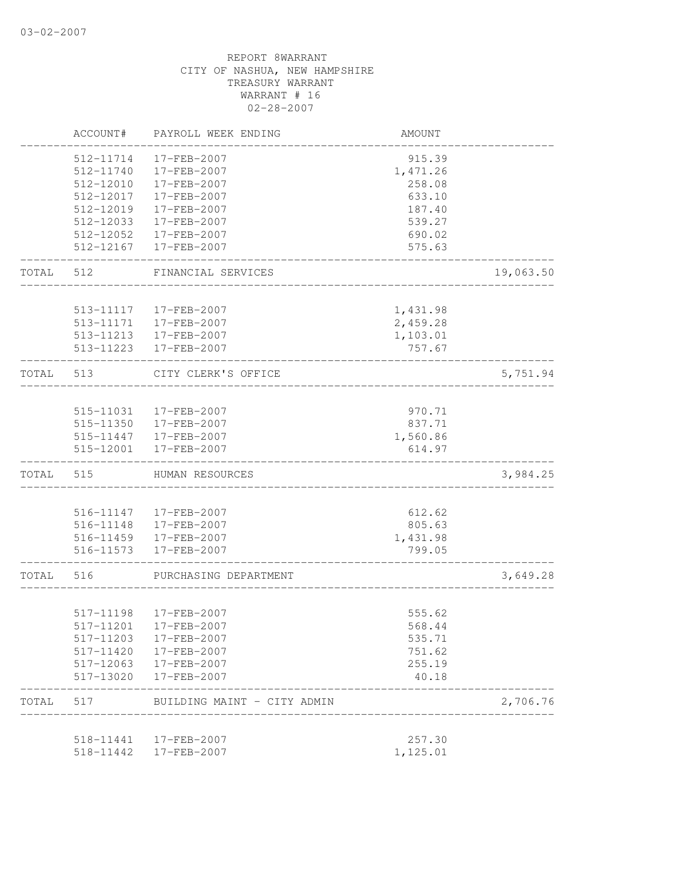REPORT 8WARRANT
CITY OF NASHUA, NEW HAMPSHIRE
TREASURY WARRANT
WARRANT # 16
02-28-2007

| | ACCOUNT# | PAYROLL WEEK ENDING | AMOUNT | |
|---|---|---|---|---|
| | 512-11714 | 17-FEB-2007 | 915.39 | |
| | 512-11740 | 17-FEB-2007 | 1,471.26 | |
| | 512-12010 | 17-FEB-2007 | 258.08 | |
| | 512-12017 | 17-FEB-2007 | 633.10 | |
| | 512-12019 | 17-FEB-2007 | 187.40 | |
| | 512-12033 | 17-FEB-2007 | 539.27 | |
| | 512-12052 | 17-FEB-2007 | 690.02 | |
| | 512-12167 | 17-FEB-2007 | 575.63 | |
| TOTAL | 512 | FINANCIAL SERVICES | | 19,063.50 |
| | 513-11117 | 17-FEB-2007 | 1,431.98 | |
| | 513-11171 | 17-FEB-2007 | 2,459.28 | |
| | 513-11213 | 17-FEB-2007 | 1,103.01 | |
| | 513-11223 | 17-FEB-2007 | 757.67 | |
| TOTAL | 513 | CITY CLERK'S OFFICE | | 5,751.94 |
| | 515-11031 | 17-FEB-2007 | 970.71 | |
| | 515-11350 | 17-FEB-2007 | 837.71 | |
| | 515-11447 | 17-FEB-2007 | 1,560.86 | |
| | 515-12001 | 17-FEB-2007 | 614.97 | |
| TOTAL | 515 | HUMAN RESOURCES | | 3,984.25 |
| | 516-11147 | 17-FEB-2007 | 612.62 | |
| | 516-11148 | 17-FEB-2007 | 805.63 | |
| | 516-11459 | 17-FEB-2007 | 1,431.98 | |
| | 516-11573 | 17-FEB-2007 | 799.05 | |
| TOTAL | 516 | PURCHASING DEPARTMENT | | 3,649.28 |
| | 517-11198 | 17-FEB-2007 | 555.62 | |
| | 517-11201 | 17-FEB-2007 | 568.44 | |
| | 517-11203 | 17-FEB-2007 | 535.71 | |
| | 517-11420 | 17-FEB-2007 | 751.62 | |
| | 517-12063 | 17-FEB-2007 | 255.19 | |
| | 517-13020 | 17-FEB-2007 | 40.18 | |
| TOTAL | 517 | BUILDING MAINT - CITY ADMIN | | 2,706.76 |
| | 518-11441 | 17-FEB-2007 | 257.30 | |
| | 518-11442 | 17-FEB-2007 | 1,125.01 | |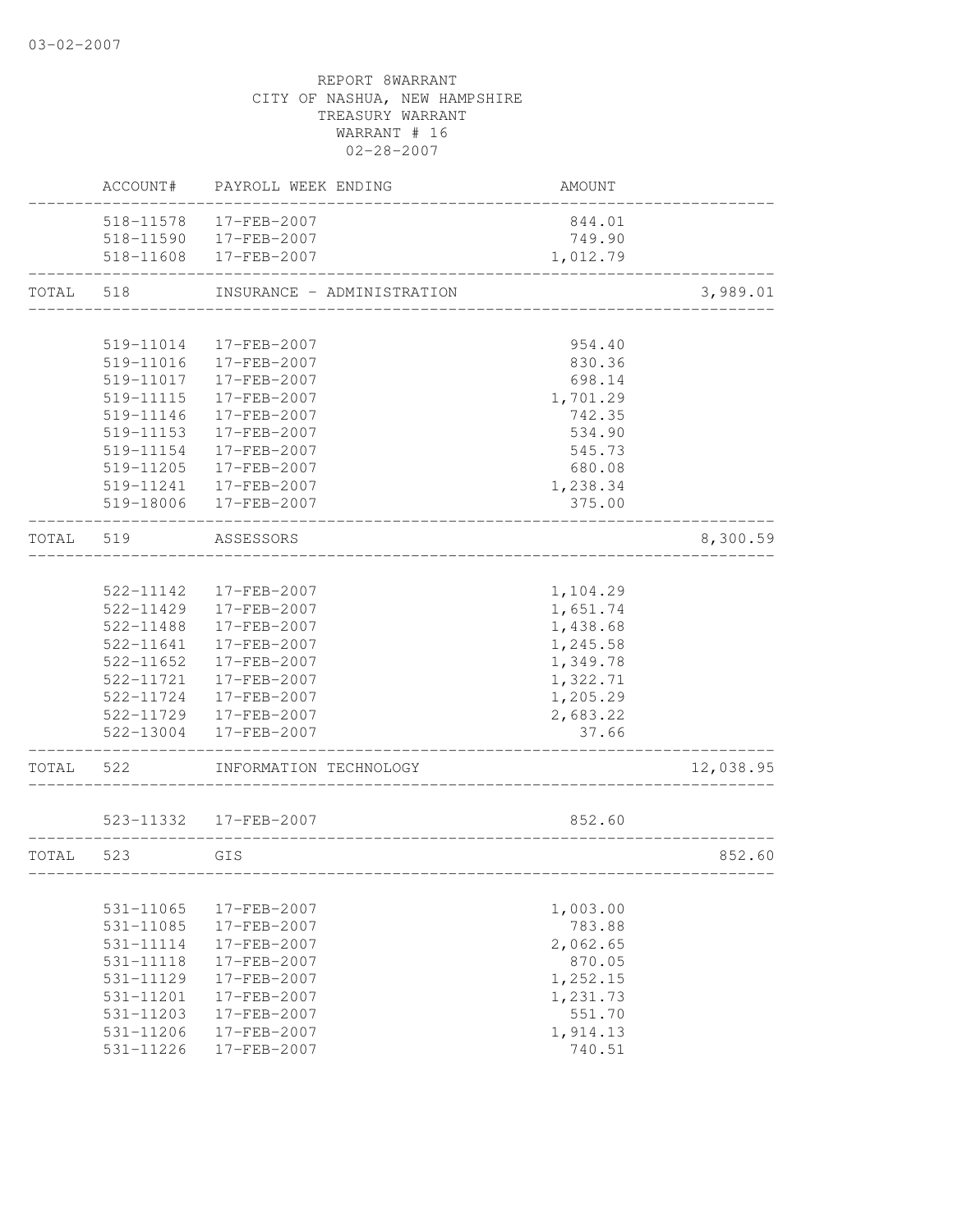03-02-2007

REPORT 8WARRANT
CITY OF NASHUA, NEW HAMPSHIRE
TREASURY WARRANT
WARRANT # 16
02-28-2007

| | ACCOUNT# | PAYROLL WEEK ENDING | AMOUNT | |
|---|---|---|---|---|
| | 518-11578 | 17-FEB-2007 | 844.01 | |
| | 518-11590 | 17-FEB-2007 | 749.90 | |
| | 518-11608 | 17-FEB-2007 | 1,012.79 | |
| TOTAL | 518 | INSURANCE - ADMINISTRATION | | 3,989.01 |
| | 519-11014 | 17-FEB-2007 | 954.40 | |
| | 519-11016 | 17-FEB-2007 | 830.36 | |
| | 519-11017 | 17-FEB-2007 | 698.14 | |
| | 519-11115 | 17-FEB-2007 | 1,701.29 | |
| | 519-11146 | 17-FEB-2007 | 742.35 | |
| | 519-11153 | 17-FEB-2007 | 534.90 | |
| | 519-11154 | 17-FEB-2007 | 545.73 | |
| | 519-11205 | 17-FEB-2007 | 680.08 | |
| | 519-11241 | 17-FEB-2007 | 1,238.34 | |
| | 519-18006 | 17-FEB-2007 | 375.00 | |
| TOTAL | 519 | ASSESSORS | | 8,300.59 |
| | 522-11142 | 17-FEB-2007 | 1,104.29 | |
| | 522-11429 | 17-FEB-2007 | 1,651.74 | |
| | 522-11488 | 17-FEB-2007 | 1,438.68 | |
| | 522-11641 | 17-FEB-2007 | 1,245.58 | |
| | 522-11652 | 17-FEB-2007 | 1,349.78 | |
| | 522-11721 | 17-FEB-2007 | 1,322.71 | |
| | 522-11724 | 17-FEB-2007 | 1,205.29 | |
| | 522-11729 | 17-FEB-2007 | 2,683.22 | |
| | 522-13004 | 17-FEB-2007 | 37.66 | |
| TOTAL | 522 | INFORMATION TECHNOLOGY | | 12,038.95 |
| | 523-11332 | 17-FEB-2007 | 852.60 | |
| TOTAL | 523 | GIS | | 852.60 |
| | 531-11065 | 17-FEB-2007 | 1,003.00 | |
| | 531-11085 | 17-FEB-2007 | 783.88 | |
| | 531-11114 | 17-FEB-2007 | 2,062.65 | |
| | 531-11118 | 17-FEB-2007 | 870.05 | |
| | 531-11129 | 17-FEB-2007 | 1,252.15 | |
| | 531-11201 | 17-FEB-2007 | 1,231.73 | |
| | 531-11203 | 17-FEB-2007 | 551.70 | |
| | 531-11206 | 17-FEB-2007 | 1,914.13 | |
| | 531-11226 | 17-FEB-2007 | 740.51 | |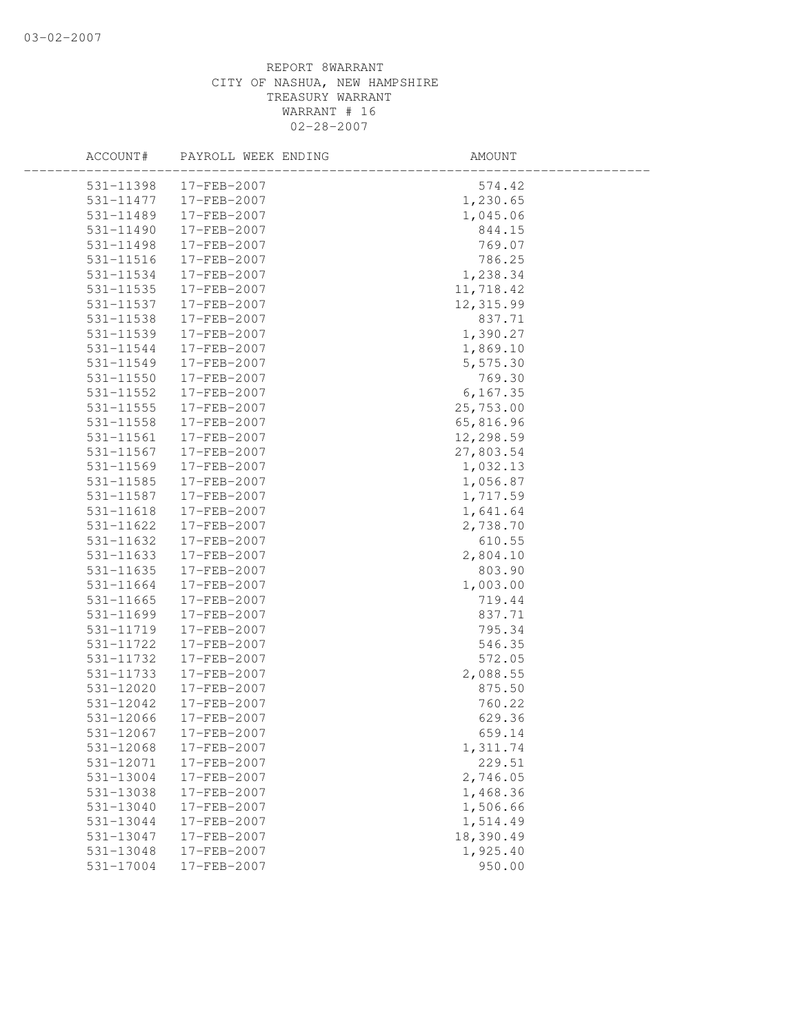REPORT 8WARRANT
CITY OF NASHUA, NEW HAMPSHIRE
TREASURY WARRANT
WARRANT # 16
02-28-2007

| ACCOUNT# | PAYROLL WEEK ENDING | AMOUNT |
|---|---|---|
| 531-11398 | 17-FEB-2007 | 574.42 |
| 531-11477 | 17-FEB-2007 | 1,230.65 |
| 531-11489 | 17-FEB-2007 | 1,045.06 |
| 531-11490 | 17-FEB-2007 | 844.15 |
| 531-11498 | 17-FEB-2007 | 769.07 |
| 531-11516 | 17-FEB-2007 | 786.25 |
| 531-11534 | 17-FEB-2007 | 1,238.34 |
| 531-11535 | 17-FEB-2007 | 11,718.42 |
| 531-11537 | 17-FEB-2007 | 12,315.99 |
| 531-11538 | 17-FEB-2007 | 837.71 |
| 531-11539 | 17-FEB-2007 | 1,390.27 |
| 531-11544 | 17-FEB-2007 | 1,869.10 |
| 531-11549 | 17-FEB-2007 | 5,575.30 |
| 531-11550 | 17-FEB-2007 | 769.30 |
| 531-11552 | 17-FEB-2007 | 6,167.35 |
| 531-11555 | 17-FEB-2007 | 25,753.00 |
| 531-11558 | 17-FEB-2007 | 65,816.96 |
| 531-11561 | 17-FEB-2007 | 12,298.59 |
| 531-11567 | 17-FEB-2007 | 27,803.54 |
| 531-11569 | 17-FEB-2007 | 1,032.13 |
| 531-11585 | 17-FEB-2007 | 1,056.87 |
| 531-11587 | 17-FEB-2007 | 1,717.59 |
| 531-11618 | 17-FEB-2007 | 1,641.64 |
| 531-11622 | 17-FEB-2007 | 2,738.70 |
| 531-11632 | 17-FEB-2007 | 610.55 |
| 531-11633 | 17-FEB-2007 | 2,804.10 |
| 531-11635 | 17-FEB-2007 | 803.90 |
| 531-11664 | 17-FEB-2007 | 1,003.00 |
| 531-11665 | 17-FEB-2007 | 719.44 |
| 531-11699 | 17-FEB-2007 | 837.71 |
| 531-11719 | 17-FEB-2007 | 795.34 |
| 531-11722 | 17-FEB-2007 | 546.35 |
| 531-11732 | 17-FEB-2007 | 572.05 |
| 531-11733 | 17-FEB-2007 | 2,088.55 |
| 531-12020 | 17-FEB-2007 | 875.50 |
| 531-12042 | 17-FEB-2007 | 760.22 |
| 531-12066 | 17-FEB-2007 | 629.36 |
| 531-12067 | 17-FEB-2007 | 659.14 |
| 531-12068 | 17-FEB-2007 | 1,311.74 |
| 531-12071 | 17-FEB-2007 | 229.51 |
| 531-13004 | 17-FEB-2007 | 2,746.05 |
| 531-13038 | 17-FEB-2007 | 1,468.36 |
| 531-13040 | 17-FEB-2007 | 1,506.66 |
| 531-13044 | 17-FEB-2007 | 1,514.49 |
| 531-13047 | 17-FEB-2007 | 18,390.49 |
| 531-13048 | 17-FEB-2007 | 1,925.40 |
| 531-17004 | 17-FEB-2007 | 950.00 |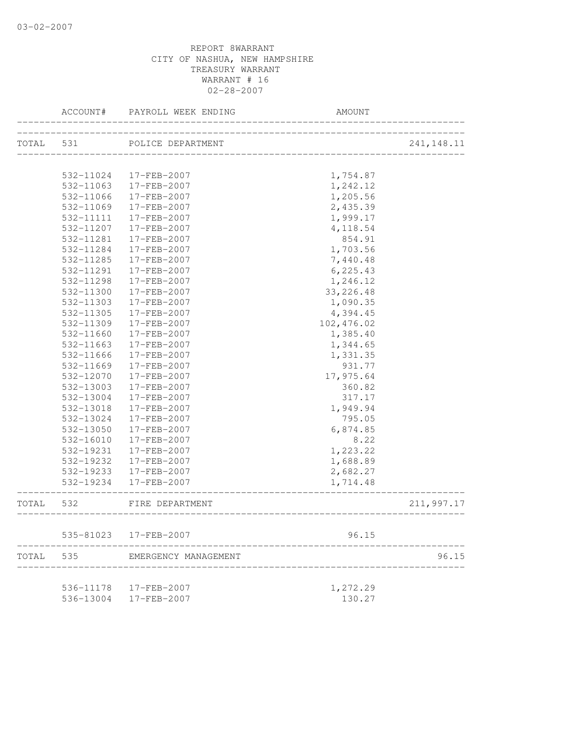03-02-2007

REPORT 8WARRANT
CITY OF NASHUA, NEW HAMPSHIRE
TREASURY WARRANT
WARRANT # 16
02-28-2007

| | ACCOUNT# | PAYROLL WEEK ENDING | AMOUNT | |
|---|---|---|---|---|
| TOTAL | 531 | POLICE DEPARTMENT | | 241,148.11 |
| | 532-11024 | 17-FEB-2007 | 1,754.87 | |
| | 532-11063 | 17-FEB-2007 | 1,242.12 | |
| | 532-11066 | 17-FEB-2007 | 1,205.56 | |
| | 532-11069 | 17-FEB-2007 | 2,435.39 | |
| | 532-11111 | 17-FEB-2007 | 1,999.17 | |
| | 532-11207 | 17-FEB-2007 | 4,118.54 | |
| | 532-11281 | 17-FEB-2007 | 854.91 | |
| | 532-11284 | 17-FEB-2007 | 1,703.56 | |
| | 532-11285 | 17-FEB-2007 | 7,440.48 | |
| | 532-11291 | 17-FEB-2007 | 6,225.43 | |
| | 532-11298 | 17-FEB-2007 | 1,246.12 | |
| | 532-11300 | 17-FEB-2007 | 33,226.48 | |
| | 532-11303 | 17-FEB-2007 | 1,090.35 | |
| | 532-11305 | 17-FEB-2007 | 4,394.45 | |
| | 532-11309 | 17-FEB-2007 | 102,476.02 | |
| | 532-11660 | 17-FEB-2007 | 1,385.40 | |
| | 532-11663 | 17-FEB-2007 | 1,344.65 | |
| | 532-11666 | 17-FEB-2007 | 1,331.35 | |
| | 532-11669 | 17-FEB-2007 | 931.77 | |
| | 532-12070 | 17-FEB-2007 | 17,975.64 | |
| | 532-13003 | 17-FEB-2007 | 360.82 | |
| | 532-13004 | 17-FEB-2007 | 317.17 | |
| | 532-13018 | 17-FEB-2007 | 1,949.94 | |
| | 532-13024 | 17-FEB-2007 | 795.05 | |
| | 532-13050 | 17-FEB-2007 | 6,874.85 | |
| | 532-16010 | 17-FEB-2007 | 8.22 | |
| | 532-19231 | 17-FEB-2007 | 1,223.22 | |
| | 532-19232 | 17-FEB-2007 | 1,688.89 | |
| | 532-19233 | 17-FEB-2007 | 2,682.27 | |
| | 532-19234 | 17-FEB-2007 | 1,714.48 | |
| TOTAL | 532 | FIRE DEPARTMENT | | 211,997.17 |
| | 535-81023 | 17-FEB-2007 | 96.15 | |
| TOTAL | 535 | EMERGENCY MANAGEMENT | | 96.15 |
| | 536-11178 | 17-FEB-2007 | 1,272.29 | |
| | 536-13004 | 17-FEB-2007 | 130.27 | |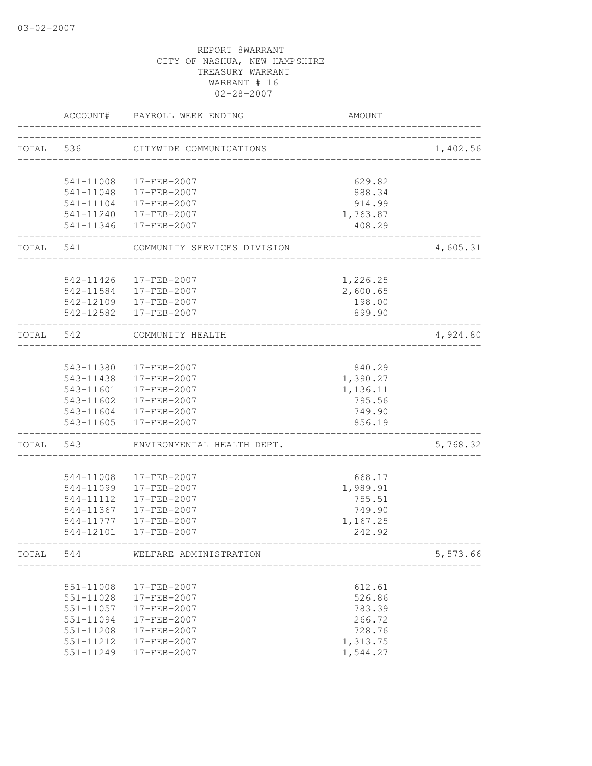REPORT 8WARRANT
CITY OF NASHUA, NEW HAMPSHIRE
TREASURY WARRANT
WARRANT # 16
02-28-2007

| | ACCOUNT# | PAYROLL WEEK ENDING | AMOUNT | |
|---|---|---|---|---|
| TOTAL | 536 | CITYWIDE COMMUNICATIONS | | 1,402.56 |
| | 541-11008 | 17-FEB-2007 | 629.82 | |
| | 541-11048 | 17-FEB-2007 | 888.34 | |
| | 541-11104 | 17-FEB-2007 | 914.99 | |
| | 541-11240 | 17-FEB-2007 | 1,763.87 | |
| | 541-11346 | 17-FEB-2007 | 408.29 | |
| TOTAL | 541 | COMMUNITY SERVICES DIVISION | | 4,605.31 |
| | 542-11426 | 17-FEB-2007 | 1,226.25 | |
| | 542-11584 | 17-FEB-2007 | 2,600.65 | |
| | 542-12109 | 17-FEB-2007 | 198.00 | |
| | 542-12582 | 17-FEB-2007 | 899.90 | |
| TOTAL | 542 | COMMUNITY HEALTH | | 4,924.80 |
| | 543-11380 | 17-FEB-2007 | 840.29 | |
| | 543-11438 | 17-FEB-2007 | 1,390.27 | |
| | 543-11601 | 17-FEB-2007 | 1,136.11 | |
| | 543-11602 | 17-FEB-2007 | 795.56 | |
| | 543-11604 | 17-FEB-2007 | 749.90 | |
| | 543-11605 | 17-FEB-2007 | 856.19 | |
| TOTAL | 543 | ENVIRONMENTAL HEALTH DEPT. | | 5,768.32 |
| | 544-11008 | 17-FEB-2007 | 668.17 | |
| | 544-11099 | 17-FEB-2007 | 1,989.91 | |
| | 544-11112 | 17-FEB-2007 | 755.51 | |
| | 544-11367 | 17-FEB-2007 | 749.90 | |
| | 544-11777 | 17-FEB-2007 | 1,167.25 | |
| | 544-12101 | 17-FEB-2007 | 242.92 | |
| TOTAL | 544 | WELFARE ADMINISTRATION | | 5,573.66 |
| | 551-11008 | 17-FEB-2007 | 612.61 | |
| | 551-11028 | 17-FEB-2007 | 526.86 | |
| | 551-11057 | 17-FEB-2007 | 783.39 | |
| | 551-11094 | 17-FEB-2007 | 266.72 | |
| | 551-11208 | 17-FEB-2007 | 728.76 | |
| | 551-11212 | 17-FEB-2007 | 1,313.75 | |
| | 551-11249 | 17-FEB-2007 | 1,544.27 | |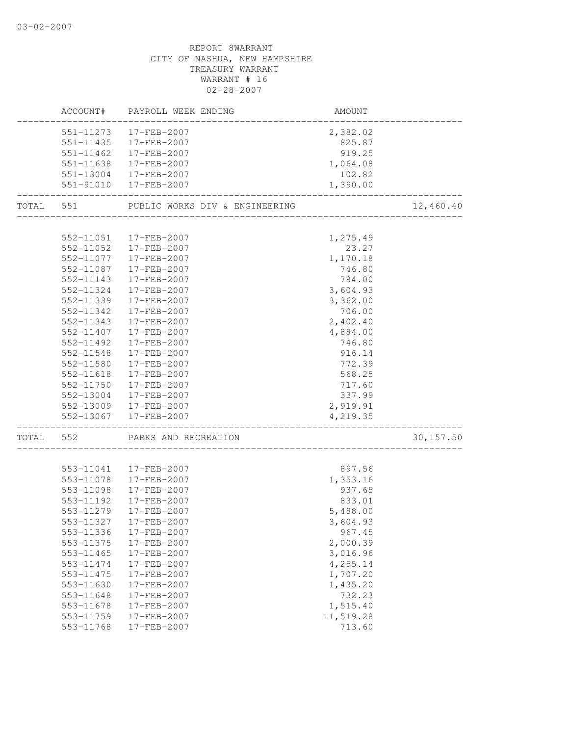03-02-2007

REPORT 8WARRANT
CITY OF NASHUA, NEW HAMPSHIRE
TREASURY WARRANT
WARRANT # 16
02-28-2007

| | ACCOUNT# | PAYROLL WEEK ENDING | AMOUNT | |
|---|---|---|---|---|
| | 551-11273 | 17-FEB-2007 | 2,382.02 | |
| | 551-11435 | 17-FEB-2007 | 825.87 | |
| | 551-11462 | 17-FEB-2007 | 919.25 | |
| | 551-11638 | 17-FEB-2007 | 1,064.08 | |
| | 551-13004 | 17-FEB-2007 | 102.82 | |
| | 551-91010 | 17-FEB-2007 | 1,390.00 | |
| TOTAL | 551 | PUBLIC WORKS DIV & ENGINEERING | | 12,460.40 |
| | 552-11051 | 17-FEB-2007 | 1,275.49 | |
| | 552-11052 | 17-FEB-2007 | 23.27 | |
| | 552-11077 | 17-FEB-2007 | 1,170.18 | |
| | 552-11087 | 17-FEB-2007 | 746.80 | |
| | 552-11143 | 17-FEB-2007 | 784.00 | |
| | 552-11324 | 17-FEB-2007 | 3,604.93 | |
| | 552-11339 | 17-FEB-2007 | 3,362.00 | |
| | 552-11342 | 17-FEB-2007 | 706.00 | |
| | 552-11343 | 17-FEB-2007 | 2,402.40 | |
| | 552-11407 | 17-FEB-2007 | 4,884.00 | |
| | 552-11492 | 17-FEB-2007 | 746.80 | |
| | 552-11548 | 17-FEB-2007 | 916.14 | |
| | 552-11580 | 17-FEB-2007 | 772.39 | |
| | 552-11618 | 17-FEB-2007 | 568.25 | |
| | 552-11750 | 17-FEB-2007 | 717.60 | |
| | 552-13004 | 17-FEB-2007 | 337.99 | |
| | 552-13009 | 17-FEB-2007 | 2,919.91 | |
| | 552-13067 | 17-FEB-2007 | 4,219.35 | |
| TOTAL | 552 | PARKS AND RECREATION | | 30,157.50 |
| | 553-11041 | 17-FEB-2007 | 897.56 | |
| | 553-11078 | 17-FEB-2007 | 1,353.16 | |
| | 553-11098 | 17-FEB-2007 | 937.65 | |
| | 553-11192 | 17-FEB-2007 | 833.01 | |
| | 553-11279 | 17-FEB-2007 | 5,488.00 | |
| | 553-11327 | 17-FEB-2007 | 3,604.93 | |
| | 553-11336 | 17-FEB-2007 | 967.45 | |
| | 553-11375 | 17-FEB-2007 | 2,000.39 | |
| | 553-11465 | 17-FEB-2007 | 3,016.96 | |
| | 553-11474 | 17-FEB-2007 | 4,255.14 | |
| | 553-11475 | 17-FEB-2007 | 1,707.20 | |
| | 553-11630 | 17-FEB-2007 | 1,435.20 | |
| | 553-11648 | 17-FEB-2007 | 732.23 | |
| | 553-11678 | 17-FEB-2007 | 1,515.40 | |
| | 553-11759 | 17-FEB-2007 | 11,519.28 | |
| | 553-11768 | 17-FEB-2007 | 713.60 | |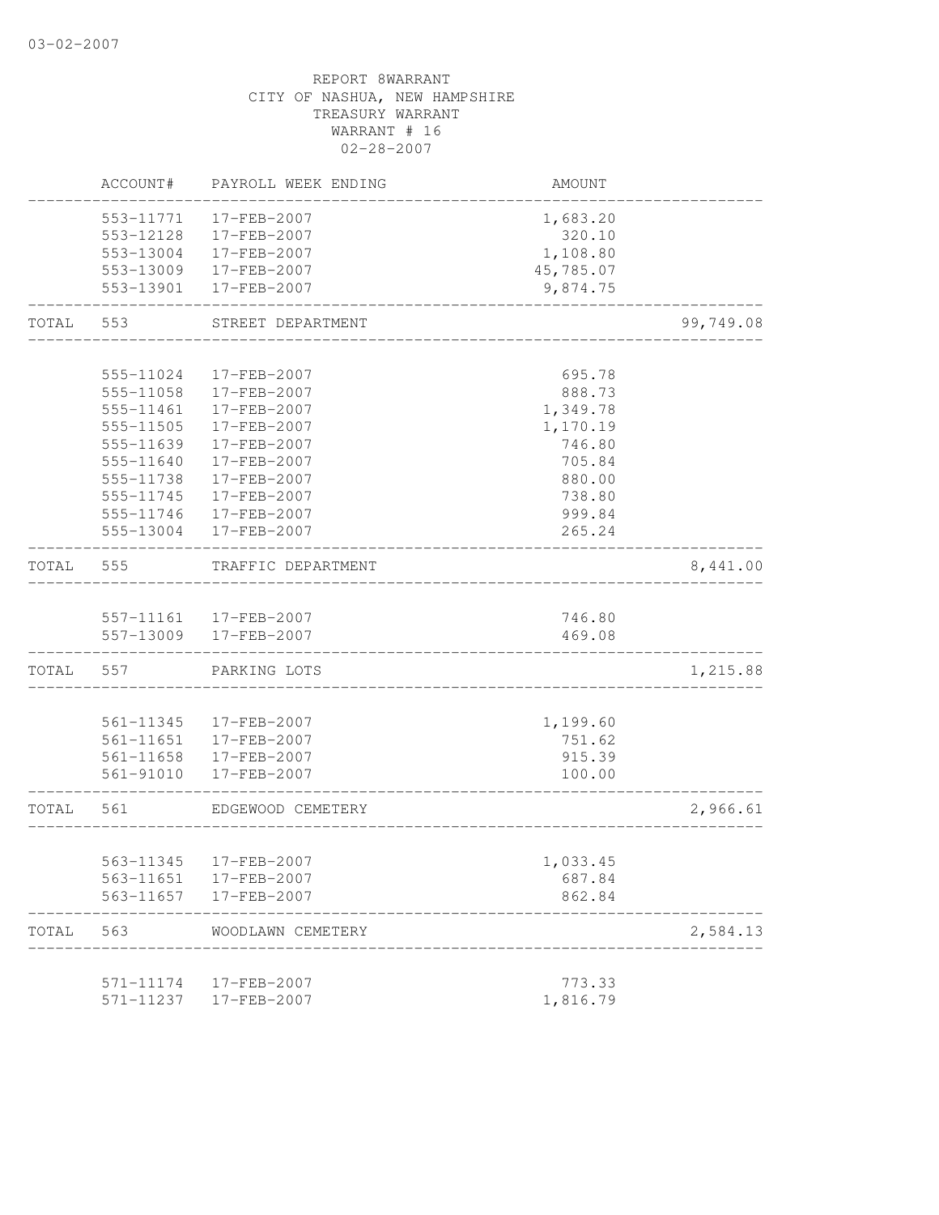REPORT 8WARRANT
CITY OF NASHUA, NEW HAMPSHIRE
TREASURY WARRANT
WARRANT # 16
02-28-2007

| | ACCOUNT# | PAYROLL WEEK ENDING | AMOUNT | |
|---|---|---|---|---|
| | 553-11771 | 17-FEB-2007 | 1,683.20 | |
| | 553-12128 | 17-FEB-2007 | 320.10 | |
| | 553-13004 | 17-FEB-2007 | 1,108.80 | |
| | 553-13009 | 17-FEB-2007 | 45,785.07 | |
| | 553-13901 | 17-FEB-2007 | 9,874.75 | |
| TOTAL | 553 | STREET DEPARTMENT | | 99,749.08 |
| | 555-11024 | 17-FEB-2007 | 695.78 | |
| | 555-11058 | 17-FEB-2007 | 888.73 | |
| | 555-11461 | 17-FEB-2007 | 1,349.78 | |
| | 555-11505 | 17-FEB-2007 | 1,170.19 | |
| | 555-11639 | 17-FEB-2007 | 746.80 | |
| | 555-11640 | 17-FEB-2007 | 705.84 | |
| | 555-11738 | 17-FEB-2007 | 880.00 | |
| | 555-11745 | 17-FEB-2007 | 738.80 | |
| | 555-11746 | 17-FEB-2007 | 999.84 | |
| | 555-13004 | 17-FEB-2007 | 265.24 | |
| TOTAL | 555 | TRAFFIC DEPARTMENT | | 8,441.00 |
| | 557-11161 | 17-FEB-2007 | 746.80 | |
| | 557-13009 | 17-FEB-2007 | 469.08 | |
| TOTAL | 557 | PARKING LOTS | | 1,215.88 |
| | 561-11345 | 17-FEB-2007 | 1,199.60 | |
| | 561-11651 | 17-FEB-2007 | 751.62 | |
| | 561-11658 | 17-FEB-2007 | 915.39 | |
| | 561-91010 | 17-FEB-2007 | 100.00 | |
| TOTAL | 561 | EDGEWOOD CEMETERY | | 2,966.61 |
| | 563-11345 | 17-FEB-2007 | 1,033.45 | |
| | 563-11651 | 17-FEB-2007 | 687.84 | |
| | 563-11657 | 17-FEB-2007 | 862.84 | |
| TOTAL | 563 | WOODLAWN CEMETERY | | 2,584.13 |
| | 571-11174 | 17-FEB-2007 | 773.33 | |
| | 571-11237 | 17-FEB-2007 | 1,816.79 | |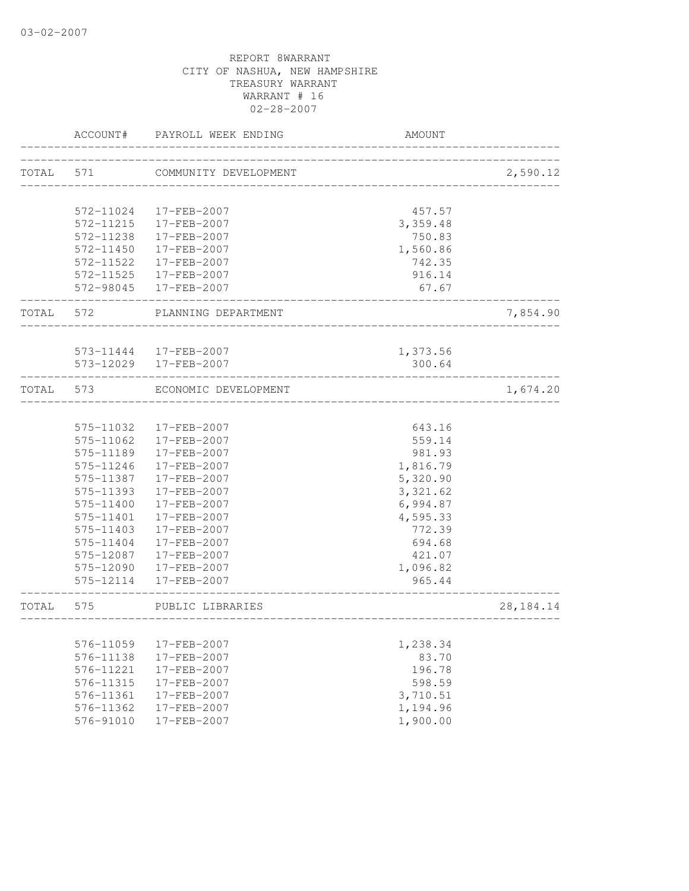REPORT 8WARRANT
CITY OF NASHUA, NEW HAMPSHIRE
TREASURY WARRANT
WARRANT # 16
02-28-2007

| | ACCOUNT# | PAYROLL WEEK ENDING | AMOUNT | |
|---|---|---|---|---|
| TOTAL | 571 | COMMUNITY DEVELOPMENT | | 2,590.12 |
| | 572-11024 | 17-FEB-2007 | 457.57 | |
| | 572-11215 | 17-FEB-2007 | 3,359.48 | |
| | 572-11238 | 17-FEB-2007 | 750.83 | |
| | 572-11450 | 17-FEB-2007 | 1,560.86 | |
| | 572-11522 | 17-FEB-2007 | 742.35 | |
| | 572-11525 | 17-FEB-2007 | 916.14 | |
| | 572-98045 | 17-FEB-2007 | 67.67 | |
| TOTAL | 572 | PLANNING DEPARTMENT | | 7,854.90 |
| | 573-11444 | 17-FEB-2007 | 1,373.56 | |
| | 573-12029 | 17-FEB-2007 | 300.64 | |
| TOTAL | 573 | ECONOMIC DEVELOPMENT | | 1,674.20 |
| | 575-11032 | 17-FEB-2007 | 643.16 | |
| | 575-11062 | 17-FEB-2007 | 559.14 | |
| | 575-11189 | 17-FEB-2007 | 981.93 | |
| | 575-11246 | 17-FEB-2007 | 1,816.79 | |
| | 575-11387 | 17-FEB-2007 | 5,320.90 | |
| | 575-11393 | 17-FEB-2007 | 3,321.62 | |
| | 575-11400 | 17-FEB-2007 | 6,994.87 | |
| | 575-11401 | 17-FEB-2007 | 4,595.33 | |
| | 575-11403 | 17-FEB-2007 | 772.39 | |
| | 575-11404 | 17-FEB-2007 | 694.68 | |
| | 575-12087 | 17-FEB-2007 | 421.07 | |
| | 575-12090 | 17-FEB-2007 | 1,096.82 | |
| | 575-12114 | 17-FEB-2007 | 965.44 | |
| TOTAL | 575 | PUBLIC LIBRARIES | | 28,184.14 |
| | 576-11059 | 17-FEB-2007 | 1,238.34 | |
| | 576-11138 | 17-FEB-2007 | 83.70 | |
| | 576-11221 | 17-FEB-2007 | 196.78 | |
| | 576-11315 | 17-FEB-2007 | 598.59 | |
| | 576-11361 | 17-FEB-2007 | 3,710.51 | |
| | 576-11362 | 17-FEB-2007 | 1,194.96 | |
| | 576-91010 | 17-FEB-2007 | 1,900.00 | |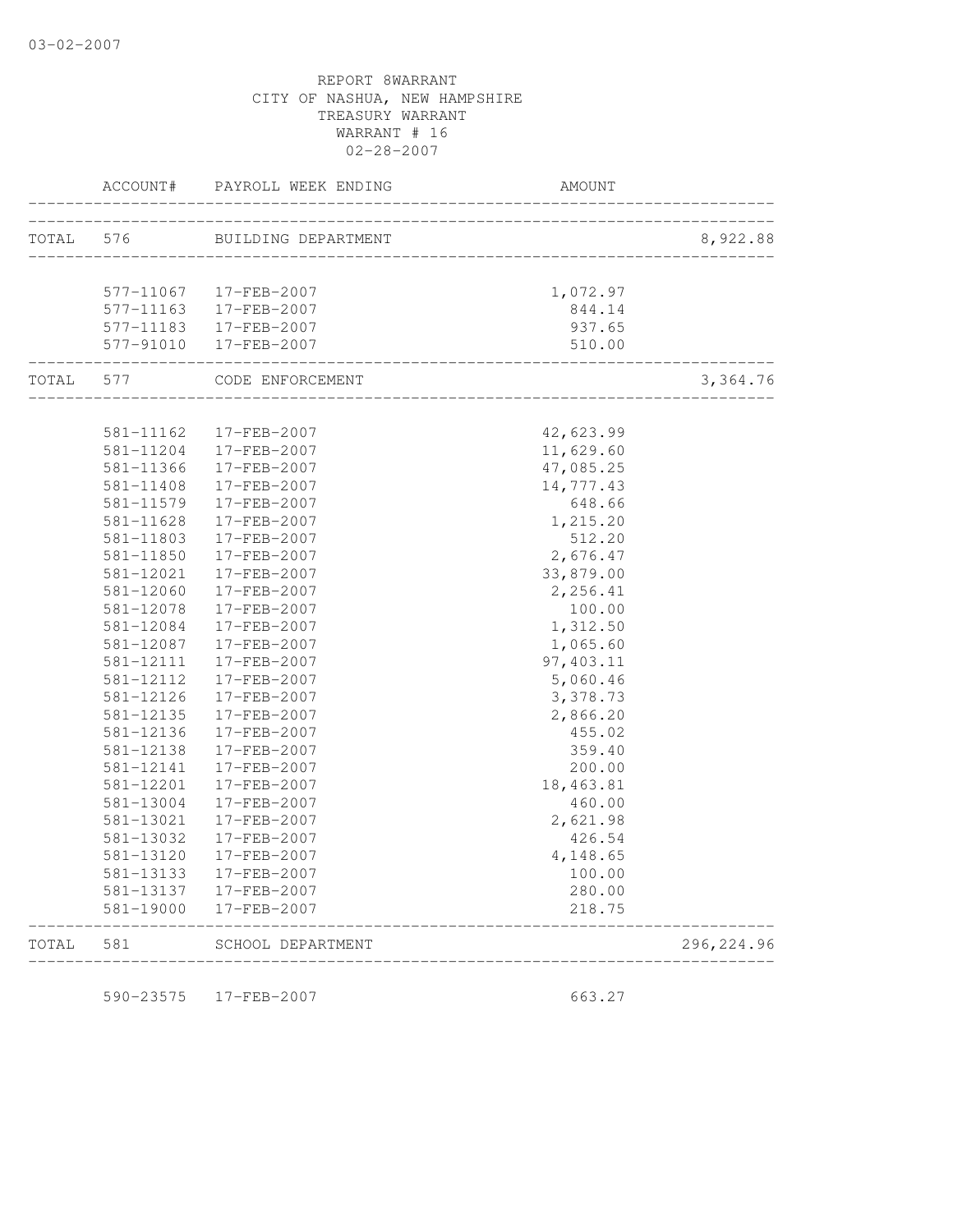REPORT 8WARRANT
CITY OF NASHUA, NEW HAMPSHIRE
TREASURY WARRANT
WARRANT # 16
02-28-2007

| ACCOUNT# | PAYROLL WEEK ENDING | AMOUNT | |
|---|---|---|---|
| TOTAL 576 | BUILDING DEPARTMENT | | 8,922.88 |
| 577-11067 | 17-FEB-2007 | 1,072.97 | |
| 577-11163 | 17-FEB-2007 | 844.14 | |
| 577-11183 | 17-FEB-2007 | 937.65 | |
| 577-91010 | 17-FEB-2007 | 510.00 | |
| TOTAL 577 | CODE ENFORCEMENT | | 3,364.76 |
| 581-11162 | 17-FEB-2007 | 42,623.99 | |
| 581-11204 | 17-FEB-2007 | 11,629.60 | |
| 581-11366 | 17-FEB-2007 | 47,085.25 | |
| 581-11408 | 17-FEB-2007 | 14,777.43 | |
| 581-11579 | 17-FEB-2007 | 648.66 | |
| 581-11628 | 17-FEB-2007 | 1,215.20 | |
| 581-11803 | 17-FEB-2007 | 512.20 | |
| 581-11850 | 17-FEB-2007 | 2,676.47 | |
| 581-12021 | 17-FEB-2007 | 33,879.00 | |
| 581-12060 | 17-FEB-2007 | 2,256.41 | |
| 581-12078 | 17-FEB-2007 | 100.00 | |
| 581-12084 | 17-FEB-2007 | 1,312.50 | |
| 581-12087 | 17-FEB-2007 | 1,065.60 | |
| 581-12111 | 17-FEB-2007 | 97,403.11 | |
| 581-12112 | 17-FEB-2007 | 5,060.46 | |
| 581-12126 | 17-FEB-2007 | 3,378.73 | |
| 581-12135 | 17-FEB-2007 | 2,866.20 | |
| 581-12136 | 17-FEB-2007 | 455.02 | |
| 581-12138 | 17-FEB-2007 | 359.40 | |
| 581-12141 | 17-FEB-2007 | 200.00 | |
| 581-12201 | 17-FEB-2007 | 18,463.81 | |
| 581-13004 | 17-FEB-2007 | 460.00 | |
| 581-13021 | 17-FEB-2007 | 2,621.98 | |
| 581-13032 | 17-FEB-2007 | 426.54 | |
| 581-13120 | 17-FEB-2007 | 4,148.65 | |
| 581-13133 | 17-FEB-2007 | 100.00 | |
| 581-13137 | 17-FEB-2007 | 280.00 | |
| 581-19000 | 17-FEB-2007 | 218.75 | |
| TOTAL 581 | SCHOOL DEPARTMENT | | 296,224.96 |
| 590-23575 | 17-FEB-2007 | 663.27 | |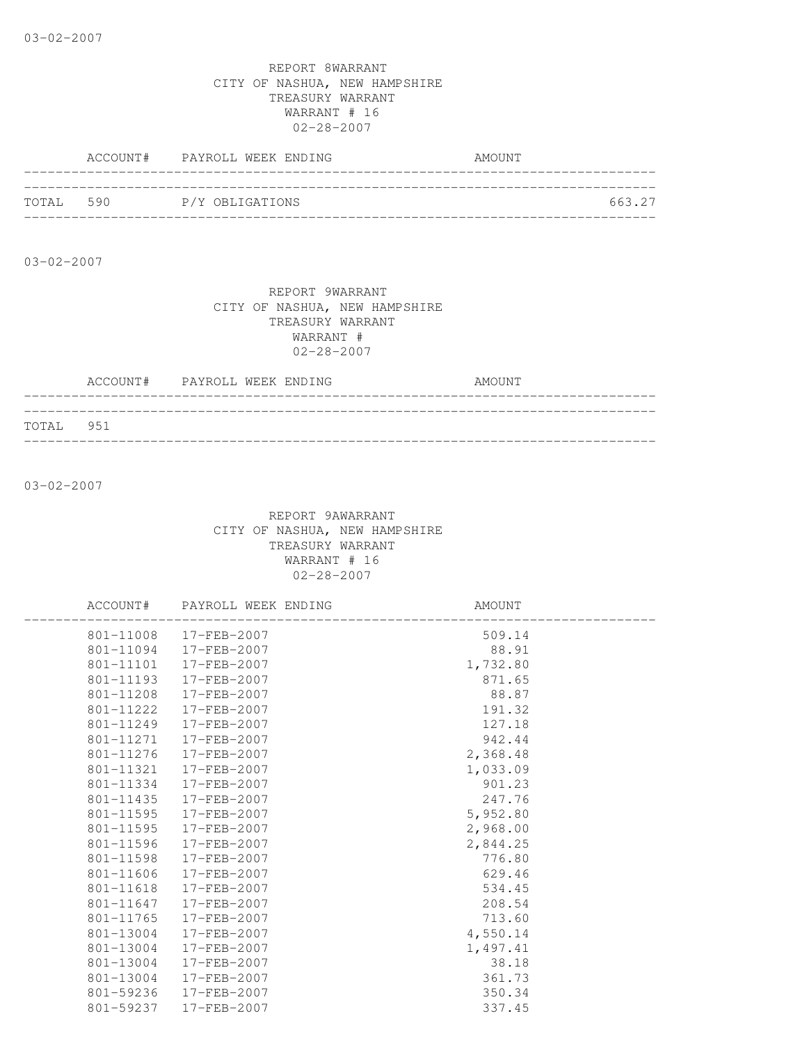03-02-2007

REPORT 8WARRANT
CITY OF NASHUA, NEW HAMPSHIRE
TREASURY WARRANT
WARRANT # 16
02-28-2007

| ACCOUNT# | PAYROLL WEEK ENDING | AMOUNT |
|---|---|---|
| TOTAL 590 | P/Y OBLIGATIONS | 663.27 |

03-02-2007

REPORT 9WARRANT
CITY OF NASHUA, NEW HAMPSHIRE
TREASURY WARRANT
WARRANT #
02-28-2007

| ACCOUNT# | PAYROLL WEEK ENDING | AMOUNT |
|---|---|---|
| TOTAL 951 | | |

03-02-2007

REPORT 9AWARRANT
CITY OF NASHUA, NEW HAMPSHIRE
TREASURY WARRANT
WARRANT # 16
02-28-2007

| ACCOUNT# | PAYROLL WEEK ENDING | AMOUNT |
|---|---|---|
| 801-11008 | 17-FEB-2007 | 509.14 |
| 801-11094 | 17-FEB-2007 | 88.91 |
| 801-11101 | 17-FEB-2007 | 1,732.80 |
| 801-11193 | 17-FEB-2007 | 871.65 |
| 801-11208 | 17-FEB-2007 | 88.87 |
| 801-11222 | 17-FEB-2007 | 191.32 |
| 801-11249 | 17-FEB-2007 | 127.18 |
| 801-11271 | 17-FEB-2007 | 942.44 |
| 801-11276 | 17-FEB-2007 | 2,368.48 |
| 801-11321 | 17-FEB-2007 | 1,033.09 |
| 801-11334 | 17-FEB-2007 | 901.23 |
| 801-11435 | 17-FEB-2007 | 247.76 |
| 801-11595 | 17-FEB-2007 | 5,952.80 |
| 801-11595 | 17-FEB-2007 | 2,968.00 |
| 801-11596 | 17-FEB-2007 | 2,844.25 |
| 801-11598 | 17-FEB-2007 | 776.80 |
| 801-11606 | 17-FEB-2007 | 629.46 |
| 801-11618 | 17-FEB-2007 | 534.45 |
| 801-11647 | 17-FEB-2007 | 208.54 |
| 801-11765 | 17-FEB-2007 | 713.60 |
| 801-13004 | 17-FEB-2007 | 4,550.14 |
| 801-13004 | 17-FEB-2007 | 1,497.41 |
| 801-13004 | 17-FEB-2007 | 38.18 |
| 801-13004 | 17-FEB-2007 | 361.73 |
| 801-59236 | 17-FEB-2007 | 350.34 |
| 801-59237 | 17-FEB-2007 | 337.45 |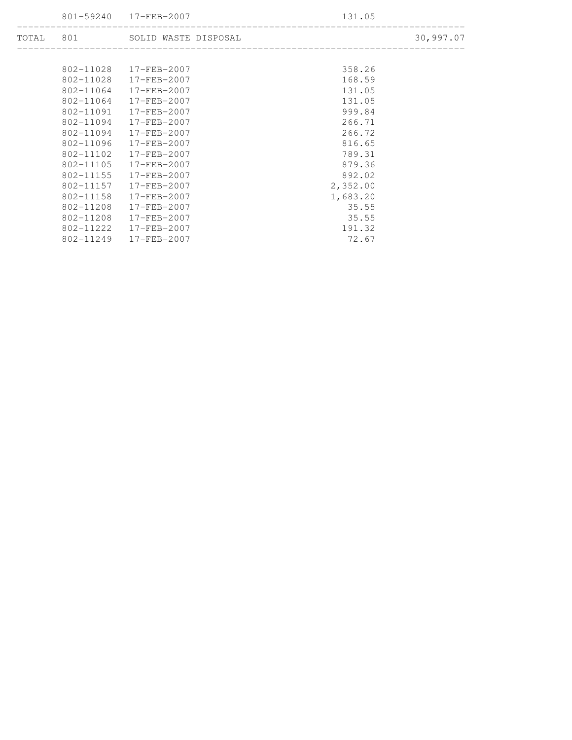| | | | | |
|---|---|---|---|---|
| | 801-59240 | 17-FEB-2007 | 131.05 | |
| TOTAL | 801 | SOLID WASTE DISPOSAL | | 30,997.07 |
| | 802-11028 | 17-FEB-2007 | 358.26 | |
| | 802-11028 | 17-FEB-2007 | 168.59 | |
| | 802-11064 | 17-FEB-2007 | 131.05 | |
| | 802-11064 | 17-FEB-2007 | 131.05 | |
| | 802-11091 | 17-FEB-2007 | 999.84 | |
| | 802-11094 | 17-FEB-2007 | 266.71 | |
| | 802-11094 | 17-FEB-2007 | 266.72 | |
| | 802-11096 | 17-FEB-2007 | 816.65 | |
| | 802-11102 | 17-FEB-2007 | 789.31 | |
| | 802-11105 | 17-FEB-2007 | 879.36 | |
| | 802-11155 | 17-FEB-2007 | 892.02 | |
| | 802-11157 | 17-FEB-2007 | 2,352.00 | |
| | 802-11158 | 17-FEB-2007 | 1,683.20 | |
| | 802-11208 | 17-FEB-2007 | 35.55 | |
| | 802-11208 | 17-FEB-2007 | 35.55 | |
| | 802-11222 | 17-FEB-2007 | 191.32 | |
| | 802-11249 | 17-FEB-2007 | 72.67 | |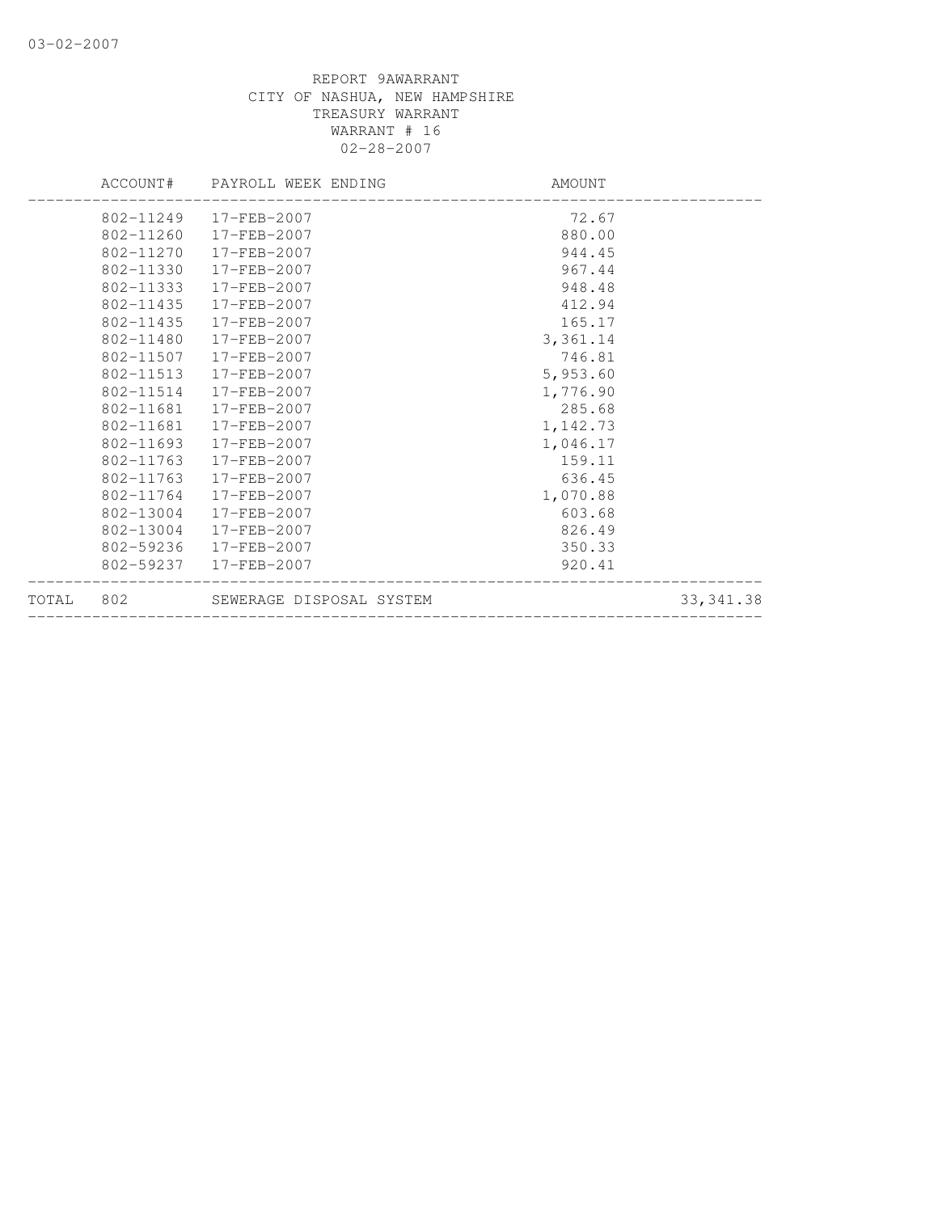03-02-2007

REPORT 9AWARRANT
CITY OF NASHUA, NEW HAMPSHIRE
TREASURY WARRANT
WARRANT # 16
02-28-2007

| | ACCOUNT# | PAYROLL WEEK ENDING | AMOUNT | |
|---|---|---|---|---|
| | 802-11249 | 17-FEB-2007 | 72.67 | |
| | 802-11260 | 17-FEB-2007 | 880.00 | |
| | 802-11270 | 17-FEB-2007 | 944.45 | |
| | 802-11330 | 17-FEB-2007 | 967.44 | |
| | 802-11333 | 17-FEB-2007 | 948.48 | |
| | 802-11435 | 17-FEB-2007 | 412.94 | |
| | 802-11435 | 17-FEB-2007 | 165.17 | |
| | 802-11480 | 17-FEB-2007 | 3,361.14 | |
| | 802-11507 | 17-FEB-2007 | 746.81 | |
| | 802-11513 | 17-FEB-2007 | 5,953.60 | |
| | 802-11514 | 17-FEB-2007 | 1,776.90 | |
| | 802-11681 | 17-FEB-2007 | 285.68 | |
| | 802-11681 | 17-FEB-2007 | 1,142.73 | |
| | 802-11693 | 17-FEB-2007 | 1,046.17 | |
| | 802-11763 | 17-FEB-2007 | 159.11 | |
| | 802-11763 | 17-FEB-2007 | 636.45 | |
| | 802-11764 | 17-FEB-2007 | 1,070.88 | |
| | 802-13004 | 17-FEB-2007 | 603.68 | |
| | 802-13004 | 17-FEB-2007 | 826.49 | |
| | 802-59236 | 17-FEB-2007 | 350.33 | |
| | 802-59237 | 17-FEB-2007 | 920.41 | |
| TOTAL | 802 | SEWERAGE DISPOSAL SYSTEM | | 33,341.38 |